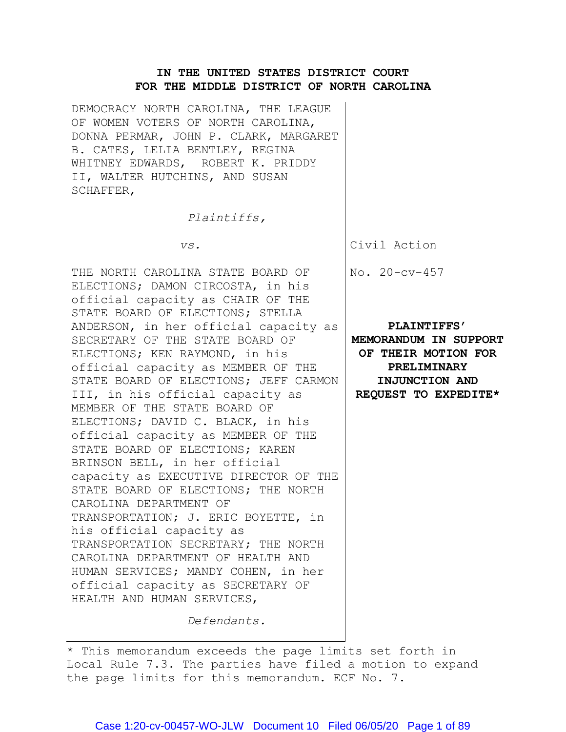**IN THE UNITED STATES DISTRICT COURT**
**FOR THE MIDDLE DISTRICT OF NORTH CAROLINA**

DEMOCRACY NORTH CAROLINA, THE LEAGUE OF WOMEN VOTERS OF NORTH CAROLINA, DONNA PERMAR, JOHN P. CLARK, MARGARET B. CATES, LELIA BENTLEY, REGINA WHITNEY EDWARDS, ROBERT K. PRIDDY II, WALTER HUTCHINS, AND SUSAN SCHAFFER,

*Plaintiffs,*

*vs.*

THE NORTH CAROLINA STATE BOARD OF ELECTIONS; DAMON CIRCOSTA, in his official capacity as CHAIR OF THE STATE BOARD OF ELECTIONS; STELLA ANDERSON, in her official capacity as SECRETARY OF THE STATE BOARD OF ELECTIONS; KEN RAYMOND, in his official capacity as MEMBER OF THE STATE BOARD OF ELECTIONS; JEFF CARMON III, in his official capacity as MEMBER OF THE STATE BOARD OF ELECTIONS; DAVID C. BLACK, in his official capacity as MEMBER OF THE STATE BOARD OF ELECTIONS; KAREN BRINSON BELL, in her official capacity as EXECUTIVE DIRECTOR OF THE STATE BOARD OF ELECTIONS; THE NORTH CAROLINA DEPARTMENT OF TRANSPORTATION; J. ERIC BOYETTE, in his official capacity as TRANSPORTATION SECRETARY; THE NORTH CAROLINA DEPARTMENT OF HEALTH AND HUMAN SERVICES; MANDY COHEN, in her official capacity as SECRETARY OF HEALTH AND HUMAN SERVICES,

*Defendants.*

Civil Action

No. 20-cv-457

**PLAINTIFFS' MEMORANDUM IN SUPPORT OF THEIR MOTION FOR PRELIMINARY INJUNCTION AND REQUEST TO EXPEDITE***

* This memorandum exceeds the page limits set forth in Local Rule 7.3. The parties have filed a motion to expand the page limits for this memorandum. ECF No. 7.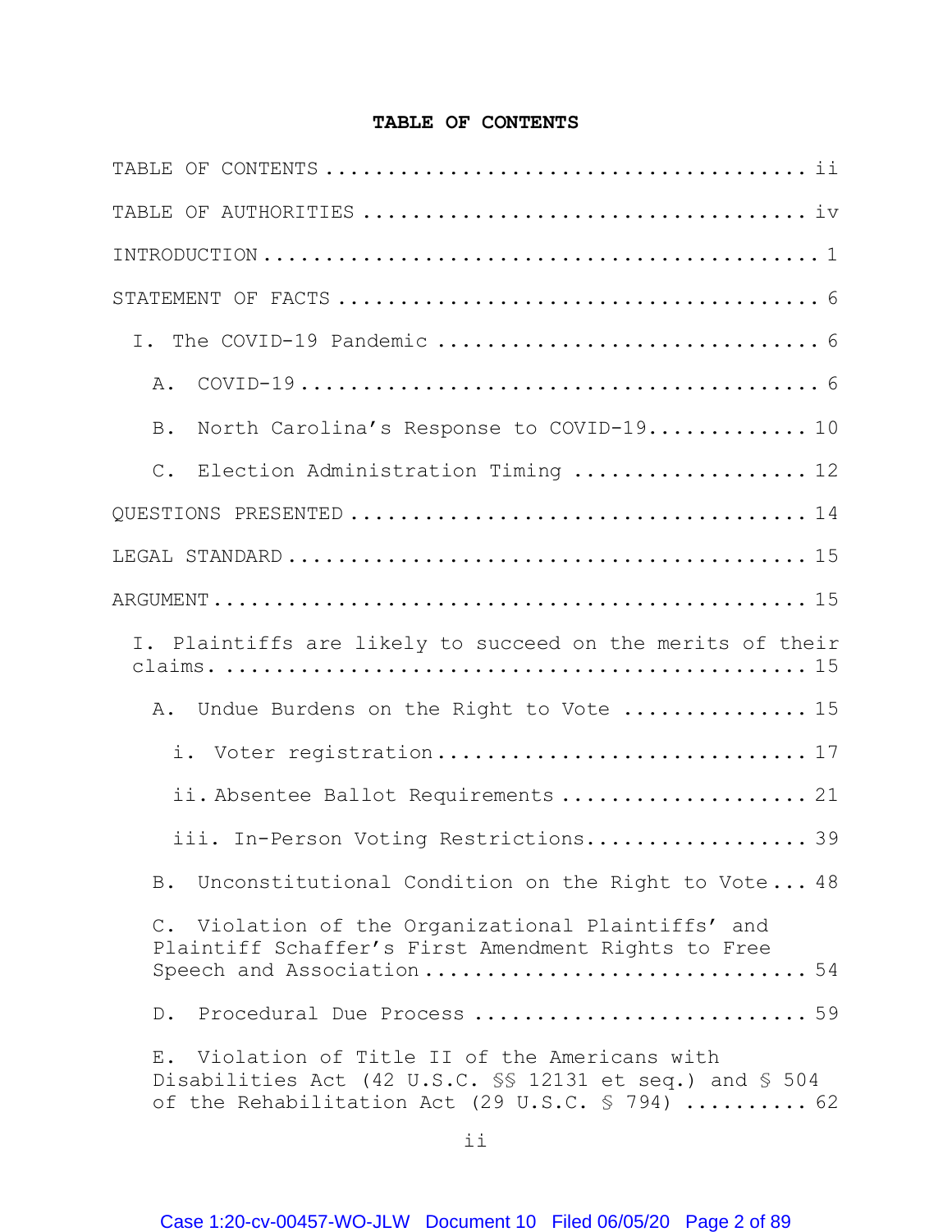**TABLE OF CONTENTS**

TABLE OF CONTENTS ........................................ ii

TABLE OF AUTHORITIES ..................................... iv

INTRODUCTION ............................................. 1

STATEMENT OF FACTS ....................................... 6

I. The COVID-19 Pandemic ................................. 6

A. COVID-19 .............................................. 6

B. North Carolina's Response to COVID-19 ................ 10

C. Election Administration Timing ....................... 12

QUESTIONS PRESENTED ...................................... 14

LEGAL STANDARD ........................................... 15

ARGUMENT ................................................. 15

I. Plaintiffs are likely to succeed on the merits of their claims. .................................................. 15

A. Undue Burdens on the Right to Vote ................... 15

i. Voter registration ................................... 17

ii. Absentee Ballot Requirements ........................ 21

iii. In-Person Voting Restrictions ...................... 39

B. Unconstitutional Condition on the Right to Vote ...... 48

C. Violation of the Organizational Plaintiffs' and Plaintiff Schaffer's First Amendment Rights to Free Speech and Association ........................................ 54

D. Procedural Due Process ............................... 59

E. Violation of Title II of the Americans with Disabilities Act (42 U.S.C. §§ 12131 et seq.) and § 504 of the Rehabilitation Act (29 U.S.C. § 794) .......... 62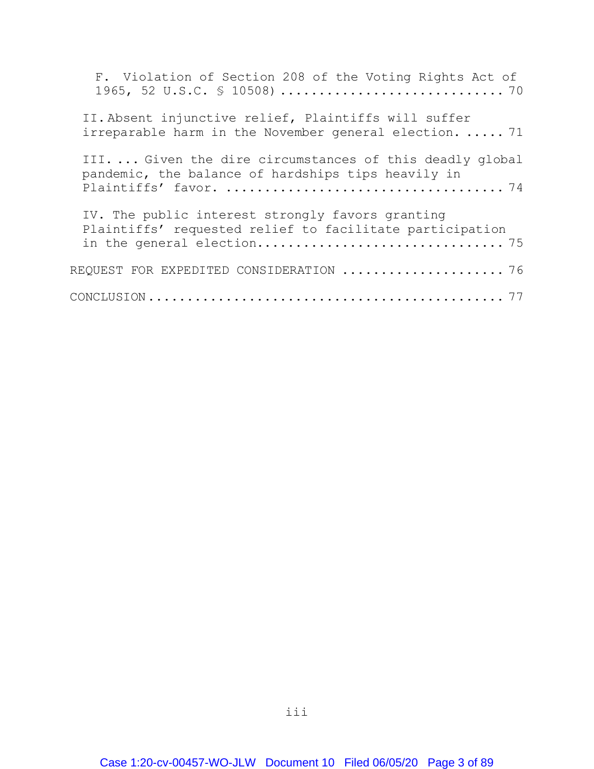F. Violation of Section 208 of the Voting Rights Act of 1965, 52 U.S.C. § 10508) ............................ 70

II. Absent injunctive relief, Plaintiffs will suffer irreparable harm in the November general election. ..... 71

III. ... Given the dire circumstances of this deadly global pandemic, the balance of hardships tips heavily in Plaintiffs' favor. .................................... 74

IV. The public interest strongly favors granting Plaintiffs' requested relief to facilitate participation in the general election............................... 75

REQUEST FOR EXPEDITED CONSIDERATION ..................... 76

CONCLUSION ................................................ 77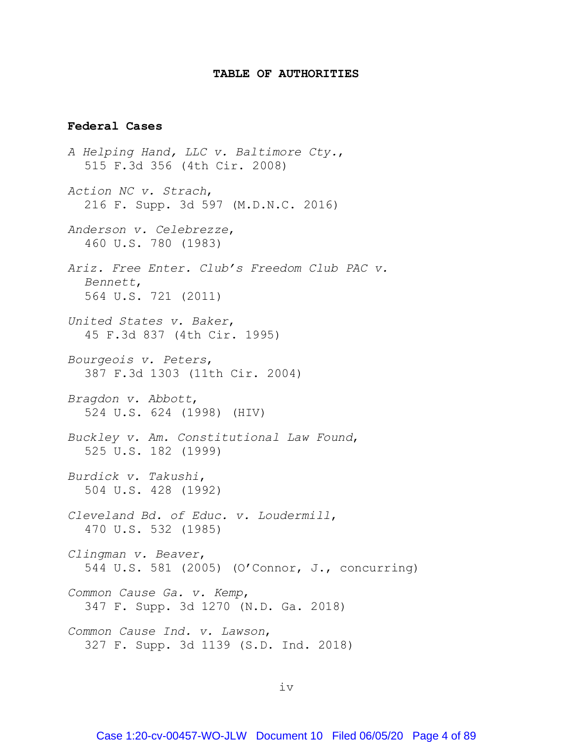**TABLE OF AUTHORITIES**

**Federal Cases**

*A Helping Hand, LLC v. Baltimore Cty.*,
515 F.3d 356 (4th Cir. 2008)

*Action NC v. Strach*,
216 F. Supp. 3d 597 (M.D.N.C. 2016)

*Anderson v. Celebrezze*,
460 U.S. 780 (1983)

*Ariz. Free Enter. Club's Freedom Club PAC v. Bennett*,
564 U.S. 721 (2011)

*United States v. Baker*,
45 F.3d 837 (4th Cir. 1995)

*Bourgeois v. Peters*,
387 F.3d 1303 (11th Cir. 2004)

*Bragdon v. Abbott*,
524 U.S. 624 (1998) (HIV)

*Buckley v. Am. Constitutional Law Found*,
525 U.S. 182 (1999)

*Burdick v. Takushi*,
504 U.S. 428 (1992)

*Cleveland Bd. of Educ. v. Loudermill*,
470 U.S. 532 (1985)

*Clingman v. Beaver*,
544 U.S. 581 (2005) (O'Connor, J., concurring)

*Common Cause Ga. v. Kemp*,
347 F. Supp. 3d 1270 (N.D. Ga. 2018)

*Common Cause Ind. v. Lawson*,
327 F. Supp. 3d 1139 (S.D. Ind. 2018)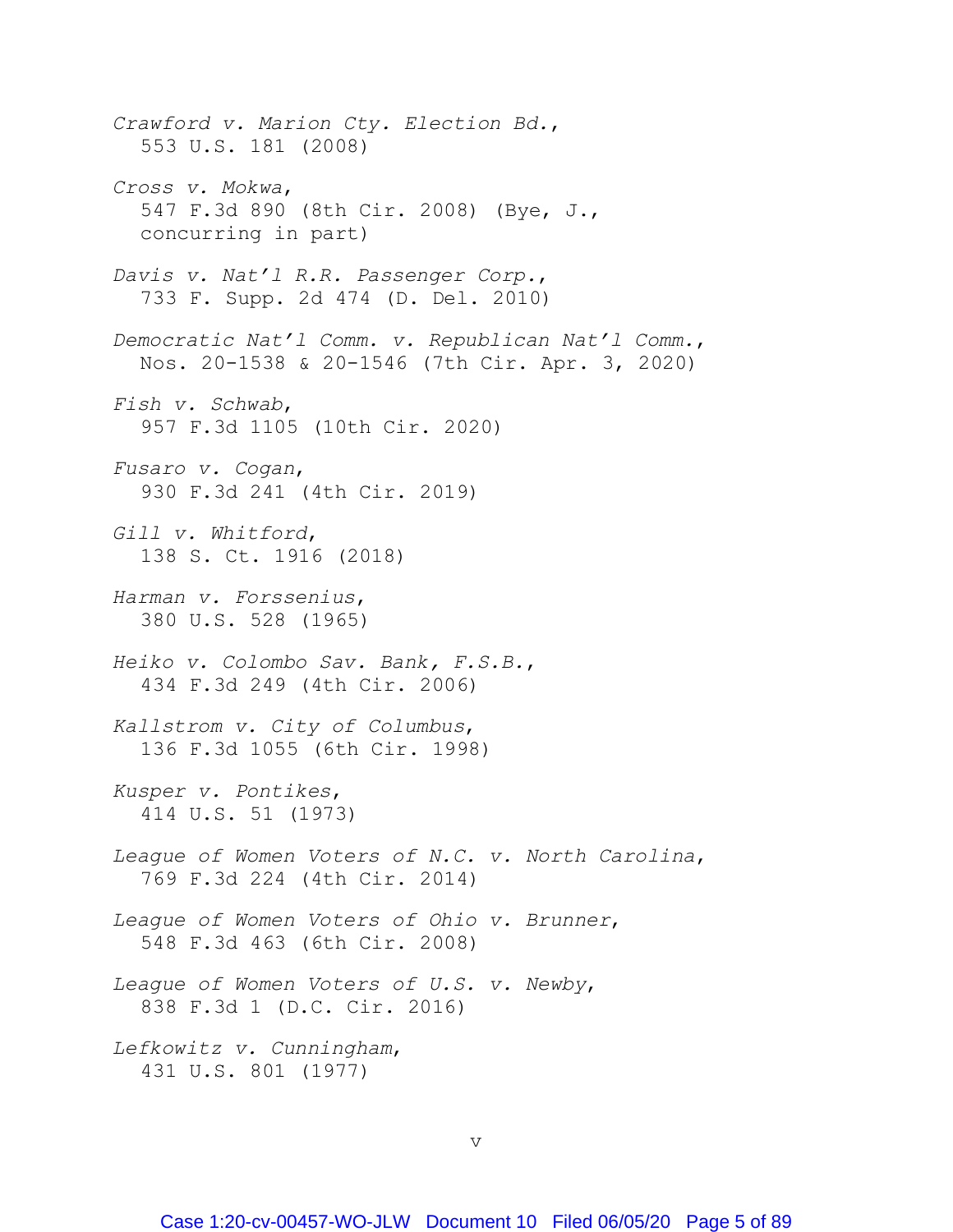*Crawford v. Marion Cty. Election Bd.*,
553 U.S. 181 (2008)

*Cross v. Mokwa*,
547 F.3d 890 (8th Cir. 2008) (Bye, J.,
concurring in part)

*Davis v. Nat'l R.R. Passenger Corp.*,
733 F. Supp. 2d 474 (D. Del. 2010)

*Democratic Nat'l Comm. v. Republican Nat'l Comm.*,
Nos. 20-1538 & 20-1546 (7th Cir. Apr. 3, 2020)

*Fish v. Schwab*,
957 F.3d 1105 (10th Cir. 2020)

*Fusaro v. Cogan*,
930 F.3d 241 (4th Cir. 2019)

*Gill v. Whitford*,
138 S. Ct. 1916 (2018)

*Harman v. Forssenius*,
380 U.S. 528 (1965)

*Heiko v. Colombo Sav. Bank, F.S.B.*,
434 F.3d 249 (4th Cir. 2006)

*Kallstrom v. City of Columbus*,
136 F.3d 1055 (6th Cir. 1998)

*Kusper v. Pontikes*,
414 U.S. 51 (1973)

*League of Women Voters of N.C. v. North Carolina*,
769 F.3d 224 (4th Cir. 2014)

*League of Women Voters of Ohio v. Brunner*,
548 F.3d 463 (6th Cir. 2008)

*League of Women Voters of U.S. v. Newby*,
838 F.3d 1 (D.C. Cir. 2016)

*Lefkowitz v. Cunningham*,
431 U.S. 801 (1977)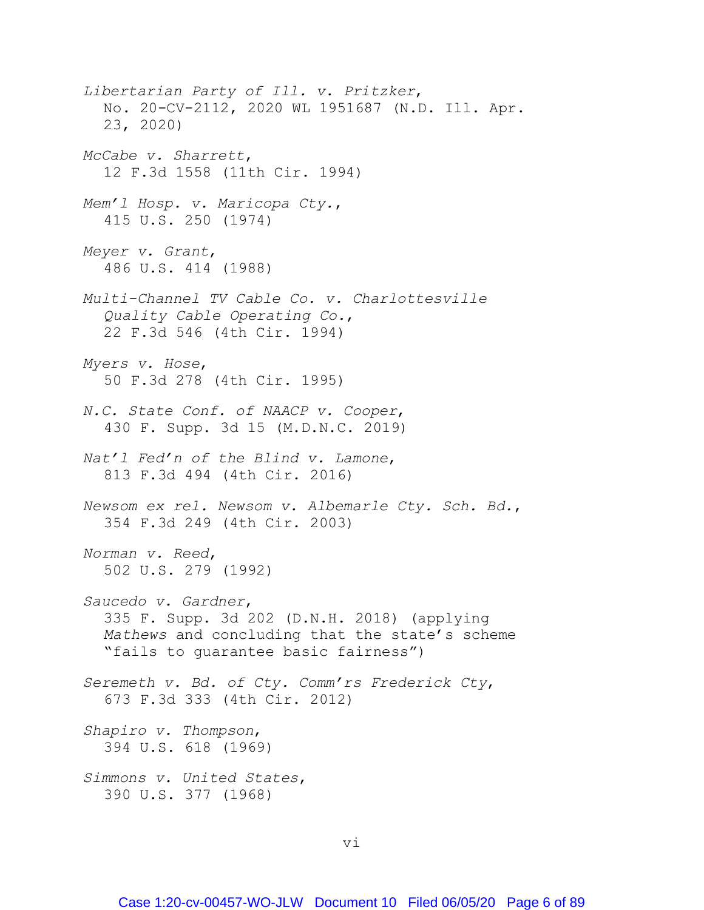*Libertarian Party of Ill. v. Pritzker*,
No. 20-CV-2112, 2020 WL 1951687 (N.D. Ill. Apr. 23, 2020)

*McCabe v. Sharrett*,
12 F.3d 1558 (11th Cir. 1994)

*Mem'l Hosp. v. Maricopa Cty.*,
415 U.S. 250 (1974)

*Meyer v. Grant*,
486 U.S. 414 (1988)

*Multi-Channel TV Cable Co. v. Charlottesville Quality Cable Operating Co.*,
22 F.3d 546 (4th Cir. 1994)

*Myers v. Hose*,
50 F.3d 278 (4th Cir. 1995)

*N.C. State Conf. of NAACP v. Cooper*,
430 F. Supp. 3d 15 (M.D.N.C. 2019)

*Nat'l Fed'n of the Blind v. Lamone*,
813 F.3d 494 (4th Cir. 2016)

*Newsom ex rel. Newsom v. Albemarle Cty. Sch. Bd.*,
354 F.3d 249 (4th Cir. 2003)

*Norman v. Reed*,
502 U.S. 279 (1992)

*Saucedo v. Gardner*,
335 F. Supp. 3d 202 (D.N.H. 2018) (applying *Mathews* and concluding that the state's scheme "fails to guarantee basic fairness")

*Seremeth v. Bd. of Cty. Comm'rs Frederick Cty*,
673 F.3d 333 (4th Cir. 2012)

*Shapiro v. Thompson*,
394 U.S. 618 (1969)

*Simmons v. United States*,
390 U.S. 377 (1968)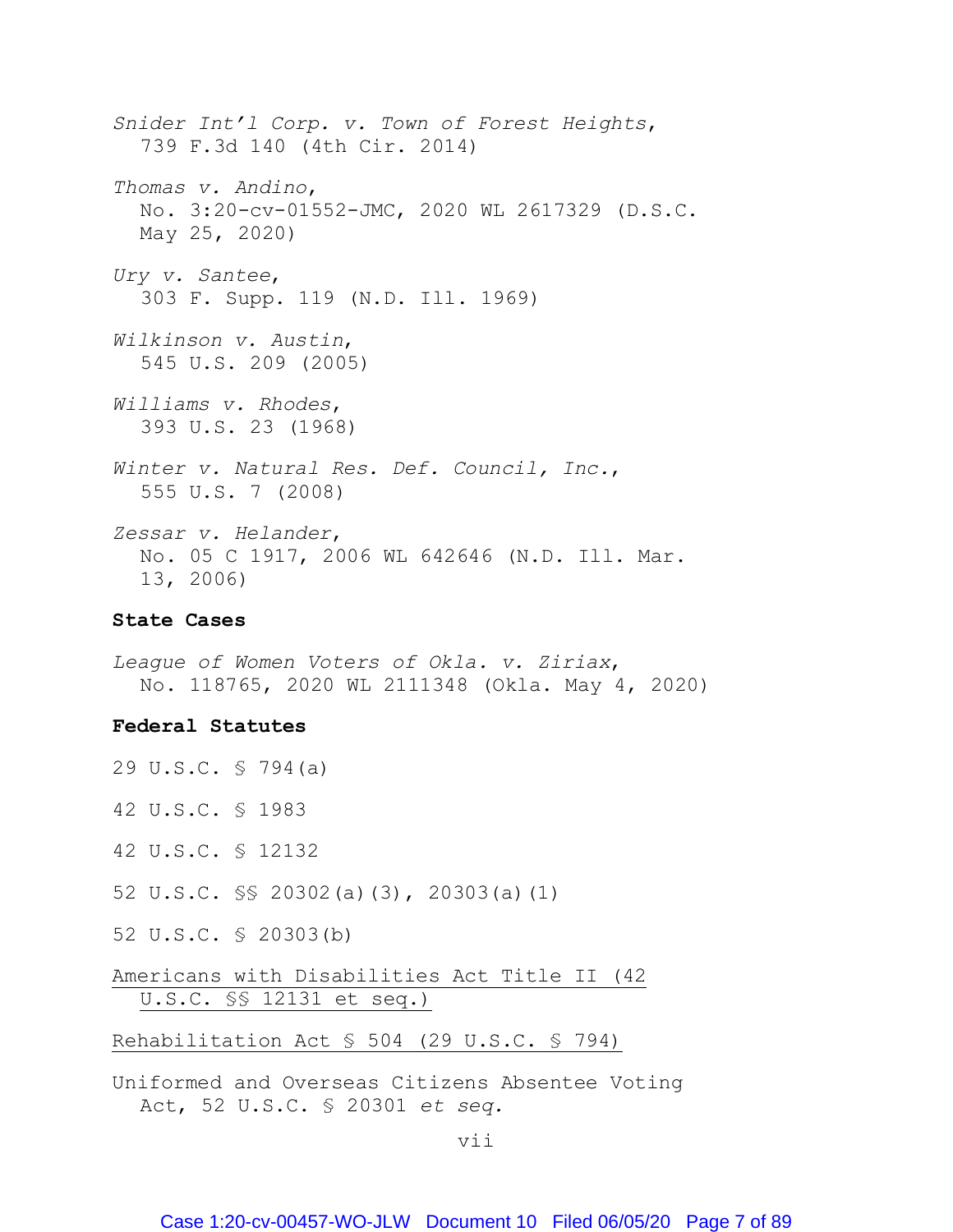*Snider Int'l Corp. v. Town of Forest Heights*,
739 F.3d 140 (4th Cir. 2014)

*Thomas v. Andino*,
No. 3:20-cv-01552-JMC, 2020 WL 2617329 (D.S.C. May 25, 2020)

*Ury v. Santee*,
303 F. Supp. 119 (N.D. Ill. 1969)

*Wilkinson v. Austin*,
545 U.S. 209 (2005)

*Williams v. Rhodes*,
393 U.S. 23 (1968)

*Winter v. Natural Res. Def. Council, Inc.*,
555 U.S. 7 (2008)

*Zessar v. Helander*,
No. 05 C 1917, 2006 WL 642646 (N.D. Ill. Mar. 13, 2006)

**State Cases**

*League of Women Voters of Okla. v. Ziriax*,
No. 118765, 2020 WL 2111348 (Okla. May 4, 2020)

**Federal Statutes**

29 U.S.C. § 794(a)

42 U.S.C. § 1983

42 U.S.C. § 12132

52 U.S.C. §§ 20302(a)(3), 20303(a)(1)

52 U.S.C. § 20303(b)

Americans with Disabilities Act Title II (42 U.S.C. §§ 12131 et seq.)

Rehabilitation Act § 504 (29 U.S.C. § 794)

Uniformed and Overseas Citizens Absentee Voting Act, 52 U.S.C. § 20301 *et seq.*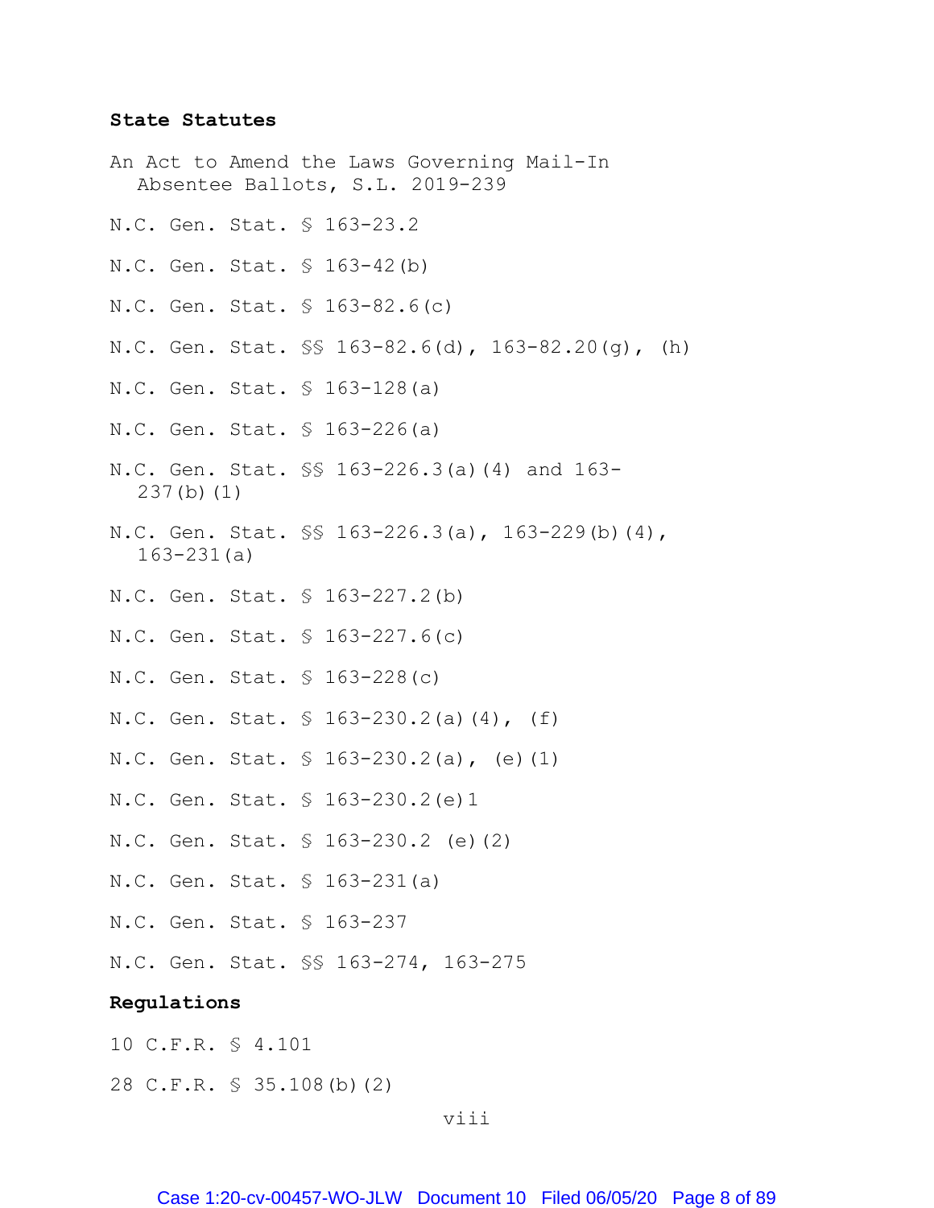**State Statutes**

An Act to Amend the Laws Governing Mail-In Absentee Ballots, S.L. 2019-239

N.C. Gen. Stat. § 163-23.2

N.C. Gen. Stat. § 163-42(b)

N.C. Gen. Stat. § 163-82.6(c)

N.C. Gen. Stat. §§ 163-82.6(d), 163-82.20(g), (h)

N.C. Gen. Stat. § 163-128(a)

N.C. Gen. Stat. § 163-226(a)

N.C. Gen. Stat. §§ 163-226.3(a)(4) and 163-237(b)(1)

N.C. Gen. Stat. §§ 163-226.3(a), 163-229(b)(4), 163-231(a)

N.C. Gen. Stat. § 163-227.2(b)

N.C. Gen. Stat. § 163-227.6(c)

N.C. Gen. Stat. § 163-228(c)

N.C. Gen. Stat. § 163-230.2(a)(4), (f)

N.C. Gen. Stat. § 163-230.2(a), (e)(1)

N.C. Gen. Stat. § 163-230.2(e)1

N.C. Gen. Stat. § 163-230.2 (e)(2)

N.C. Gen. Stat. § 163-231(a)

N.C. Gen. Stat. § 163-237

N.C. Gen. Stat. §§ 163-274, 163-275

**Regulations**

10 C.F.R. § 4.101

28 C.F.R. § 35.108(b)(2)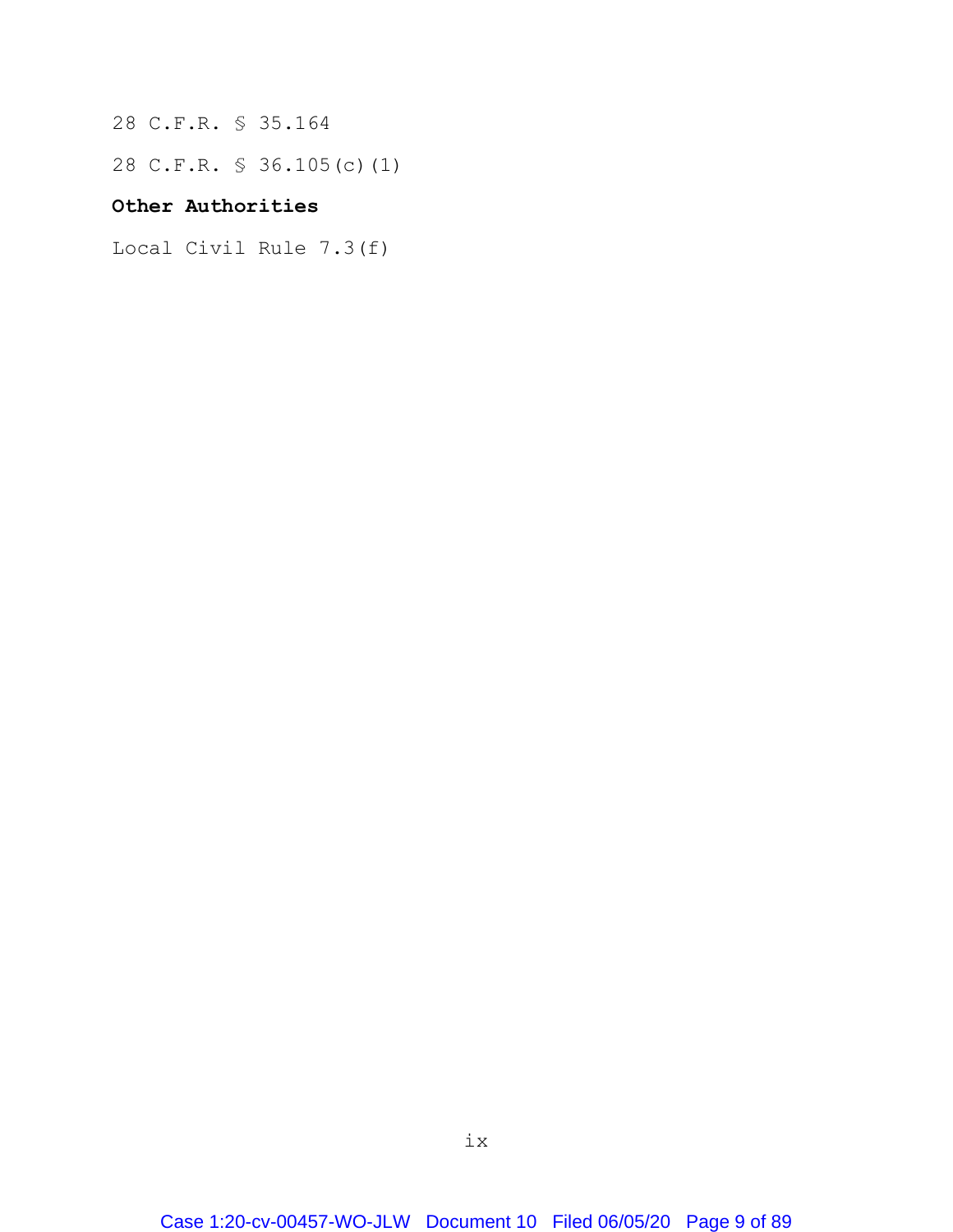28 C.F.R. § 35.164

28 C.F.R. § 36.105(c)(1)

**Other Authorities**

Local Civil Rule 7.3(f)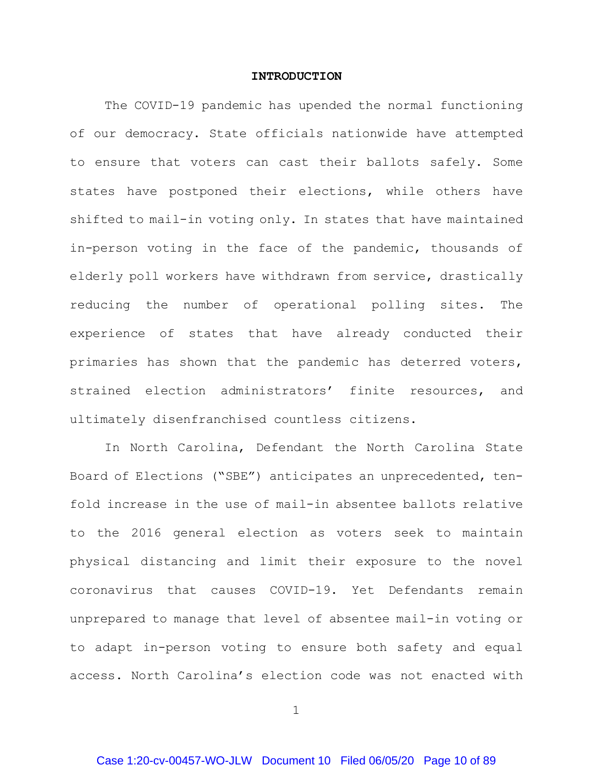# INTRODUCTION

The COVID-19 pandemic has upended the normal functioning of our democracy. State officials nationwide have attempted to ensure that voters can cast their ballots safely. Some states have postponed their elections, while others have shifted to mail-in voting only. In states that have maintained in-person voting in the face of the pandemic, thousands of elderly poll workers have withdrawn from service, drastically reducing the number of operational polling sites. The experience of states that have already conducted their primaries has shown that the pandemic has deterred voters, strained election administrators' finite resources, and ultimately disenfranchised countless citizens.

In North Carolina, Defendant the North Carolina State Board of Elections ("SBE") anticipates an unprecedented, ten-fold increase in the use of mail-in absentee ballots relative to the 2016 general election as voters seek to maintain physical distancing and limit their exposure to the novel coronavirus that causes COVID-19. Yet Defendants remain unprepared to manage that level of absentee mail-in voting or to adapt in-person voting to ensure both safety and equal access. North Carolina's election code was not enacted with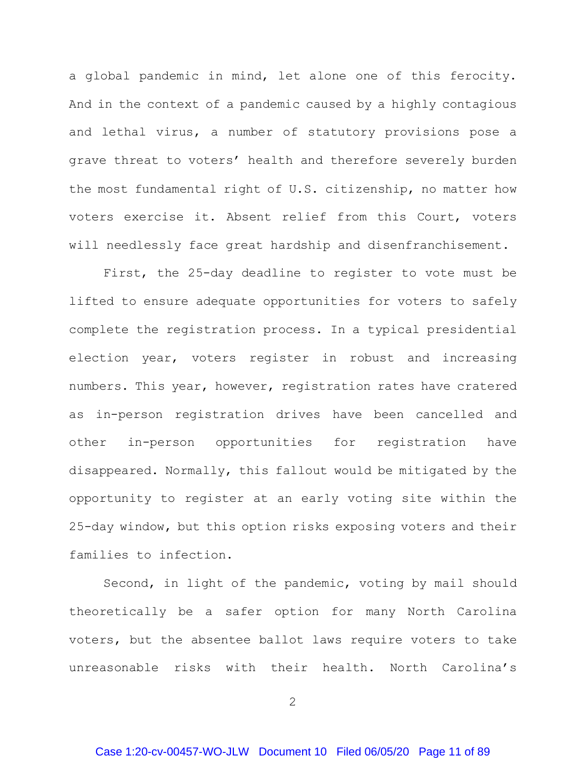a global pandemic in mind, let alone one of this ferocity. And in the context of a pandemic caused by a highly contagious and lethal virus, a number of statutory provisions pose a grave threat to voters' health and therefore severely burden the most fundamental right of U.S. citizenship, no matter how voters exercise it. Absent relief from this Court, voters will needlessly face great hardship and disenfranchisement.

First, the 25-day deadline to register to vote must be lifted to ensure adequate opportunities for voters to safely complete the registration process. In a typical presidential election year, voters register in robust and increasing numbers. This year, however, registration rates have cratered as in-person registration drives have been cancelled and other in-person opportunities for registration have disappeared. Normally, this fallout would be mitigated by the opportunity to register at an early voting site within the 25-day window, but this option risks exposing voters and their families to infection.

Second, in light of the pandemic, voting by mail should theoretically be a safer option for many North Carolina voters, but the absentee ballot laws require voters to take unreasonable risks with their health. North Carolina's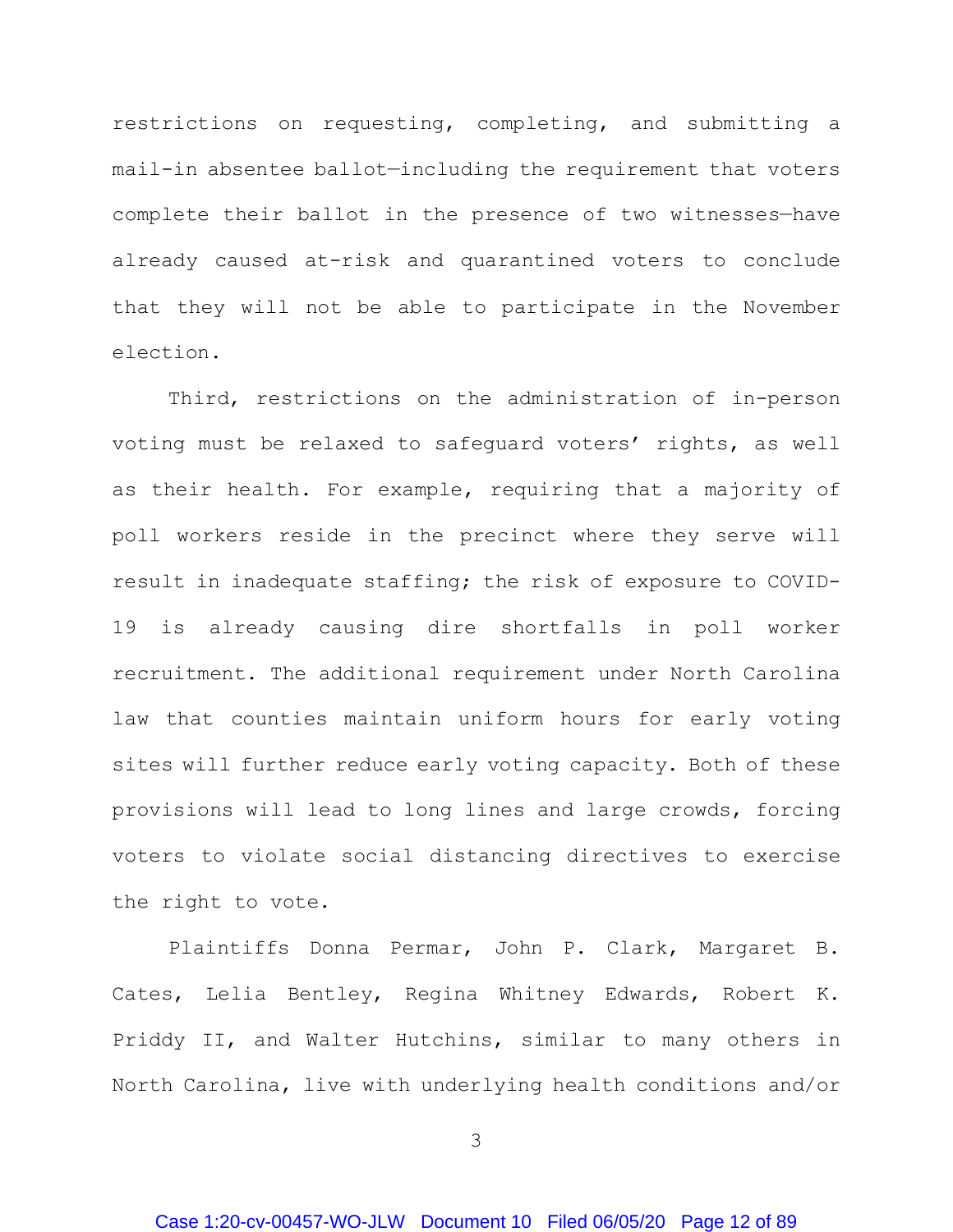restrictions on requesting, completing, and submitting a mail-in absentee ballot—including the requirement that voters complete their ballot in the presence of two witnesses—have already caused at-risk and quarantined voters to conclude that they will not be able to participate in the November election.

Third, restrictions on the administration of in-person voting must be relaxed to safeguard voters' rights, as well as their health. For example, requiring that a majority of poll workers reside in the precinct where they serve will result in inadequate staffing; the risk of exposure to COVID-19 is already causing dire shortfalls in poll worker recruitment. The additional requirement under North Carolina law that counties maintain uniform hours for early voting sites will further reduce early voting capacity. Both of these provisions will lead to long lines and large crowds, forcing voters to violate social distancing directives to exercise the right to vote.

Plaintiffs Donna Permar, John P. Clark, Margaret B. Cates, Lelia Bentley, Regina Whitney Edwards, Robert K. Priddy II, and Walter Hutchins, similar to many others in North Carolina, live with underlying health conditions and/or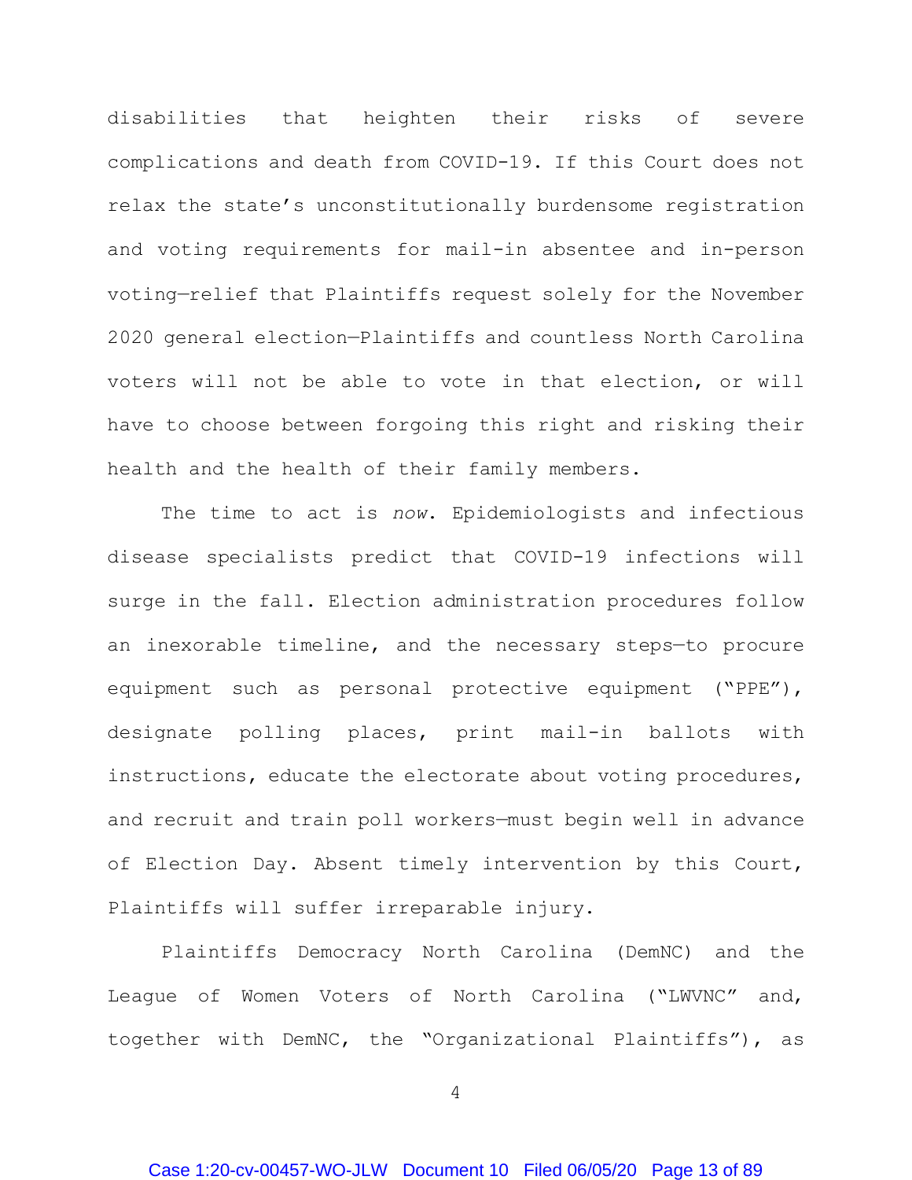disabilities that heighten their risks of severe complications and death from COVID-19. If this Court does not relax the state's unconstitutionally burdensome registration and voting requirements for mail-in absentee and in-person voting—relief that Plaintiffs request solely for the November 2020 general election—Plaintiffs and countless North Carolina voters will not be able to vote in that election, or will have to choose between forgoing this right and risking their health and the health of their family members.

The time to act is *now*. Epidemiologists and infectious disease specialists predict that COVID-19 infections will surge in the fall. Election administration procedures follow an inexorable timeline, and the necessary steps—to procure equipment such as personal protective equipment ("PPE"), designate polling places, print mail-in ballots with instructions, educate the electorate about voting procedures, and recruit and train poll workers—must begin well in advance of Election Day. Absent timely intervention by this Court, Plaintiffs will suffer irreparable injury.

Plaintiffs Democracy North Carolina (DemNC) and the League of Women Voters of North Carolina ("LWVNC" and, together with DemNC, the "Organizational Plaintiffs"), as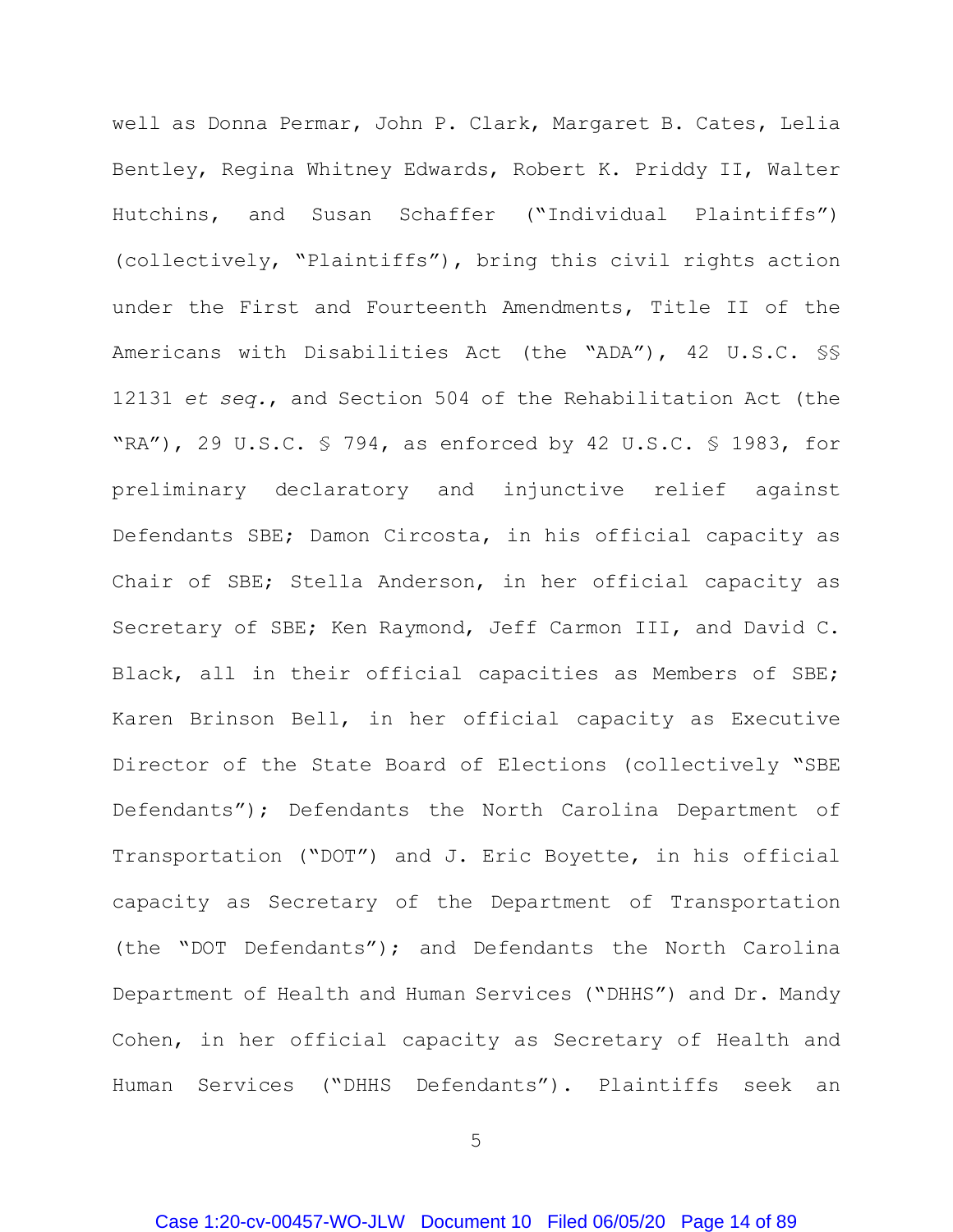well as Donna Permar, John P. Clark, Margaret B. Cates, Lelia Bentley, Regina Whitney Edwards, Robert K. Priddy II, Walter Hutchins, and Susan Schaffer ("Individual Plaintiffs") (collectively, "Plaintiffs"), bring this civil rights action under the First and Fourteenth Amendments, Title II of the Americans with Disabilities Act (the "ADA"), 42 U.S.C. §§ 12131 *et seq.*, and Section 504 of the Rehabilitation Act (the "RA"), 29 U.S.C. § 794, as enforced by 42 U.S.C. § 1983, for preliminary declaratory and injunctive relief against Defendants SBE; Damon Circosta, in his official capacity as Chair of SBE; Stella Anderson, in her official capacity as Secretary of SBE; Ken Raymond, Jeff Carmon III, and David C. Black, all in their official capacities as Members of SBE; Karen Brinson Bell, in her official capacity as Executive Director of the State Board of Elections (collectively "SBE Defendants"); Defendants the North Carolina Department of Transportation ("DOT") and J. Eric Boyette, in his official capacity as Secretary of the Department of Transportation (the "DOT Defendants"); and Defendants the North Carolina Department of Health and Human Services ("DHHS") and Dr. Mandy Cohen, in her official capacity as Secretary of Health and Human Services ("DHHS Defendants"). Plaintiffs seek an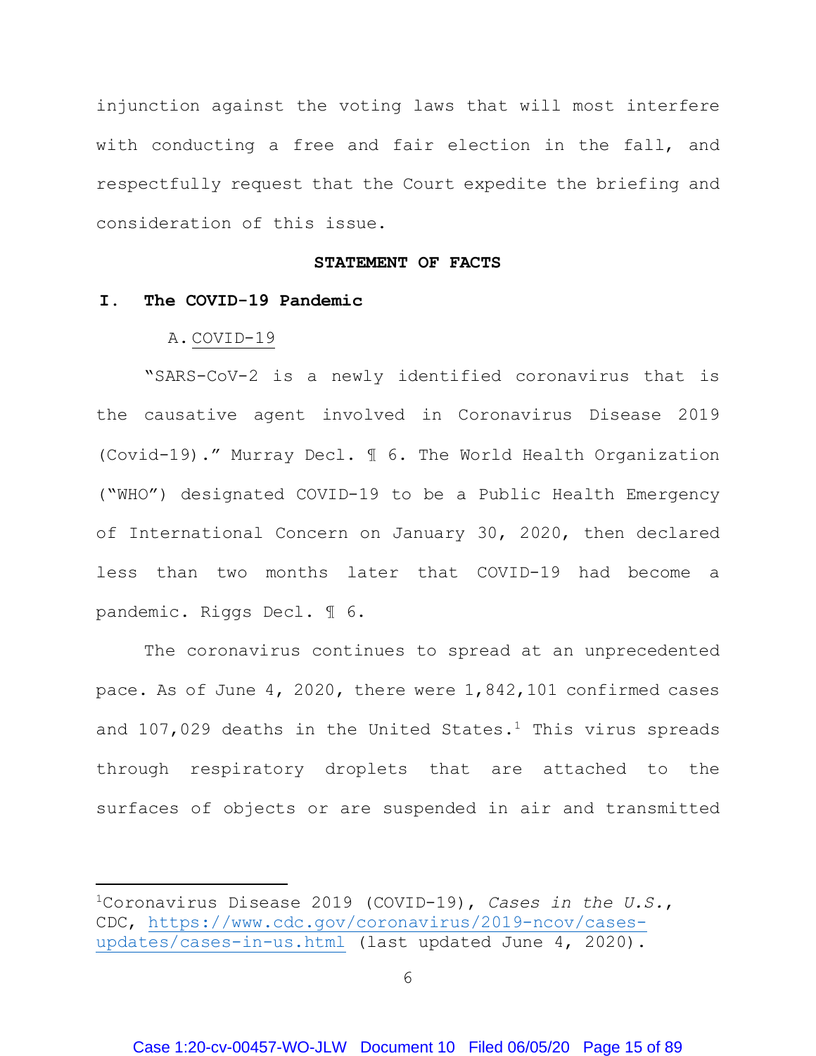injunction against the voting laws that will most interfere with conducting a free and fair election in the fall, and respectfully request that the Court expedite the briefing and consideration of this issue.

**STATEMENT OF FACTS**

## I. The COVID-19 Pandemic

### A. COVID-19

"SARS-CoV-2 is a newly identified coronavirus that is the causative agent involved in Coronavirus Disease 2019 (Covid-19)." Murray Decl. ¶ 6. The World Health Organization ("WHO") designated COVID-19 to be a Public Health Emergency of International Concern on January 30, 2020, then declared less than two months later that COVID-19 had become a pandemic. Riggs Decl. ¶ 6.

The coronavirus continues to spread at an unprecedented pace. As of June 4, 2020, there were 1,842,101 confirmed cases and 107,029 deaths in the United States.[1] This virus spreads through respiratory droplets that are attached to the surfaces of objects or are suspended in air and transmitted

---

[1] Coronavirus Disease 2019 (COVID-19), *Cases in the U.S.*, CDC, https://www.cdc.gov/coronavirus/2019-ncov/cases-updates/cases-in-us.html (last updated June 4, 2020).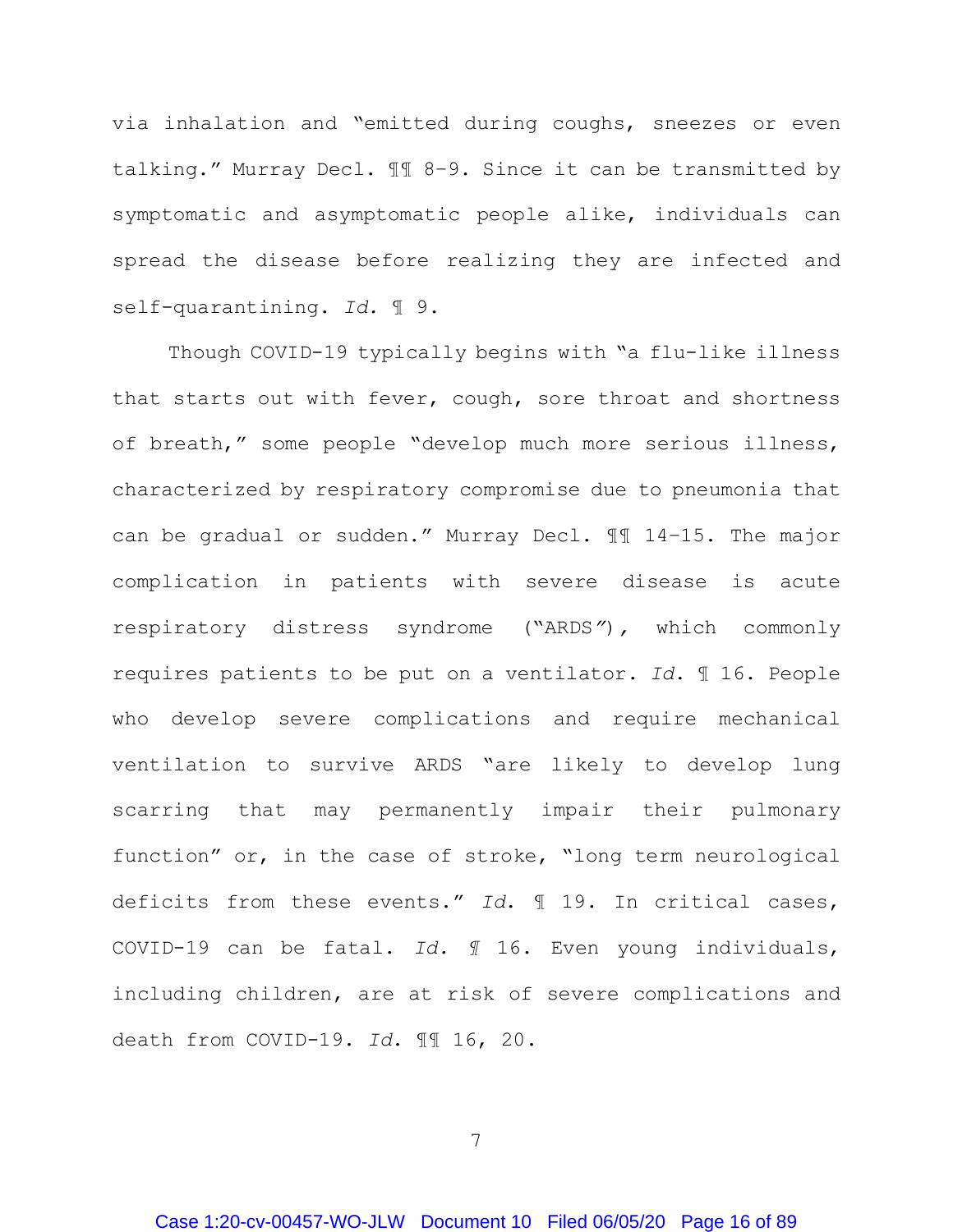via inhalation and "emitted during coughs, sneezes or even talking." Murray Decl. ¶¶ 8–9. Since it can be transmitted by symptomatic and asymptomatic people alike, individuals can spread the disease before realizing they are infected and self-quarantining. *Id.* ¶ 9.

Though COVID-19 typically begins with "a flu-like illness that starts out with fever, cough, sore throat and shortness of breath," some people "develop much more serious illness, characterized by respiratory compromise due to pneumonia that can be gradual or sudden." Murray Decl. ¶¶ 14–15. The major complication in patients with severe disease is acute respiratory distress syndrome ("ARDS"), which commonly requires patients to be put on a ventilator. *Id.* ¶ 16. People who develop severe complications and require mechanical ventilation to survive ARDS "are likely to develop lung scarring that may permanently impair their pulmonary function" or, in the case of stroke, "long term neurological deficits from these events." *Id.* ¶ 19. In critical cases, COVID-19 can be fatal. *Id. ¶* 16. Even young individuals, including children, are at risk of severe complications and death from COVID-19. *Id.* ¶¶ 16, 20.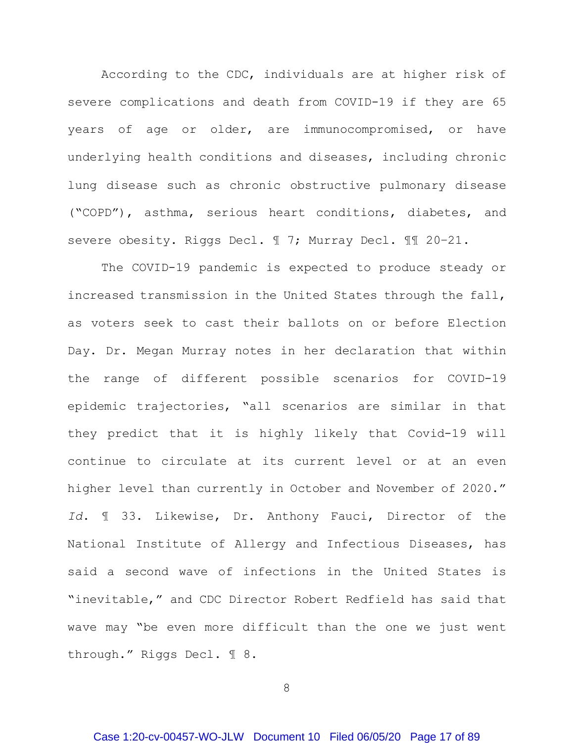According to the CDC, individuals are at higher risk of severe complications and death from COVID-19 if they are 65 years of age or older, are immunocompromised, or have underlying health conditions and diseases, including chronic lung disease such as chronic obstructive pulmonary disease ("COPD"), asthma, serious heart conditions, diabetes, and severe obesity. Riggs Decl. ¶ 7; Murray Decl. ¶¶ 20–21.

The COVID-19 pandemic is expected to produce steady or increased transmission in the United States through the fall, as voters seek to cast their ballots on or before Election Day. Dr. Megan Murray notes in her declaration that within the range of different possible scenarios for COVID-19 epidemic trajectories, "all scenarios are similar in that they predict that it is highly likely that Covid-19 will continue to circulate at its current level or at an even higher level than currently in October and November of 2020." *Id.* ¶ 33. Likewise, Dr. Anthony Fauci, Director of the National Institute of Allergy and Infectious Diseases, has said a second wave of infections in the United States is "inevitable," and CDC Director Robert Redfield has said that wave may "be even more difficult than the one we just went through." Riggs Decl. ¶ 8.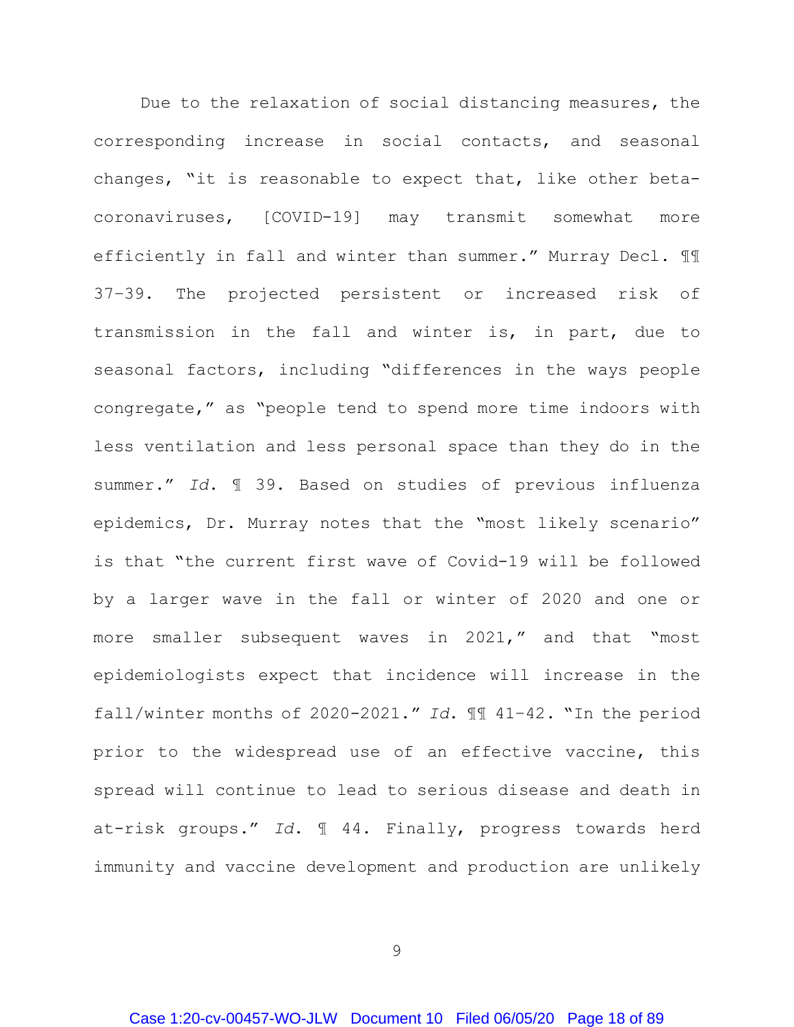Due to the relaxation of social distancing measures, the corresponding increase in social contacts, and seasonal changes, "it is reasonable to expect that, like other beta-coronaviruses, [COVID-19] may transmit somewhat more efficiently in fall and winter than summer." Murray Decl. ¶¶ 37–39. The projected persistent or increased risk of transmission in the fall and winter is, in part, due to seasonal factors, including "differences in the ways people congregate," as "people tend to spend more time indoors with less ventilation and less personal space than they do in the summer." *Id.* ¶ 39. Based on studies of previous influenza epidemics, Dr. Murray notes that the "most likely scenario" is that "the current first wave of Covid-19 will be followed by a larger wave in the fall or winter of 2020 and one or more smaller subsequent waves in 2021," and that "most epidemiologists expect that incidence will increase in the fall/winter months of 2020-2021." *Id.* ¶¶ 41–42. "In the period prior to the widespread use of an effective vaccine, this spread will continue to lead to serious disease and death in at-risk groups." *Id.* ¶ 44. Finally, progress towards herd immunity and vaccine development and production are unlikely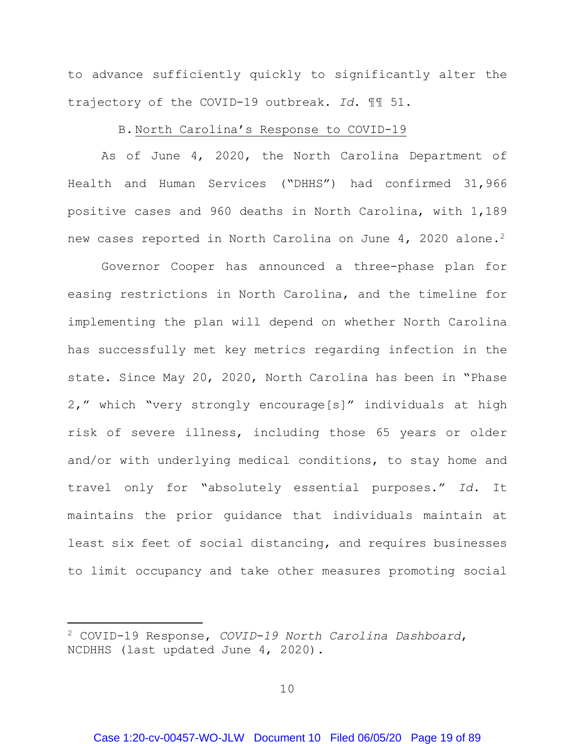to advance sufficiently quickly to significantly alter the trajectory of the COVID-19 outbreak. *Id.* ¶¶ 51.

### B. North Carolina's Response to COVID-19

As of June 4, 2020, the North Carolina Department of Health and Human Services ("DHHS") had confirmed 31,966 positive cases and 960 deaths in North Carolina, with 1,189 new cases reported in North Carolina on June 4, 2020 alone.[2]

Governor Cooper has announced a three-phase plan for easing restrictions in North Carolina, and the timeline for implementing the plan will depend on whether North Carolina has successfully met key metrics regarding infection in the state. Since May 20, 2020, North Carolina has been in "Phase 2," which "very strongly encourage[s]" individuals at high risk of severe illness, including those 65 years or older and/or with underlying medical conditions, to stay home and travel only for "absolutely essential purposes." *Id.* It maintains the prior guidance that individuals maintain at least six feet of social distancing, and requires businesses to limit occupancy and take other measures promoting social

---

[2] COVID-19 Response, *COVID-19 North Carolina Dashboard*, NCDHHS (last updated June 4, 2020).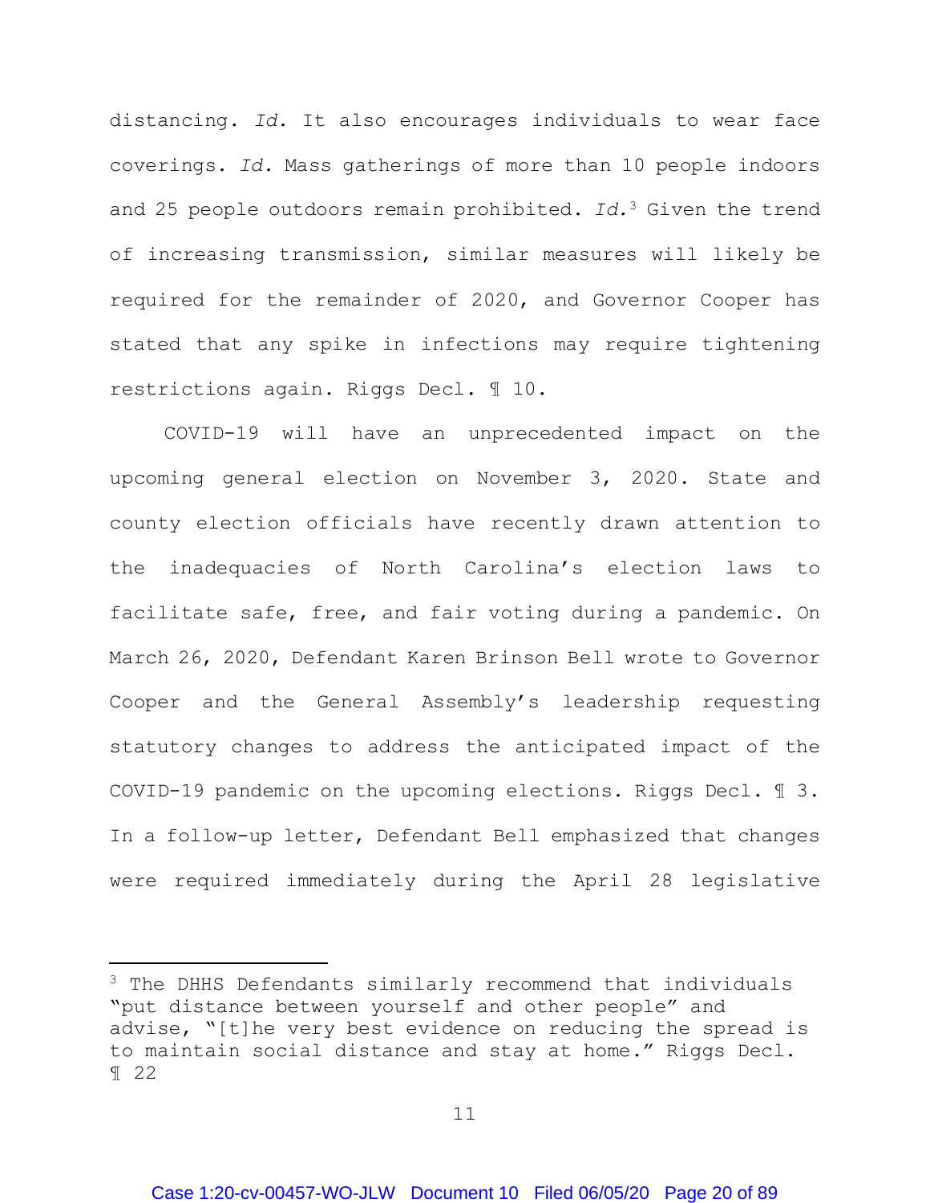distancing. *Id.* It also encourages individuals to wear face coverings. *Id.* Mass gatherings of more than 10 people indoors and 25 people outdoors remain prohibited. *Id.*[3] Given the trend of increasing transmission, similar measures will likely be required for the remainder of 2020, and Governor Cooper has stated that any spike in infections may require tightening restrictions again. Riggs Decl. ¶ 10.

COVID-19 will have an unprecedented impact on the upcoming general election on November 3, 2020. State and county election officials have recently drawn attention to the inadequacies of North Carolina's election laws to facilitate safe, free, and fair voting during a pandemic. On March 26, 2020, Defendant Karen Brinson Bell wrote to Governor Cooper and the General Assembly's leadership requesting statutory changes to address the anticipated impact of the COVID-19 pandemic on the upcoming elections. Riggs Decl. ¶ 3. In a follow-up letter, Defendant Bell emphasized that changes were required immediately during the April 28 legislative

---

[3] The DHHS Defendants similarly recommend that individuals "put distance between yourself and other people" and advise, "[t]he very best evidence on reducing the spread is to maintain social distance and stay at home." Riggs Decl. ¶ 22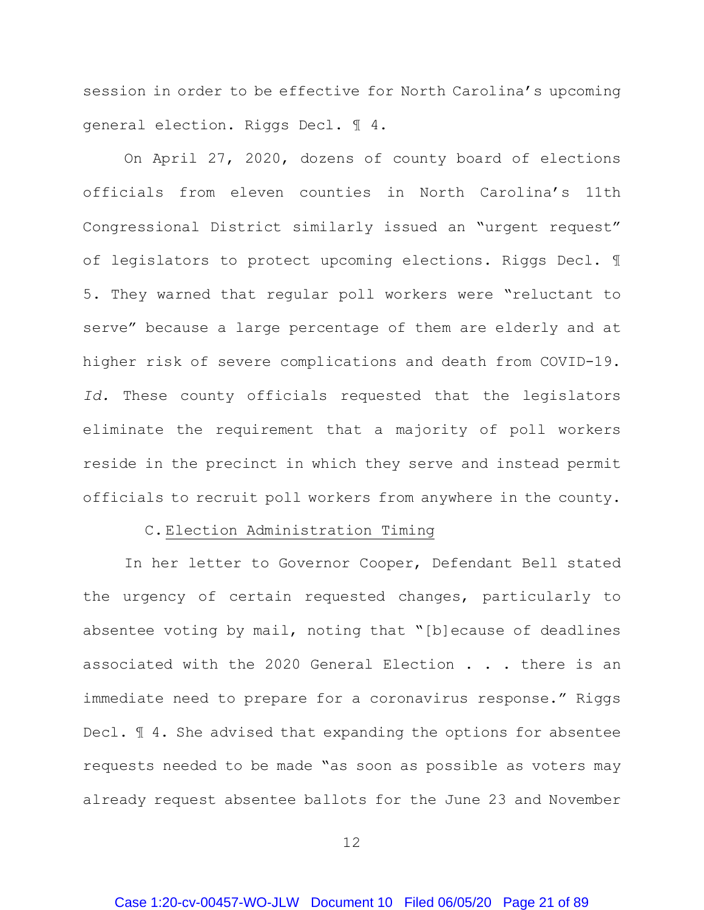session in order to be effective for North Carolina's upcoming general election. Riggs Decl. ¶ 4.

On April 27, 2020, dozens of county board of elections officials from eleven counties in North Carolina's 11th Congressional District similarly issued an "urgent request" of legislators to protect upcoming elections. Riggs Decl. ¶ 5. They warned that regular poll workers were "reluctant to serve" because a large percentage of them are elderly and at higher risk of severe complications and death from COVID-19. *Id.* These county officials requested that the legislators eliminate the requirement that a majority of poll workers reside in the precinct in which they serve and instead permit officials to recruit poll workers from anywhere in the county.

### C. Election Administration Timing

In her letter to Governor Cooper, Defendant Bell stated the urgency of certain requested changes, particularly to absentee voting by mail, noting that "[b]ecause of deadlines associated with the 2020 General Election . . . there is an immediate need to prepare for a coronavirus response." Riggs Decl. ¶ 4. She advised that expanding the options for absentee requests needed to be made "as soon as possible as voters may already request absentee ballots for the June 23 and November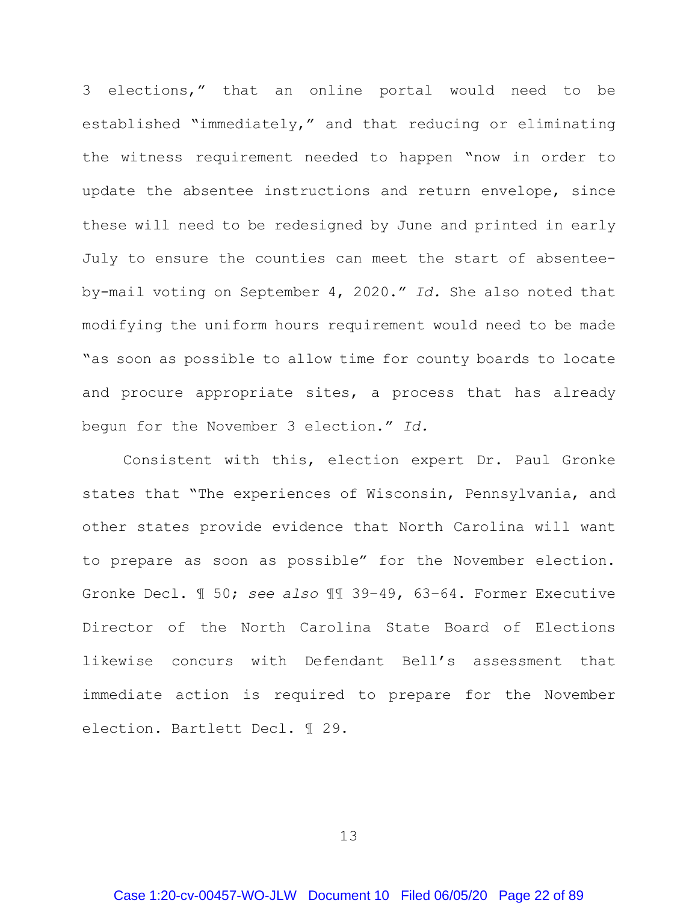3 elections," that an online portal would need to be established "immediately," and that reducing or eliminating the witness requirement needed to happen "now in order to update the absentee instructions and return envelope, since these will need to be redesigned by June and printed in early July to ensure the counties can meet the start of absentee-by-mail voting on September 4, 2020." *Id.* She also noted that modifying the uniform hours requirement would need to be made "as soon as possible to allow time for county boards to locate and procure appropriate sites, a process that has already begun for the November 3 election." *Id.*

Consistent with this, election expert Dr. Paul Gronke states that "The experiences of Wisconsin, Pennsylvania, and other states provide evidence that North Carolina will want to prepare as soon as possible" for the November election. Gronke Decl. ¶ 50; *see also* ¶¶ 39–49, 63–64. Former Executive Director of the North Carolina State Board of Elections likewise concurs with Defendant Bell's assessment that immediate action is required to prepare for the November election. Bartlett Decl. ¶ 29.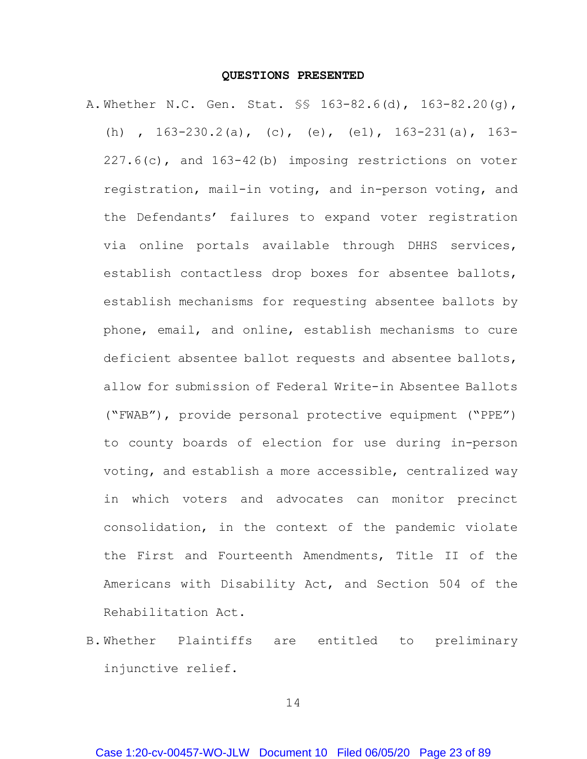**QUESTIONS PRESENTED**

A. Whether N.C. Gen. Stat. §§ 163-82.6(d), 163-82.20(g), (h) , 163-230.2(a), (c), (e), (e1), 163-231(a), 163-227.6(c), and 163-42(b) imposing restrictions on voter registration, mail-in voting, and in-person voting, and the Defendants' failures to expand voter registration via online portals available through DHHS services, establish contactless drop boxes for absentee ballots, establish mechanisms for requesting absentee ballots by phone, email, and online, establish mechanisms to cure deficient absentee ballot requests and absentee ballots, allow for submission of Federal Write-in Absentee Ballots ("FWAB"), provide personal protective equipment ("PPE") to county boards of election for use during in-person voting, and establish a more accessible, centralized way in which voters and advocates can monitor precinct consolidation, in the context of the pandemic violate the First and Fourteenth Amendments, Title II of the Americans with Disability Act, and Section 504 of the Rehabilitation Act.

B. Whether Plaintiffs are entitled to preliminary injunctive relief.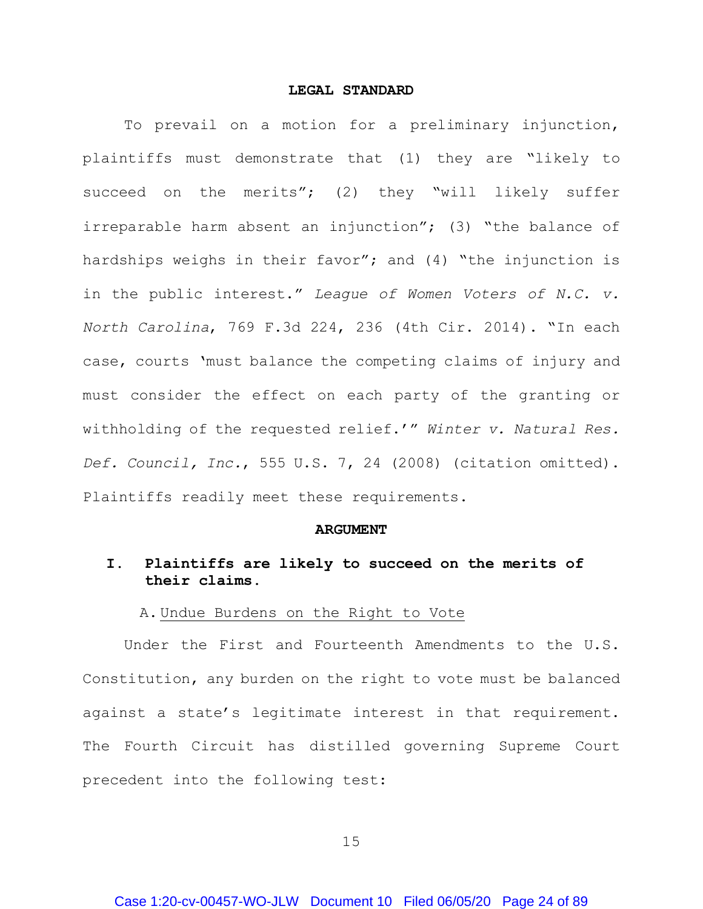## LEGAL STANDARD

To prevail on a motion for a preliminary injunction, plaintiffs must demonstrate that (1) they are "likely to succeed on the merits"; (2) they "will likely suffer irreparable harm absent an injunction"; (3) "the balance of hardships weighs in their favor"; and (4) "the injunction is in the public interest." *League of Women Voters of N.C. v. North Carolina*, 769 F.3d 224, 236 (4th Cir. 2014). "In each case, courts 'must balance the competing claims of injury and must consider the effect on each party of the granting or withholding of the requested relief.'" *Winter v. Natural Res. Def. Council, Inc.*, 555 U.S. 7, 24 (2008) (citation omitted). Plaintiffs readily meet these requirements.

## ARGUMENT

### I. Plaintiffs are likely to succeed on the merits of their claims.

#### A. Undue Burdens on the Right to Vote

Under the First and Fourteenth Amendments to the U.S. Constitution, any burden on the right to vote must be balanced against a state's legitimate interest in that requirement. The Fourth Circuit has distilled governing Supreme Court precedent into the following test: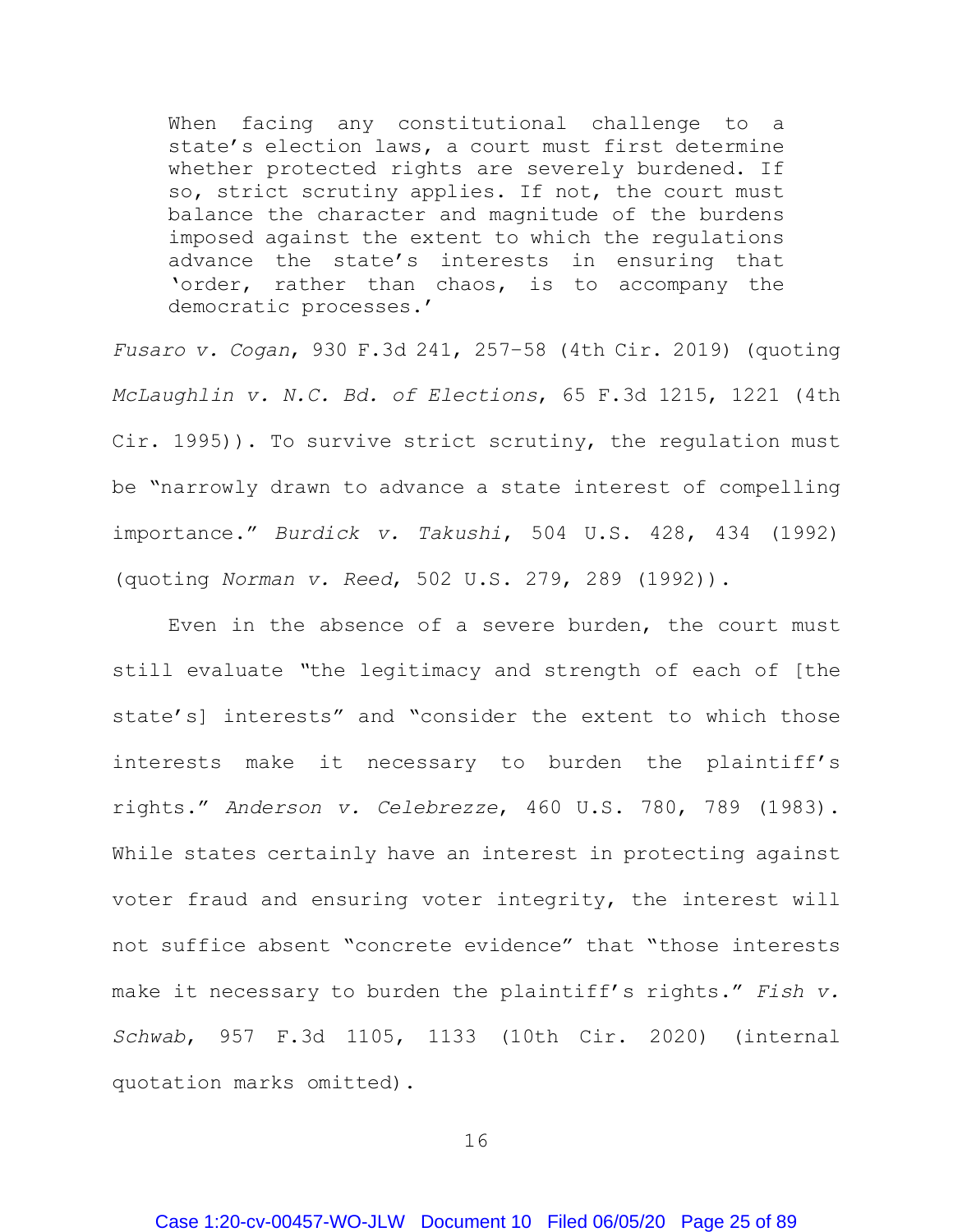> When facing any constitutional challenge to a state's election laws, a court must first determine whether protected rights are severely burdened. If so, strict scrutiny applies. If not, the court must balance the character and magnitude of the burdens imposed against the extent to which the regulations advance the state's interests in ensuring that 'order, rather than chaos, is to accompany the democratic processes.'

*Fusaro v. Cogan*, 930 F.3d 241, 257–58 (4th Cir. 2019) (quoting *McLaughlin v. N.C. Bd. of Elections*, 65 F.3d 1215, 1221 (4th Cir. 1995)). To survive strict scrutiny, the regulation must be "narrowly drawn to advance a state interest of compelling importance." *Burdick v. Takushi*, 504 U.S. 428, 434 (1992) (quoting *Norman v. Reed*, 502 U.S. 279, 289 (1992)).

Even in the absence of a severe burden, the court must still evaluate "the legitimacy and strength of each of [the state's] interests" and "consider the extent to which those interests make it necessary to burden the plaintiff's rights." *Anderson v. Celebrezze*, 460 U.S. 780, 789 (1983). While states certainly have an interest in protecting against voter fraud and ensuring voter integrity, the interest will not suffice absent "concrete evidence" that "those interests make it necessary to burden the plaintiff's rights." *Fish v. Schwab*, 957 F.3d 1105, 1133 (10th Cir. 2020) (internal quotation marks omitted).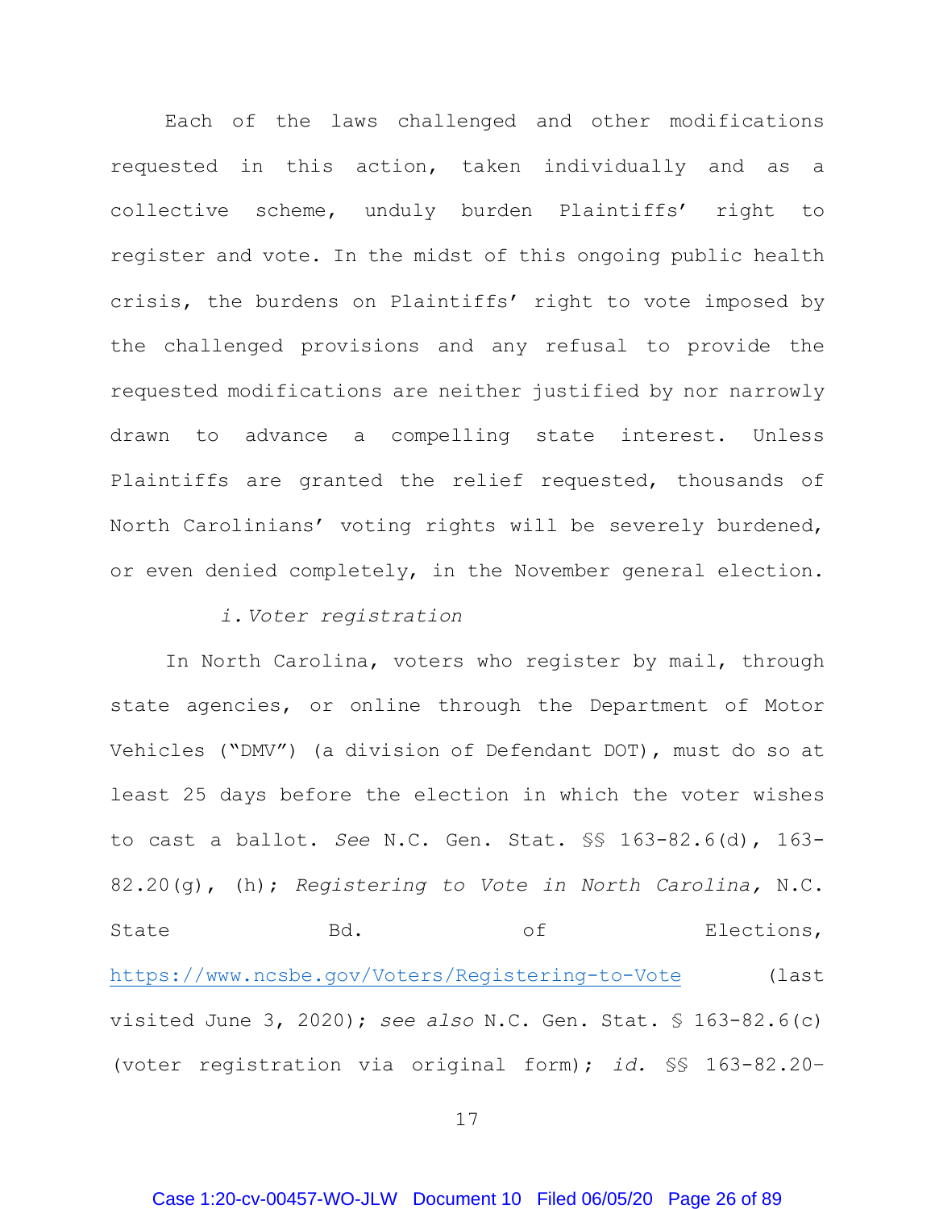Each of the laws challenged and other modifications requested in this action, taken individually and as a collective scheme, unduly burden Plaintiffs' right to register and vote. In the midst of this ongoing public health crisis, the burdens on Plaintiffs' right to vote imposed by the challenged provisions and any refusal to provide the requested modifications are neither justified by nor narrowly drawn to advance a compelling state interest. Unless Plaintiffs are granted the relief requested, thousands of North Carolinians' voting rights will be severely burdened, or even denied completely, in the November general election.

*i. Voter registration*

In North Carolina, voters who register by mail, through state agencies, or online through the Department of Motor Vehicles ("DMV") (a division of Defendant DOT), must do so at least 25 days before the election in which the voter wishes to cast a ballot. *See* N.C. Gen. Stat. §§ 163-82.6(d), 163-82.20(g), (h); *Registering to Vote in North Carolina,* N.C. State Bd. of Elections, https://www.ncsbe.gov/Voters/Registering-to-Vote (last visited June 3, 2020); *see also* N.C. Gen. Stat. § 163-82.6(c) (voter registration via original form); *id.* §§ 163-82.20–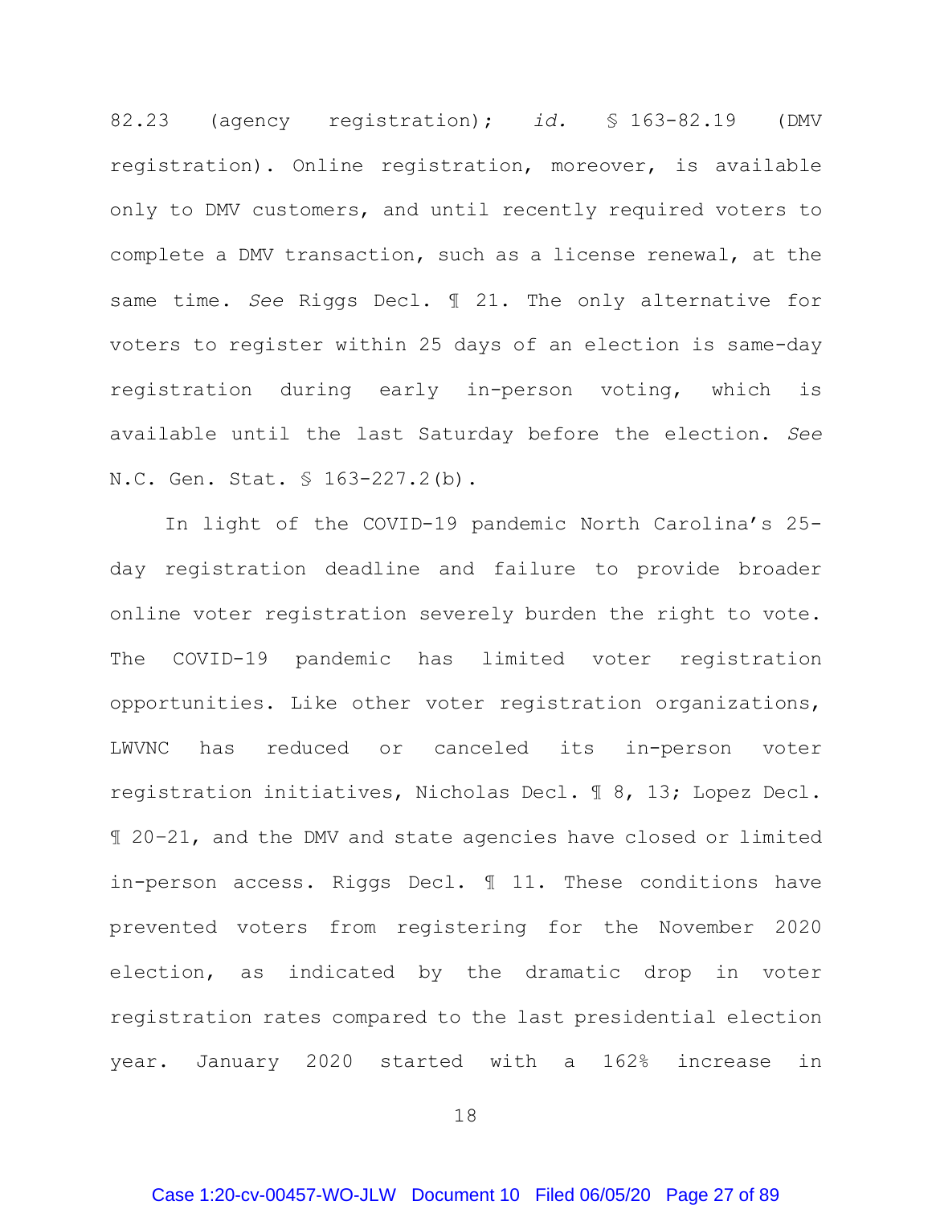82.23 (agency registration); *id.* § 163-82.19 (DMV registration). Online registration, moreover, is available only to DMV customers, and until recently required voters to complete a DMV transaction, such as a license renewal, at the same time. *See* Riggs Decl. ¶ 21. The only alternative for voters to register within 25 days of an election is same-day registration during early in-person voting, which is available until the last Saturday before the election. *See* N.C. Gen. Stat. § 163-227.2(b).

In light of the COVID-19 pandemic North Carolina's 25-day registration deadline and failure to provide broader online voter registration severely burden the right to vote. The COVID-19 pandemic has limited voter registration opportunities. Like other voter registration organizations, LWVNC has reduced or canceled its in-person voter registration initiatives, Nicholas Decl. ¶ 8, 13; Lopez Decl. ¶ 20–21, and the DMV and state agencies have closed or limited in-person access. Riggs Decl. ¶ 11. These conditions have prevented voters from registering for the November 2020 election, as indicated by the dramatic drop in voter registration rates compared to the last presidential election year. January 2020 started with a 162% increase in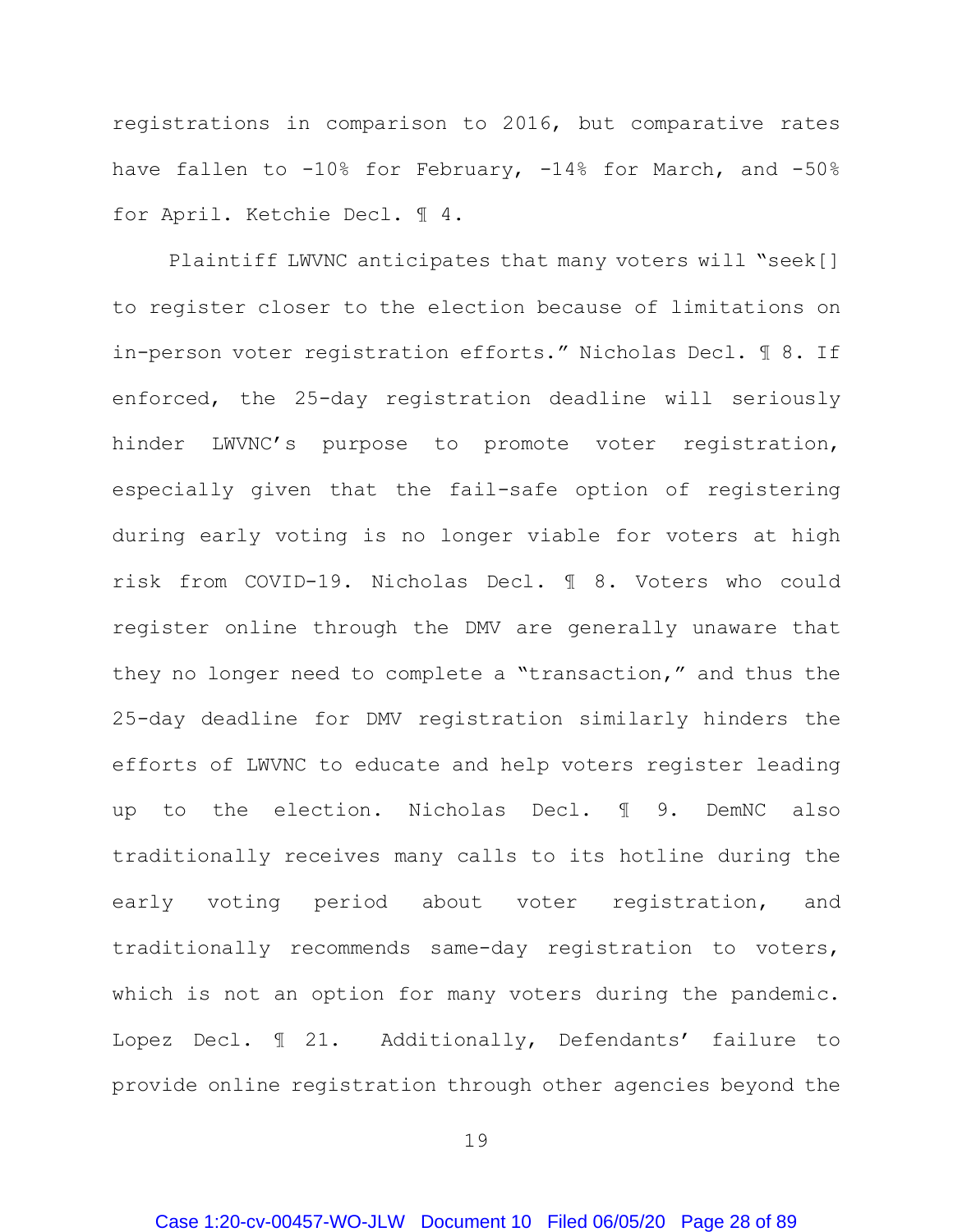registrations in comparison to 2016, but comparative rates have fallen to -10% for February, -14% for March, and -50% for April. Ketchie Decl. ¶ 4.

Plaintiff LWVNC anticipates that many voters will "seek[] to register closer to the election because of limitations on in-person voter registration efforts." Nicholas Decl. ¶ 8. If enforced, the 25-day registration deadline will seriously hinder LWVNC's purpose to promote voter registration, especially given that the fail-safe option of registering during early voting is no longer viable for voters at high risk from COVID-19. Nicholas Decl. ¶ 8. Voters who could register online through the DMV are generally unaware that they no longer need to complete a "transaction," and thus the 25-day deadline for DMV registration similarly hinders the efforts of LWVNC to educate and help voters register leading up to the election. Nicholas Decl. ¶ 9. DemNC also traditionally receives many calls to its hotline during the early voting period about voter registration, and traditionally recommends same-day registration to voters, which is not an option for many voters during the pandemic. Lopez Decl. ¶ 21. Additionally, Defendants' failure to provide online registration through other agencies beyond the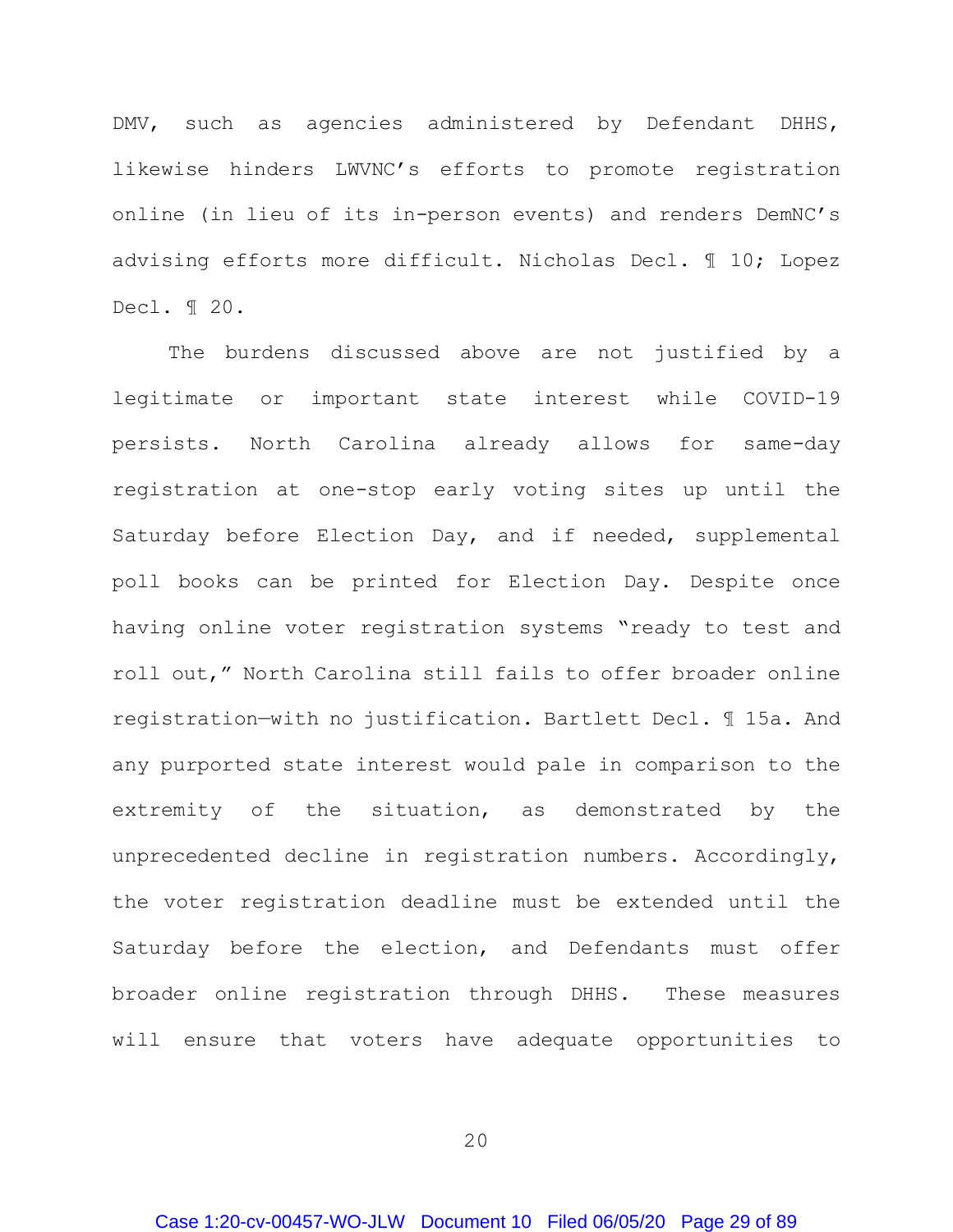DMV, such as agencies administered by Defendant DHHS, likewise hinders LWVNC's efforts to promote registration online (in lieu of its in-person events) and renders DemNC's advising efforts more difficult. Nicholas Decl. ¶ 10; Lopez Decl. ¶ 20.

The burdens discussed above are not justified by a legitimate or important state interest while COVID-19 persists. North Carolina already allows for same-day registration at one-stop early voting sites up until the Saturday before Election Day, and if needed, supplemental poll books can be printed for Election Day. Despite once having online voter registration systems "ready to test and roll out," North Carolina still fails to offer broader online registration—with no justification. Bartlett Decl. ¶ 15a. And any purported state interest would pale in comparison to the extremity of the situation, as demonstrated by the unprecedented decline in registration numbers. Accordingly, the voter registration deadline must be extended until the Saturday before the election, and Defendants must offer broader online registration through DHHS. These measures will ensure that voters have adequate opportunities to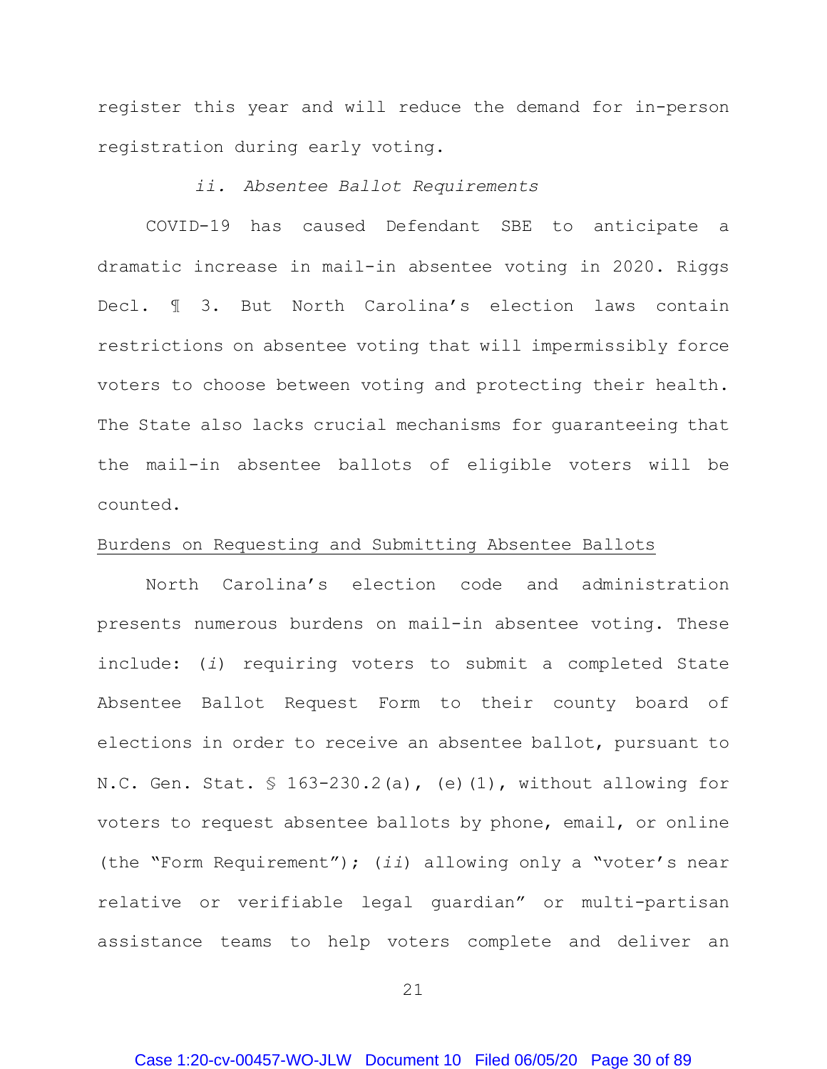register this year and will reduce the demand for in-person registration during early voting.

*ii. Absentee Ballot Requirements*

COVID-19 has caused Defendant SBE to anticipate a dramatic increase in mail-in absentee voting in 2020. Riggs Decl. ¶ 3. But North Carolina's election laws contain restrictions on absentee voting that will impermissibly force voters to choose between voting and protecting their health. The State also lacks crucial mechanisms for guaranteeing that the mail-in absentee ballots of eligible voters will be counted.

<u>Burdens on Requesting and Submitting Absentee Ballots</u>

North Carolina's election code and administration presents numerous burdens on mail-in absentee voting. These include: (*i*) requiring voters to submit a completed State Absentee Ballot Request Form to their county board of elections in order to receive an absentee ballot, pursuant to N.C. Gen. Stat. § 163-230.2(a), (e)(1), without allowing for voters to request absentee ballots by phone, email, or online (the "Form Requirement"); (*ii*) allowing only a "voter's near relative or verifiable legal guardian" or multi-partisan assistance teams to help voters complete and deliver an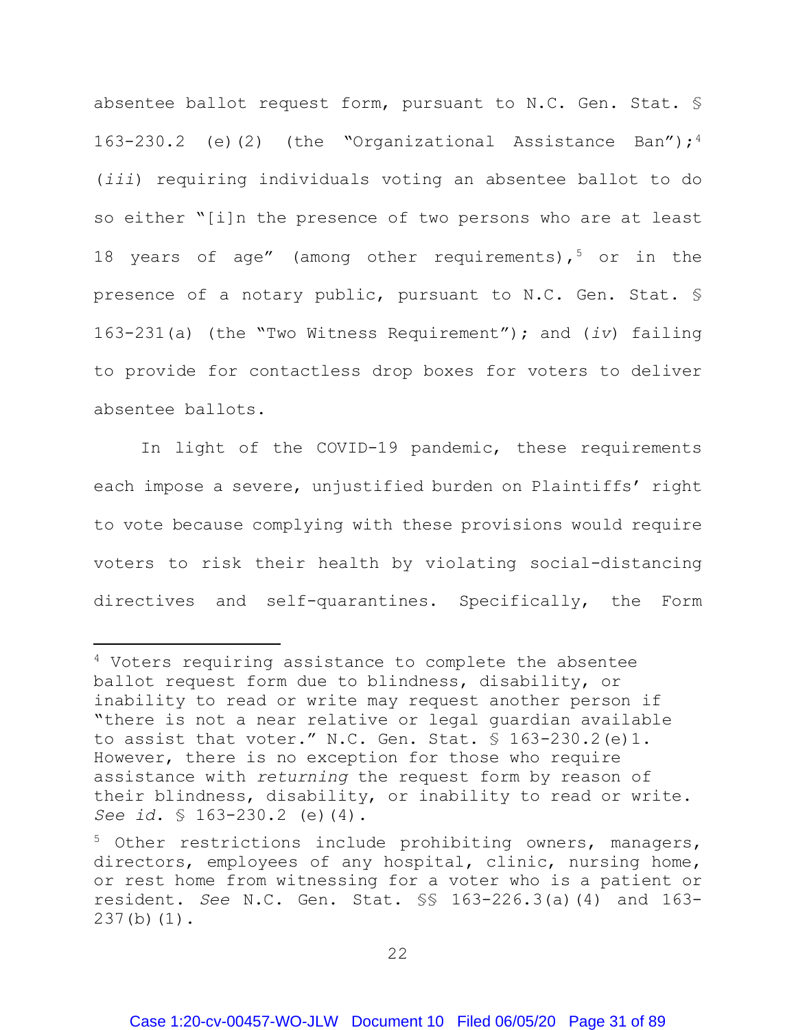absentee ballot request form, pursuant to N.C. Gen. Stat. § 163-230.2 (e)(2) (the "Organizational Assistance Ban");[4] (*iii*) requiring individuals voting an absentee ballot to do so either "[i]n the presence of two persons who are at least 18 years of age" (among other requirements),[5] or in the presence of a notary public, pursuant to N.C. Gen. Stat. § 163-231(a) (the "Two Witness Requirement"); and (*iv*) failing to provide for contactless drop boxes for voters to deliver absentee ballots.

In light of the COVID-19 pandemic, these requirements each impose a severe, unjustified burden on Plaintiffs' right to vote because complying with these provisions would require voters to risk their health by violating social-distancing directives and self-quarantines. Specifically, the Form

---

[4] Voters requiring assistance to complete the absentee ballot request form due to blindness, disability, or inability to read or write may request another person if "there is not a near relative or legal guardian available to assist that voter." N.C. Gen. Stat. § 163-230.2(e)1. However, there is no exception for those who require assistance with *returning* the request form by reason of their blindness, disability, or inability to read or write. *See id.* § 163-230.2 (e)(4).

[5] Other restrictions include prohibiting owners, managers, directors, employees of any hospital, clinic, nursing home, or rest home from witnessing for a voter who is a patient or resident. *See* N.C. Gen. Stat. §§ 163-226.3(a)(4) and 163-237(b)(1).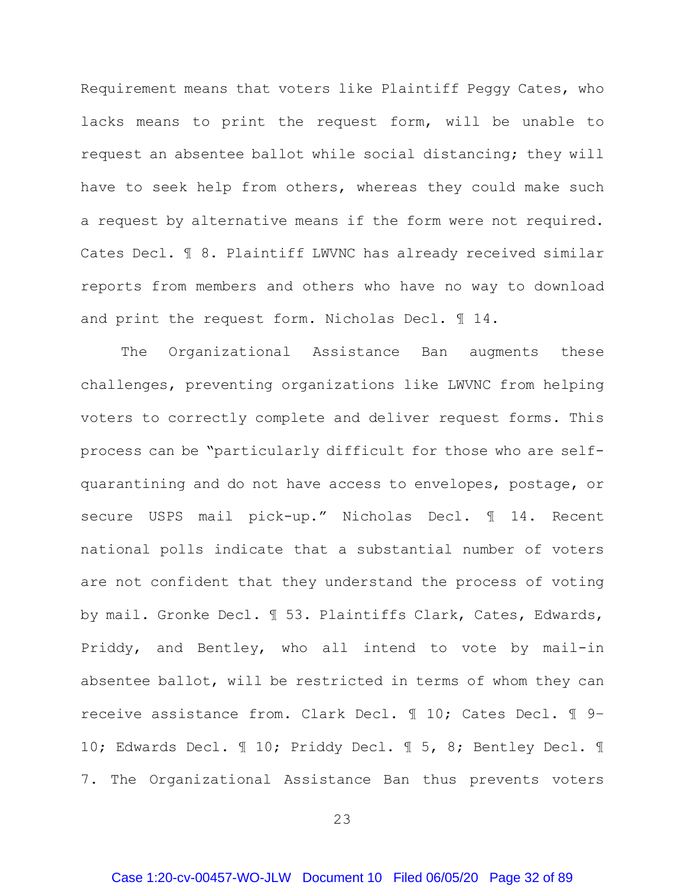Requirement means that voters like Plaintiff Peggy Cates, who lacks means to print the request form, will be unable to request an absentee ballot while social distancing; they will have to seek help from others, whereas they could make such a request by alternative means if the form were not required. Cates Decl. ¶ 8. Plaintiff LWVNC has already received similar reports from members and others who have no way to download and print the request form. Nicholas Decl. ¶ 14.

The Organizational Assistance Ban augments these challenges, preventing organizations like LWVNC from helping voters to correctly complete and deliver request forms. This process can be "particularly difficult for those who are self-quarantining and do not have access to envelopes, postage, or secure USPS mail pick-up." Nicholas Decl. ¶ 14. Recent national polls indicate that a substantial number of voters are not confident that they understand the process of voting by mail. Gronke Decl. ¶ 53. Plaintiffs Clark, Cates, Edwards, Priddy, and Bentley, who all intend to vote by mail-in absentee ballot, will be restricted in terms of whom they can receive assistance from. Clark Decl. ¶ 10; Cates Decl. ¶ 9-10; Edwards Decl. ¶ 10; Priddy Decl. ¶ 5, 8; Bentley Decl. ¶ 7. The Organizational Assistance Ban thus prevents voters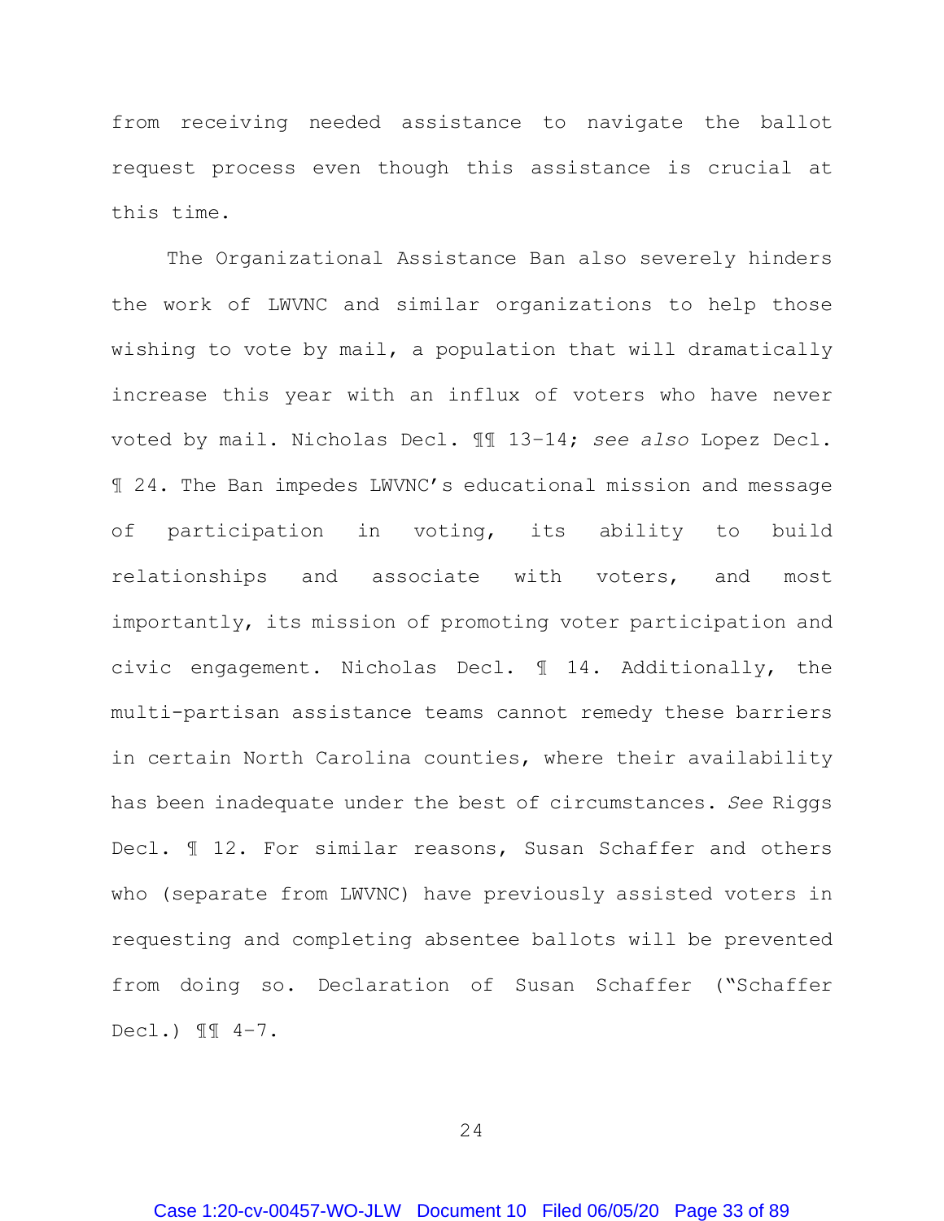from receiving needed assistance to navigate the ballot request process even though this assistance is crucial at this time.

The Organizational Assistance Ban also severely hinders the work of LWVNC and similar organizations to help those wishing to vote by mail, a population that will dramatically increase this year with an influx of voters who have never voted by mail. Nicholas Decl. ¶¶ 13–14; *see also* Lopez Decl. ¶ 24. The Ban impedes LWVNC's educational mission and message of participation in voting, its ability to build relationships and associate with voters, and most importantly, its mission of promoting voter participation and civic engagement. Nicholas Decl. ¶ 14. Additionally, the multi-partisan assistance teams cannot remedy these barriers in certain North Carolina counties, where their availability has been inadequate under the best of circumstances. *See* Riggs Decl. ¶ 12. For similar reasons, Susan Schaffer and others who (separate from LWVNC) have previously assisted voters in requesting and completing absentee ballots will be prevented from doing so. Declaration of Susan Schaffer ("Schaffer Decl.) ¶¶ 4–7.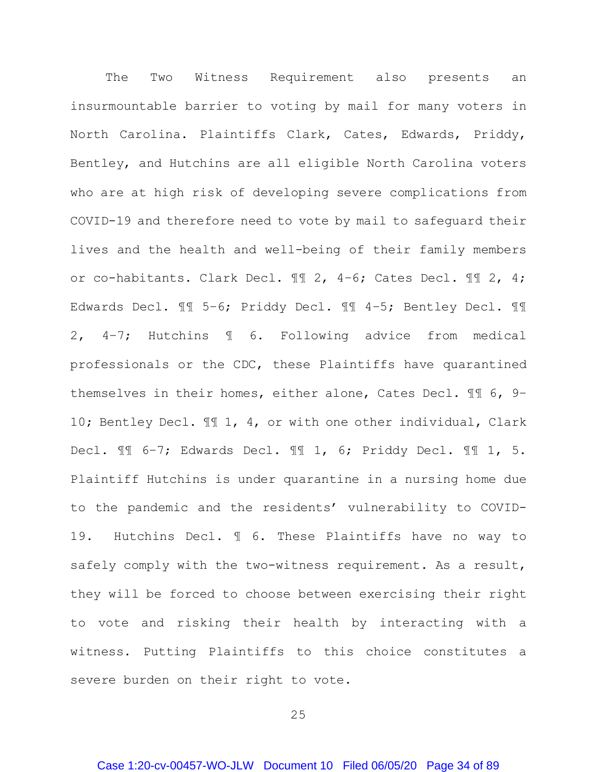The Two Witness Requirement also presents an insurmountable barrier to voting by mail for many voters in North Carolina. Plaintiffs Clark, Cates, Edwards, Priddy, Bentley, and Hutchins are all eligible North Carolina voters who are at high risk of developing severe complications from COVID-19 and therefore need to vote by mail to safeguard their lives and the health and well-being of their family members or co-habitants. Clark Decl. ¶¶ 2, 4–6; Cates Decl. ¶¶ 2, 4; Edwards Decl. ¶¶ 5–6; Priddy Decl. ¶¶ 4–5; Bentley Decl. ¶¶ 2, 4–7; Hutchins ¶ 6. Following advice from medical professionals or the CDC, these Plaintiffs have quarantined themselves in their homes, either alone, Cates Decl. ¶¶ 6, 9–10; Bentley Decl. ¶¶ 1, 4, or with one other individual, Clark Decl. ¶¶ 6–7; Edwards Decl. ¶¶ 1, 6; Priddy Decl. ¶¶ 1, 5. Plaintiff Hutchins is under quarantine in a nursing home due to the pandemic and the residents' vulnerability to COVID-19. Hutchins Decl. ¶ 6. These Plaintiffs have no way to safely comply with the two-witness requirement. As a result, they will be forced to choose between exercising their right to vote and risking their health by interacting with a witness. Putting Plaintiffs to this choice constitutes a severe burden on their right to vote.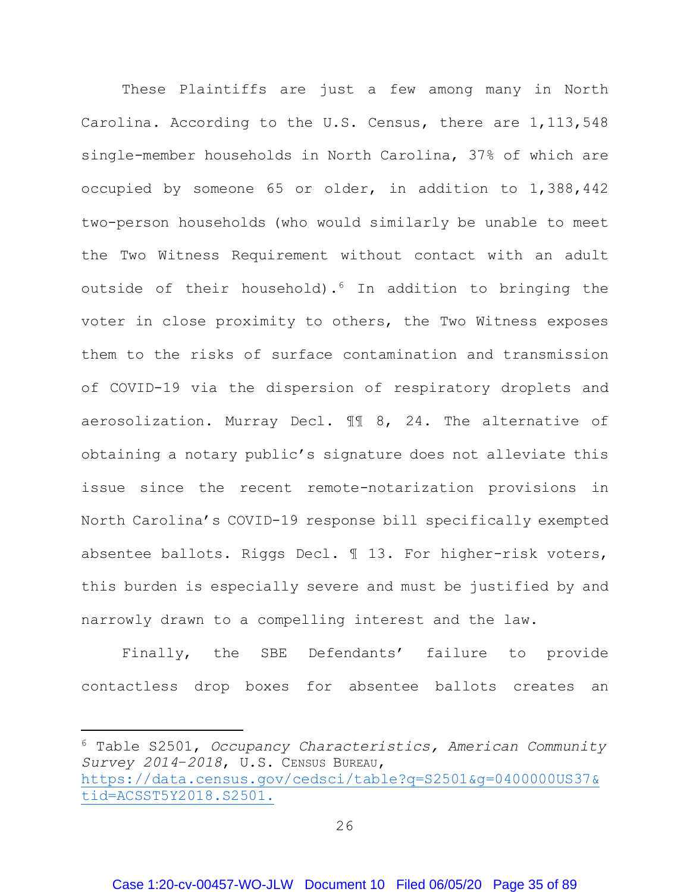These Plaintiffs are just a few among many in North Carolina. According to the U.S. Census, there are 1,113,548 single-member households in North Carolina, 37% of which are occupied by someone 65 or older, in addition to 1,388,442 two-person households (who would similarly be unable to meet the Two Witness Requirement without contact with an adult outside of their household).[6] In addition to bringing the voter in close proximity to others, the Two Witness exposes them to the risks of surface contamination and transmission of COVID-19 via the dispersion of respiratory droplets and aerosolization. Murray Decl. ¶¶ 8, 24. The alternative of obtaining a notary public's signature does not alleviate this issue since the recent remote-notarization provisions in North Carolina's COVID-19 response bill specifically exempted absentee ballots. Riggs Decl. ¶ 13. For higher-risk voters, this burden is especially severe and must be justified by and narrowly drawn to a compelling interest and the law.

Finally, the SBE Defendants' failure to provide contactless drop boxes for absentee ballots creates an

---

[6] Table S2501, *Occupancy Characteristics, American Community Survey 2014-2018*, U.S. CENSUS BUREAU, https://data.census.gov/cedsci/table?q=S2501&g=0400000US37&tid=ACSST5Y2018.S2501.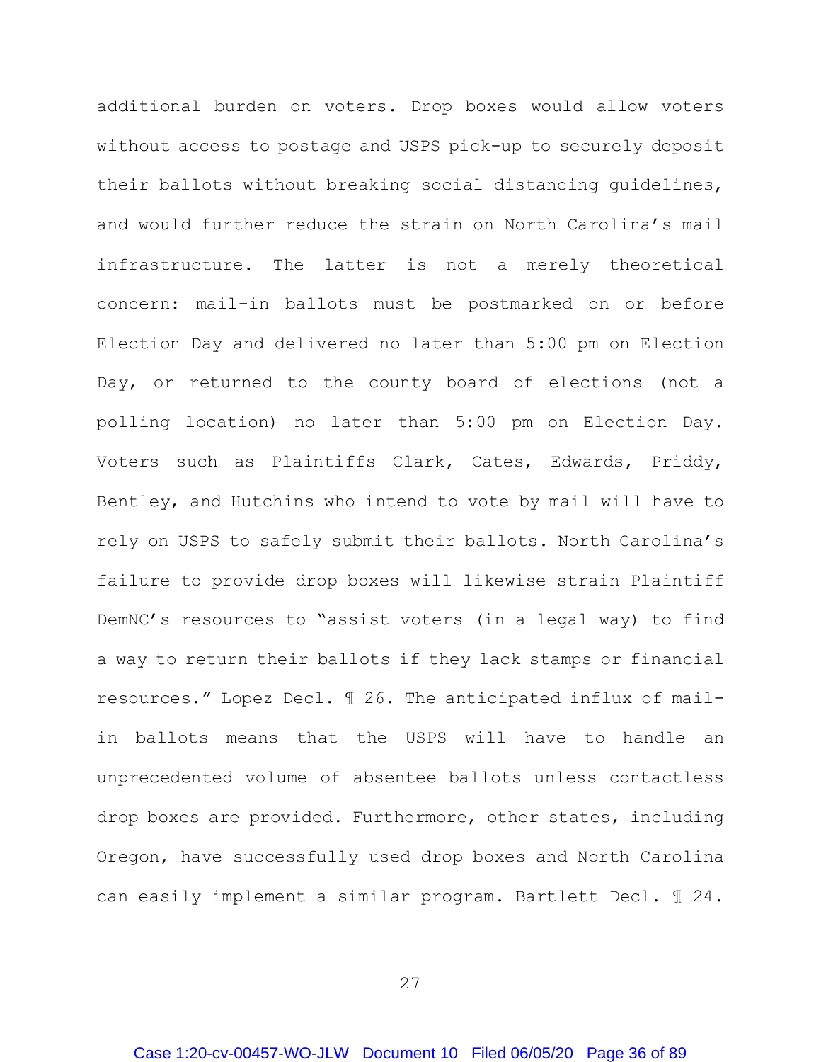additional burden on voters. Drop boxes would allow voters without access to postage and USPS pick-up to securely deposit their ballots without breaking social distancing guidelines, and would further reduce the strain on North Carolina's mail infrastructure. The latter is not a merely theoretical concern: mail-in ballots must be postmarked on or before Election Day and delivered no later than 5:00 pm on Election Day, or returned to the county board of elections (not a polling location) no later than 5:00 pm on Election Day. Voters such as Plaintiffs Clark, Cates, Edwards, Priddy, Bentley, and Hutchins who intend to vote by mail will have to rely on USPS to safely submit their ballots. North Carolina's failure to provide drop boxes will likewise strain Plaintiff DemNC's resources to "assist voters (in a legal way) to find a way to return their ballots if they lack stamps or financial resources." Lopez Decl. ¶ 26. The anticipated influx of mail-in ballots means that the USPS will have to handle an unprecedented volume of absentee ballots unless contactless drop boxes are provided. Furthermore, other states, including Oregon, have successfully used drop boxes and North Carolina can easily implement a similar program. Bartlett Decl. ¶ 24.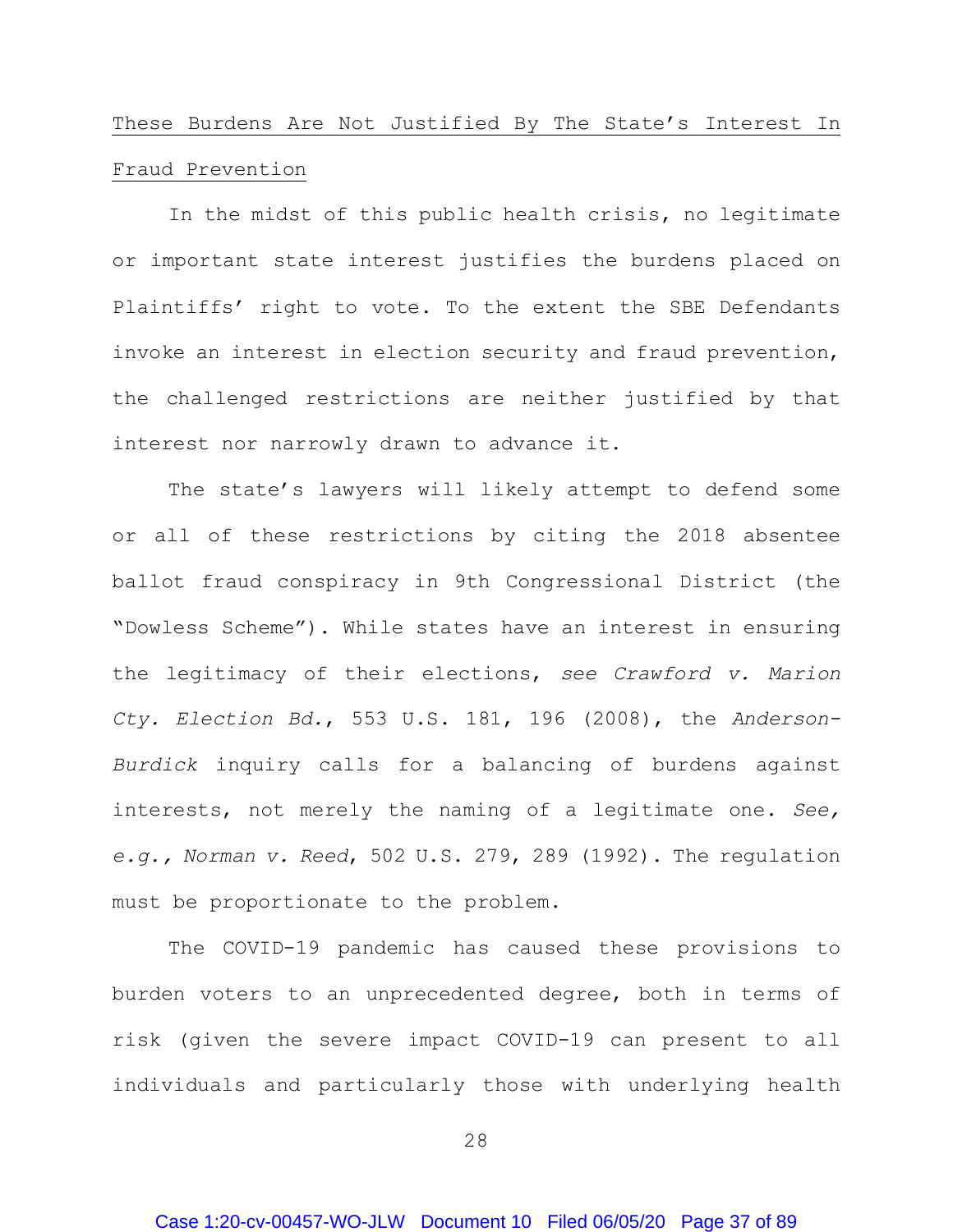<u>These Burdens Are Not Justified By The State's Interest In Fraud Prevention</u>

In the midst of this public health crisis, no legitimate or important state interest justifies the burdens placed on Plaintiffs' right to vote. To the extent the SBE Defendants invoke an interest in election security and fraud prevention, the challenged restrictions are neither justified by that interest nor narrowly drawn to advance it.

The state's lawyers will likely attempt to defend some or all of these restrictions by citing the 2018 absentee ballot fraud conspiracy in 9th Congressional District (the "Dowless Scheme"). While states have an interest in ensuring the legitimacy of their elections, *see Crawford v. Marion Cty. Election Bd.*, 553 U.S. 181, 196 (2008), the *Anderson-Burdick* inquiry calls for a balancing of burdens against interests, not merely the naming of a legitimate one. *See, e.g., Norman v. Reed*, 502 U.S. 279, 289 (1992). The regulation must be proportionate to the problem.

The COVID-19 pandemic has caused these provisions to burden voters to an unprecedented degree, both in terms of risk (given the severe impact COVID-19 can present to all individuals and particularly those with underlying health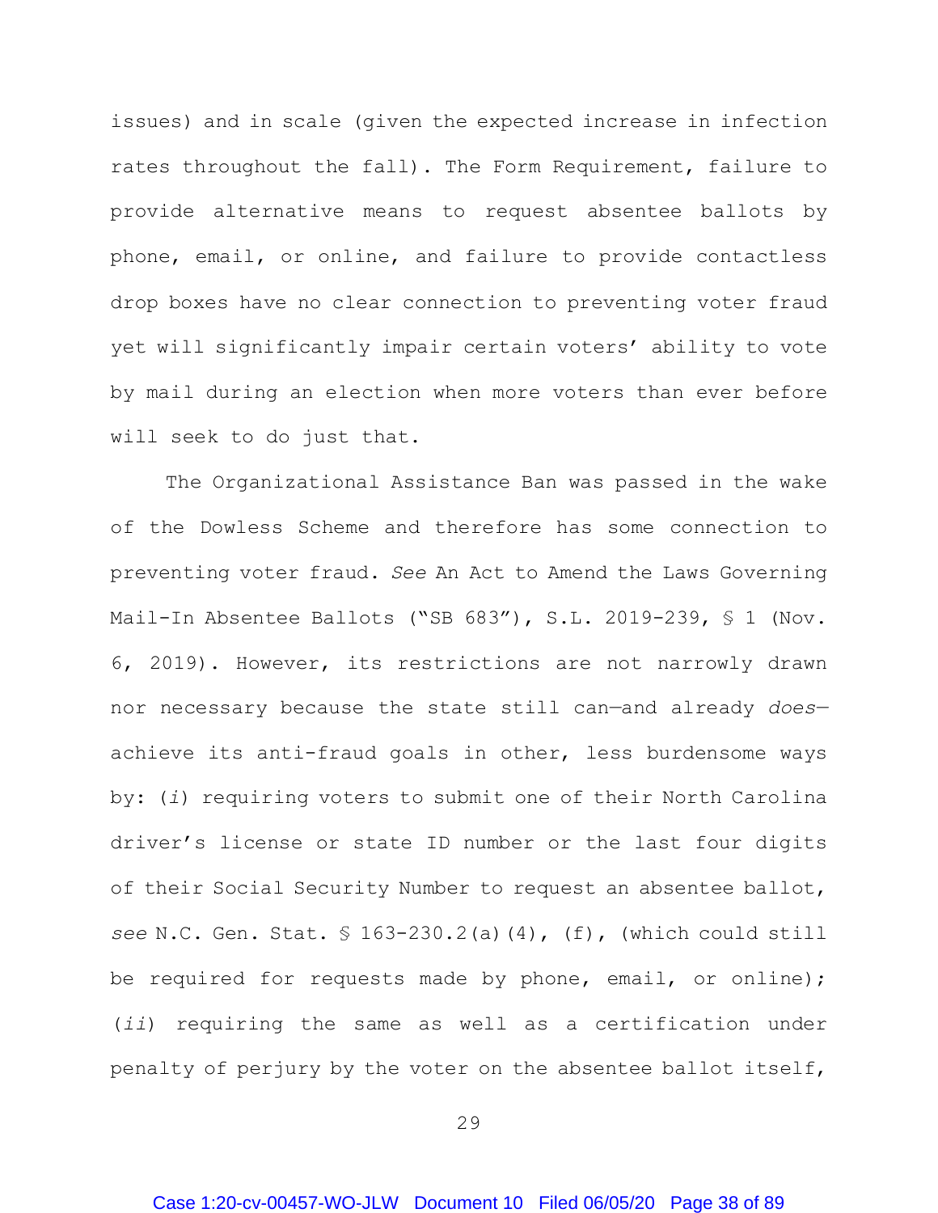issues) and in scale (given the expected increase in infection rates throughout the fall). The Form Requirement, failure to provide alternative means to request absentee ballots by phone, email, or online, and failure to provide contactless drop boxes have no clear connection to preventing voter fraud yet will significantly impair certain voters' ability to vote by mail during an election when more voters than ever before will seek to do just that.

The Organizational Assistance Ban was passed in the wake of the Dowless Scheme and therefore has some connection to preventing voter fraud. *See* An Act to Amend the Laws Governing Mail-In Absentee Ballots ("SB 683"), S.L. 2019-239, § 1 (Nov. 6, 2019). However, its restrictions are not narrowly drawn nor necessary because the state still can—and already *does*—achieve its anti-fraud goals in other, less burdensome ways by: (*i*) requiring voters to submit one of their North Carolina driver's license or state ID number or the last four digits of their Social Security Number to request an absentee ballot, *see* N.C. Gen. Stat. § 163-230.2(a)(4), (f), (which could still be required for requests made by phone, email, or online); (*ii*) requiring the same as well as a certification under penalty of perjury by the voter on the absentee ballot itself,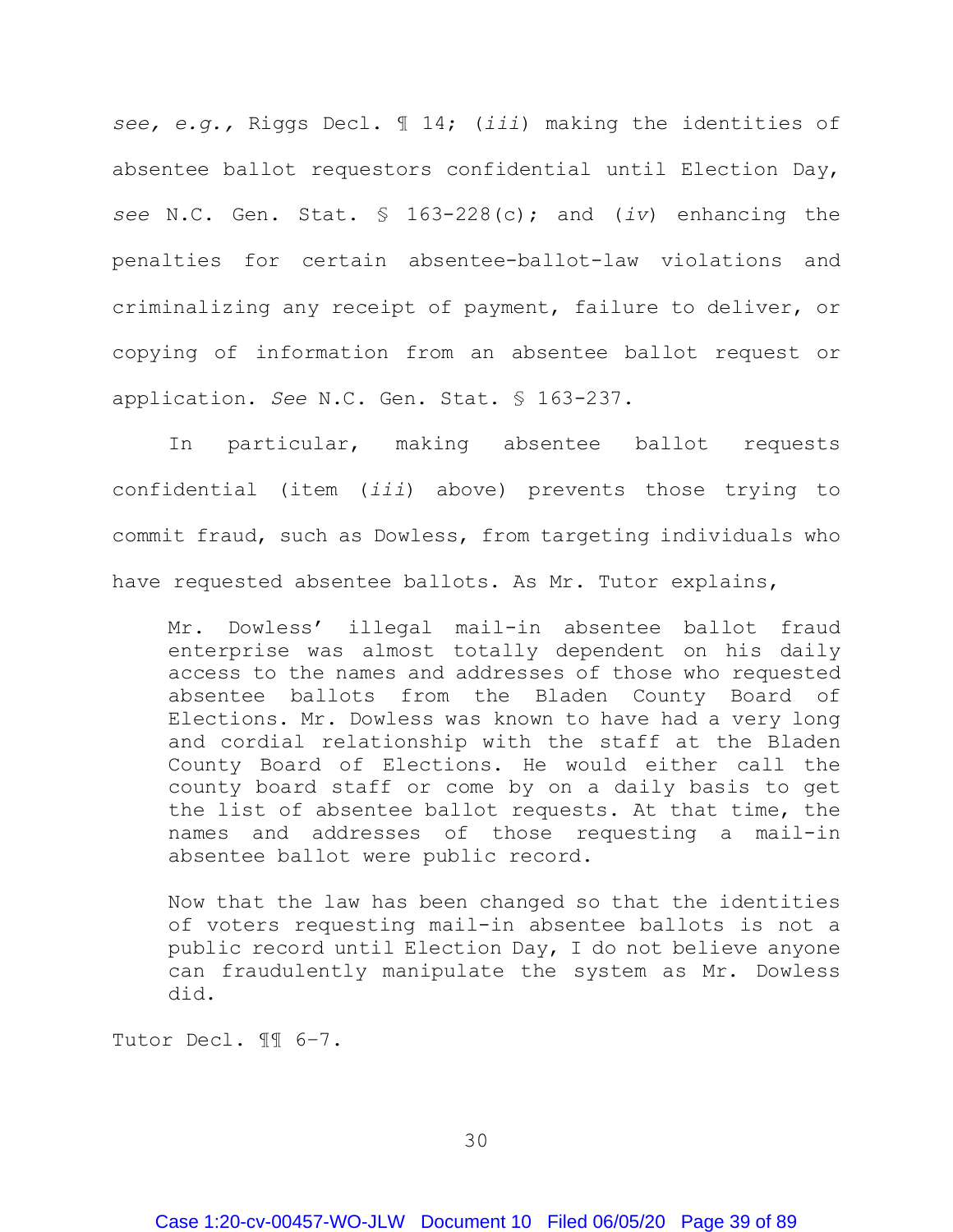*see, e.g.,* Riggs Decl. ¶ 14; (*iii*) making the identities of absentee ballot requestors confidential until Election Day, *see* N.C. Gen. Stat. § 163-228(c); and (*iv*) enhancing the penalties for certain absentee-ballot-law violations and criminalizing any receipt of payment, failure to deliver, or copying of information from an absentee ballot request or application. *See* N.C. Gen. Stat. § 163-237.

In particular, making absentee ballot requests confidential (item (*iii*) above) prevents those trying to commit fraud, such as Dowless, from targeting individuals who have requested absentee ballots. As Mr. Tutor explains,

> Mr. Dowless' illegal mail-in absentee ballot fraud enterprise was almost totally dependent on his daily access to the names and addresses of those who requested absentee ballots from the Bladen County Board of Elections. Mr. Dowless was known to have had a very long and cordial relationship with the staff at the Bladen County Board of Elections. He would either call the county board staff or come by on a daily basis to get the list of absentee ballot requests. At that time, the names and addresses of those requesting a mail-in absentee ballot were public record.
>
> Now that the law has been changed so that the identities of voters requesting mail-in absentee ballots is not a public record until Election Day, I do not believe anyone can fraudulently manipulate the system as Mr. Dowless did.

Tutor Decl. ¶¶ 6-7.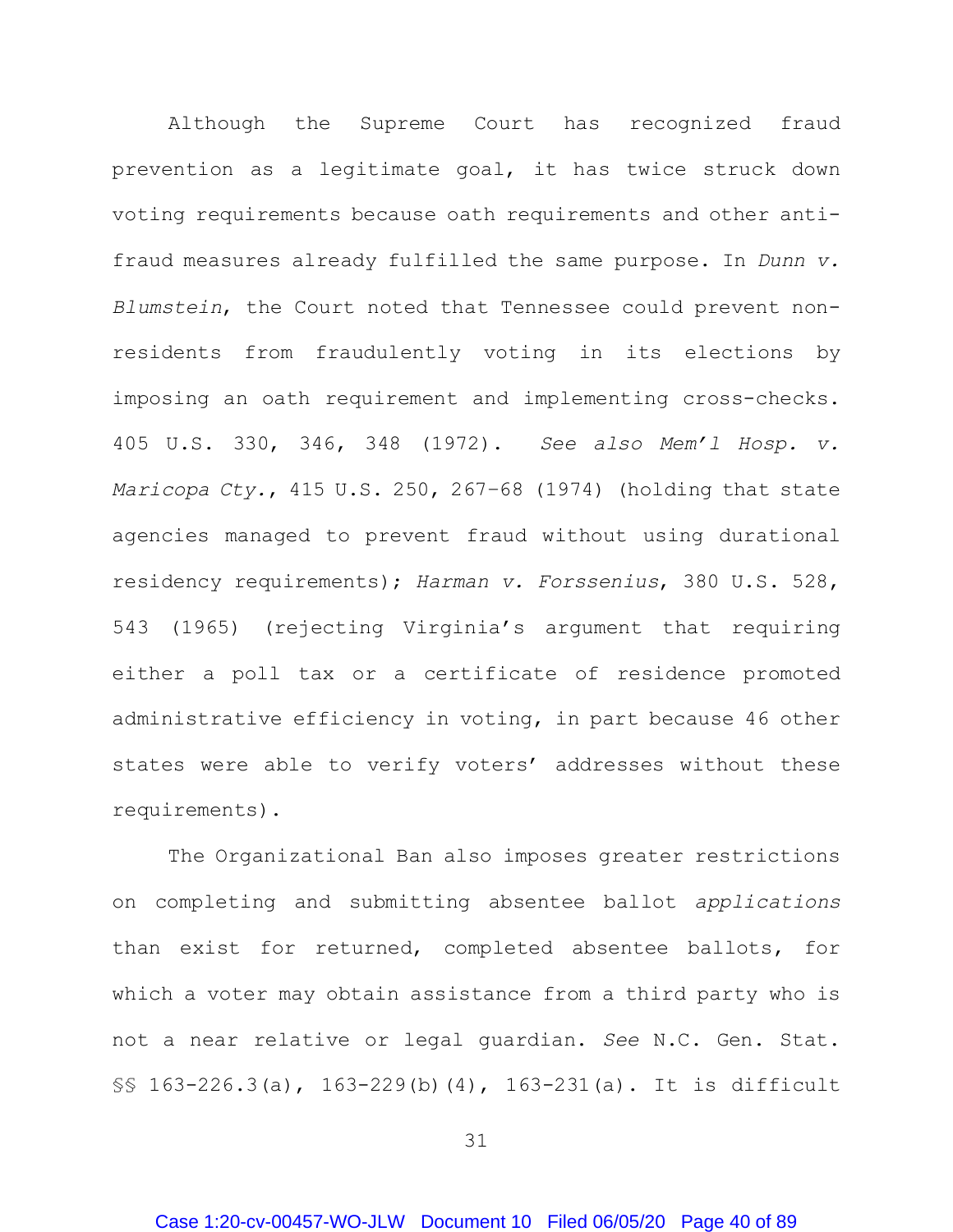Although the Supreme Court has recognized fraud prevention as a legitimate goal, it has twice struck down voting requirements because oath requirements and other anti-fraud measures already fulfilled the same purpose. In *Dunn v. Blumstein*, the Court noted that Tennessee could prevent non-residents from fraudulently voting in its elections by imposing an oath requirement and implementing cross-checks. 405 U.S. 330, 346, 348 (1972). *See also Mem'l Hosp. v. Maricopa Cty.*, 415 U.S. 250, 267–68 (1974) (holding that state agencies managed to prevent fraud without using durational residency requirements); *Harman v. Forssenius*, 380 U.S. 528, 543 (1965) (rejecting Virginia's argument that requiring either a poll tax or a certificate of residence promoted administrative efficiency in voting, in part because 46 other states were able to verify voters' addresses without these requirements).

The Organizational Ban also imposes greater restrictions on completing and submitting absentee ballot *applications* than exist for returned, completed absentee ballots, for which a voter may obtain assistance from a third party who is not a near relative or legal guardian. *See* N.C. Gen. Stat. §§ 163-226.3(a), 163-229(b)(4), 163-231(a). It is difficult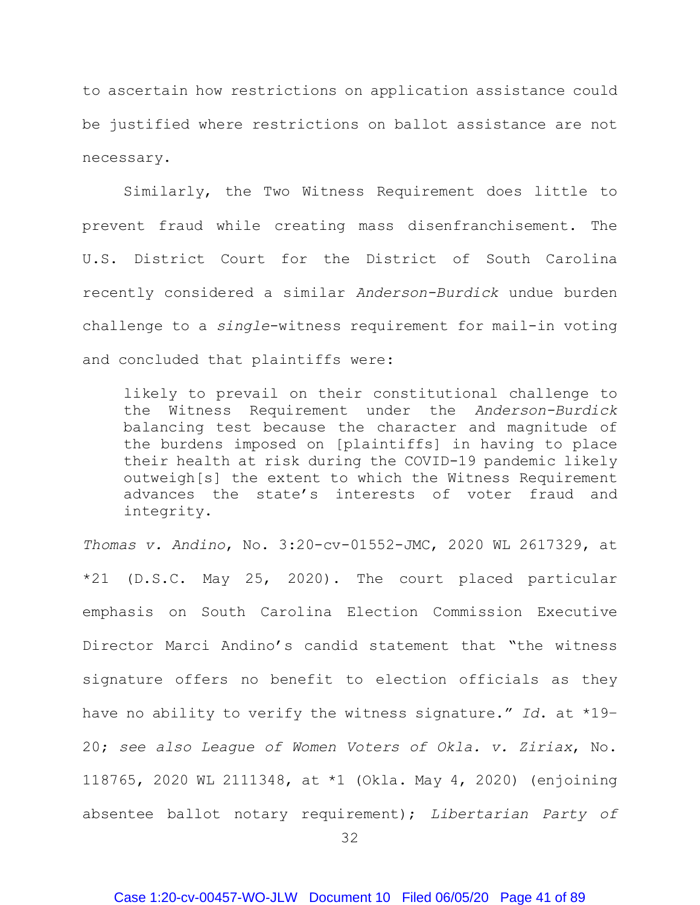to ascertain how restrictions on application assistance could be justified where restrictions on ballot assistance are not necessary.

Similarly, the Two Witness Requirement does little to prevent fraud while creating mass disenfranchisement. The U.S. District Court for the District of South Carolina recently considered a similar *Anderson-Burdick* undue burden challenge to a *single*-witness requirement for mail-in voting and concluded that plaintiffs were:

> likely to prevail on their constitutional challenge to the Witness Requirement under the *Anderson-Burdick* balancing test because the character and magnitude of the burdens imposed on [plaintiffs] in having to place their health at risk during the COVID-19 pandemic likely outweigh[s] the extent to which the Witness Requirement advances the state's interests of voter fraud and integrity.

*Thomas v. Andino*, No. 3:20-cv-01552-JMC, 2020 WL 2617329, at *21 (D.S.C. May 25, 2020). The court placed particular emphasis on South Carolina Election Commission Executive Director Marci Andino's candid statement that "the witness signature offers no benefit to election officials as they have no ability to verify the witness signature." *Id*. at *19–20; *see also League of Women Voters of Okla. v. Ziriax*, No. 118765, 2020 WL 2111348, at *1 (Okla. May 4, 2020) (enjoining absentee ballot notary requirement); *Libertarian Party of*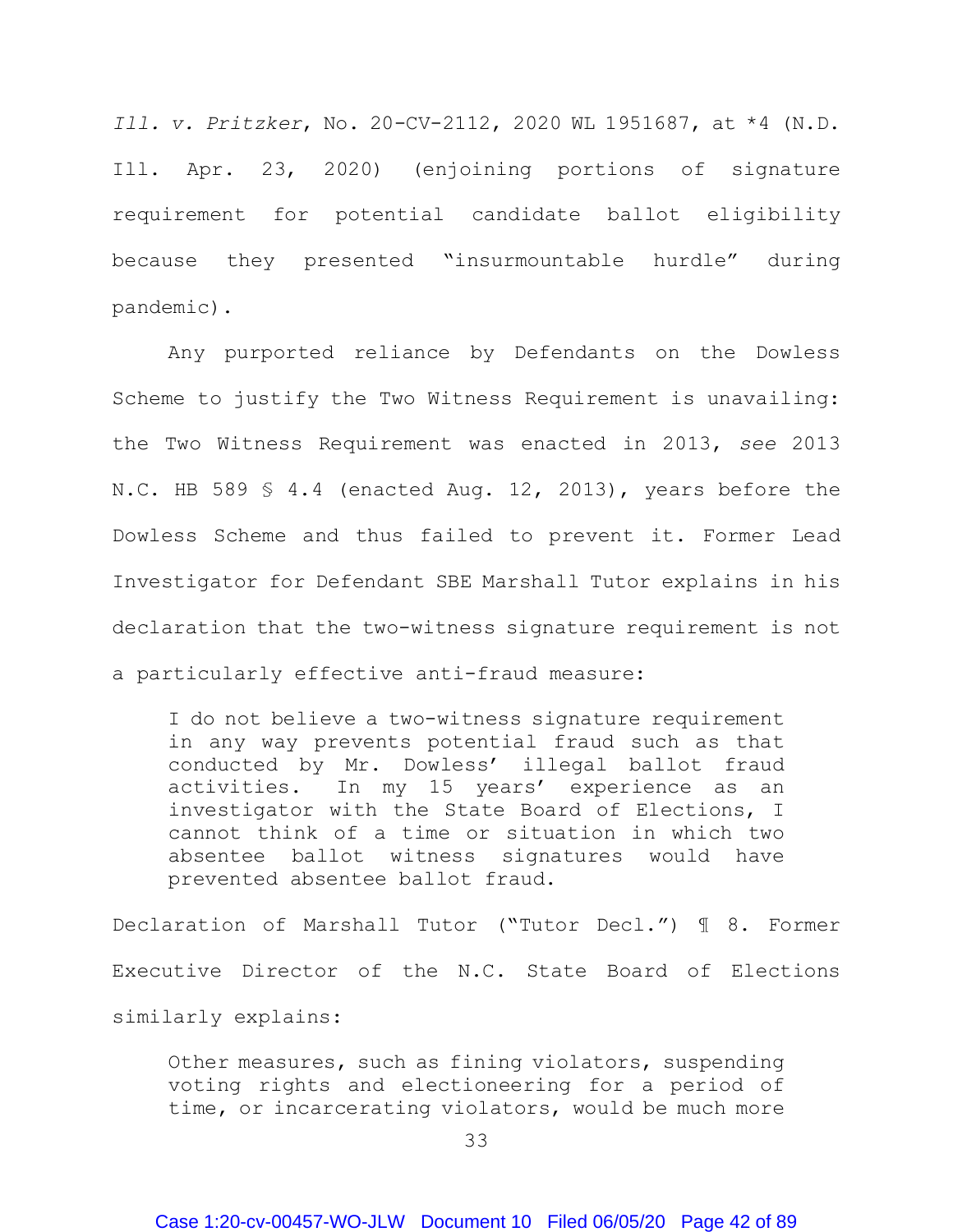*Ill. v. Pritzker*, No. 20-CV-2112, 2020 WL 1951687, at *4 (N.D. Ill. Apr. 23, 2020) (enjoining portions of signature requirement for potential candidate ballot eligibility because they presented "insurmountable hurdle" during pandemic).

Any purported reliance by Defendants on the Dowless Scheme to justify the Two Witness Requirement is unavailing: the Two Witness Requirement was enacted in 2013, *see* 2013 N.C. HB 589 § 4.4 (enacted Aug. 12, 2013), years before the Dowless Scheme and thus failed to prevent it. Former Lead Investigator for Defendant SBE Marshall Tutor explains in his declaration that the two-witness signature requirement is not a particularly effective anti-fraud measure:

> I do not believe a two-witness signature requirement in any way prevents potential fraud such as that conducted by Mr. Dowless' illegal ballot fraud activities. In my 15 years' experience as an investigator with the State Board of Elections, I cannot think of a time or situation in which two absentee ballot witness signatures would have prevented absentee ballot fraud.

Declaration of Marshall Tutor ("Tutor Decl.") ¶ 8. Former Executive Director of the N.C. State Board of Elections similarly explains:

> Other measures, such as fining violators, suspending voting rights and electioneering for a period of time, or incarcerating violators, would be much more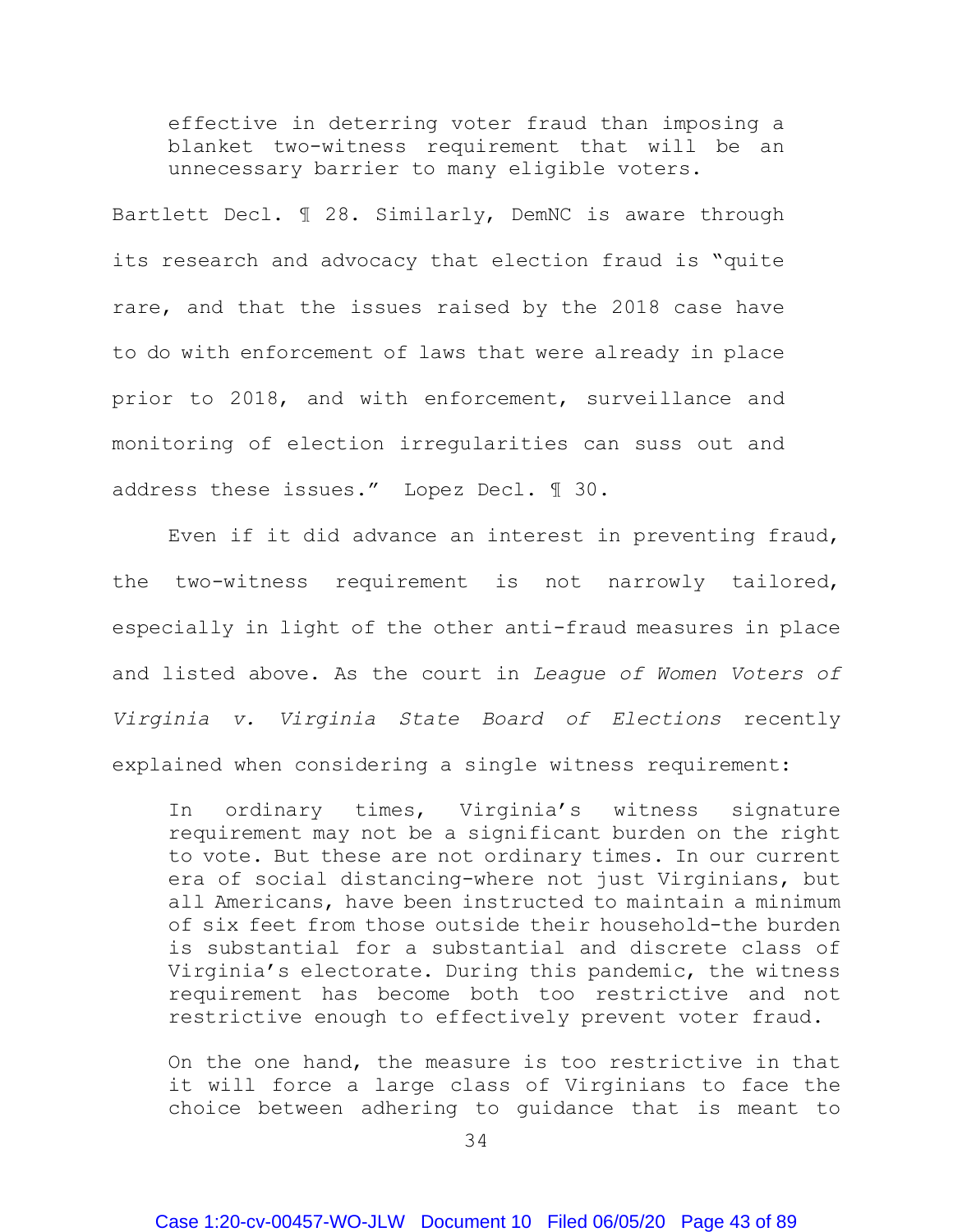> effective in deterring voter fraud than imposing a blanket two-witness requirement that will be an unnecessary barrier to many eligible voters.

Bartlett Decl. ¶ 28. Similarly, DemNC is aware through its research and advocacy that election fraud is "quite rare, and that the issues raised by the 2018 case have to do with enforcement of laws that were already in place prior to 2018, and with enforcement, surveillance and monitoring of election irregularities can suss out and address these issues." Lopez Decl. ¶ 30.

Even if it did advance an interest in preventing fraud, the two-witness requirement is not narrowly tailored, especially in light of the other anti-fraud measures in place and listed above. As the court in *League of Women Voters of Virginia v. Virginia State Board of Elections* recently explained when considering a single witness requirement:

> In ordinary times, Virginia's witness signature requirement may not be a significant burden on the right to vote. But these are not ordinary times. In our current era of social distancing-where not just Virginians, but all Americans, have been instructed to maintain a minimum of six feet from those outside their household-the burden is substantial for a substantial and discrete class of Virginia's electorate. During this pandemic, the witness requirement has become both too restrictive and not restrictive enough to effectively prevent voter fraud.
>
> On the one hand, the measure is too restrictive in that it will force a large class of Virginians to face the choice between adhering to guidance that is meant to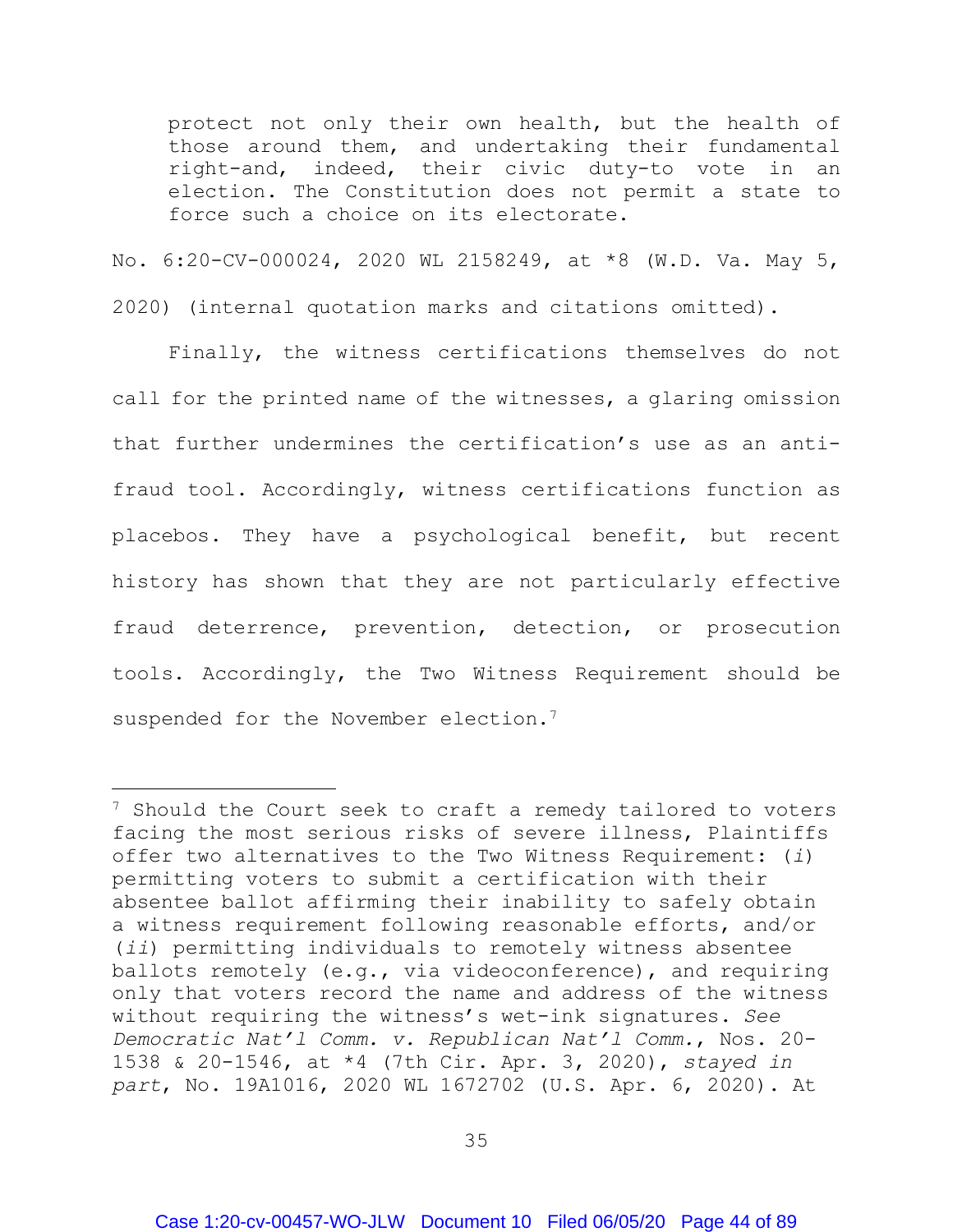> protect not only their own health, but the health of those around them, and undertaking their fundamental right-and, indeed, their civic duty-to vote in an election. The Constitution does not permit a state to force such a choice on its electorate.

No. 6:20-CV-000024, 2020 WL 2158249, at *8 (W.D. Va. May 5, 2020) (internal quotation marks and citations omitted).

Finally, the witness certifications themselves do not call for the printed name of the witnesses, a glaring omission that further undermines the certification's use as an anti-fraud tool. Accordingly, witness certifications function as placebos. They have a psychological benefit, but recent history has shown that they are not particularly effective fraud deterrence, prevention, detection, or prosecution tools. Accordingly, the Two Witness Requirement should be suspended for the November election.[7]

---

[7] Should the Court seek to craft a remedy tailored to voters facing the most serious risks of severe illness, Plaintiffs offer two alternatives to the Two Witness Requirement: (*i*) permitting voters to submit a certification with their absentee ballot affirming their inability to safely obtain a witness requirement following reasonable efforts, and/or (*ii*) permitting individuals to remotely witness absentee ballots remotely (e.g., via videoconference), and requiring only that voters record the name and address of the witness without requiring the witness's wet-ink signatures. *See Democratic Nat'l Comm. v. Republican Nat'l Comm.*, Nos. 20-1538 & 20-1546, at *4 (7th Cir. Apr. 3, 2020), *stayed in part*, No. 19A1016, 2020 WL 1672702 (U.S. Apr. 6, 2020). At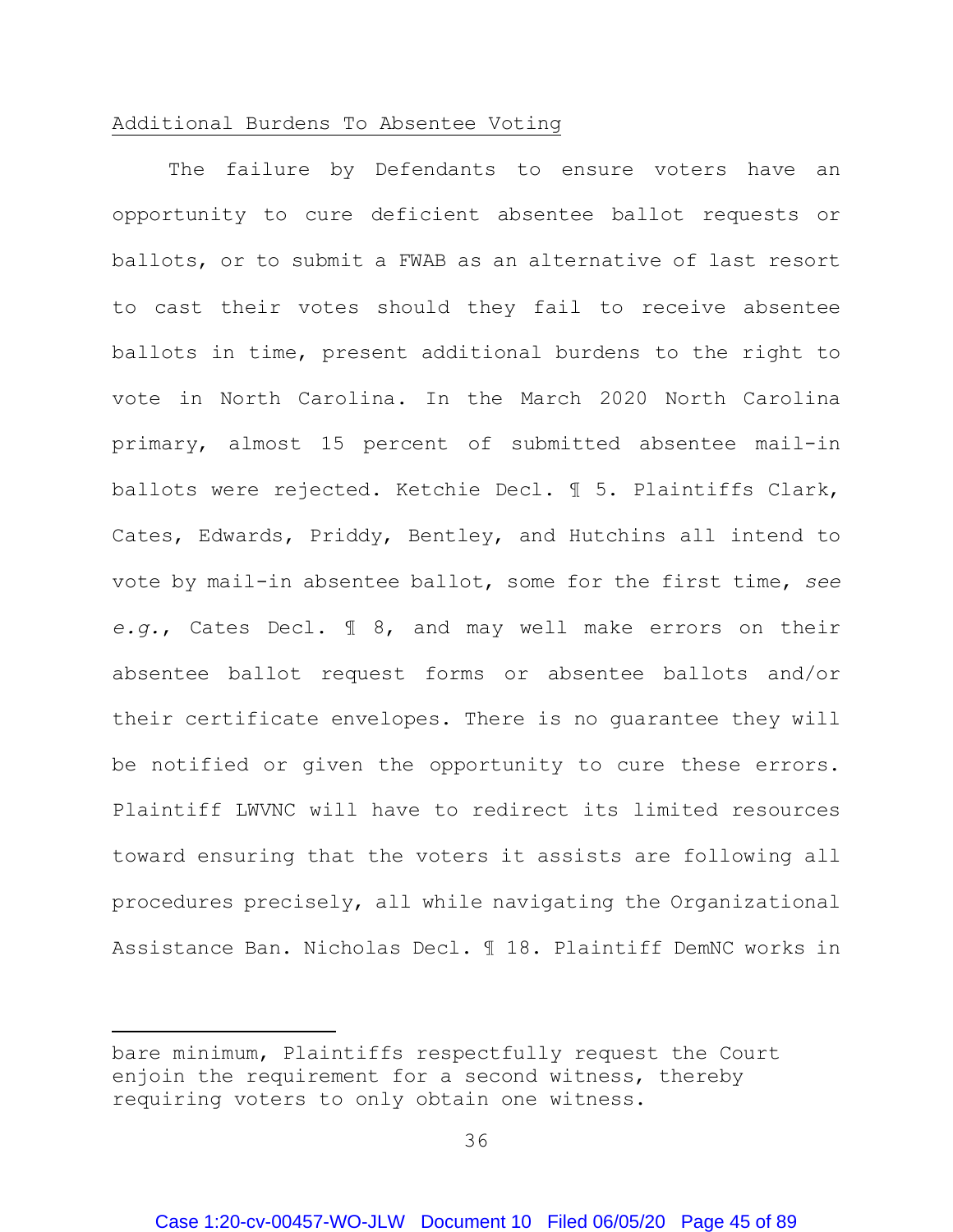Additional Burdens To Absentee Voting

The failure by Defendants to ensure voters have an opportunity to cure deficient absentee ballot requests or ballots, or to submit a FWAB as an alternative of last resort to cast their votes should they fail to receive absentee ballots in time, present additional burdens to the right to vote in North Carolina. In the March 2020 North Carolina primary, almost 15 percent of submitted absentee mail-in ballots were rejected. Ketchie Decl. ¶ 5. Plaintiffs Clark, Cates, Edwards, Priddy, Bentley, and Hutchins all intend to vote by mail-in absentee ballot, some for the first time, *see e.g.*, Cates Decl. ¶ 8, and may well make errors on their absentee ballot request forms or absentee ballots and/or their certificate envelopes. There is no guarantee they will be notified or given the opportunity to cure these errors. Plaintiff LWVNC will have to redirect its limited resources toward ensuring that the voters it assists are following all procedures precisely, all while navigating the Organizational Assistance Ban. Nicholas Decl. ¶ 18. Plaintiff DemNC works in

---

bare minimum, Plaintiffs respectfully request the Court enjoin the requirement for a second witness, thereby requiring voters to only obtain one witness.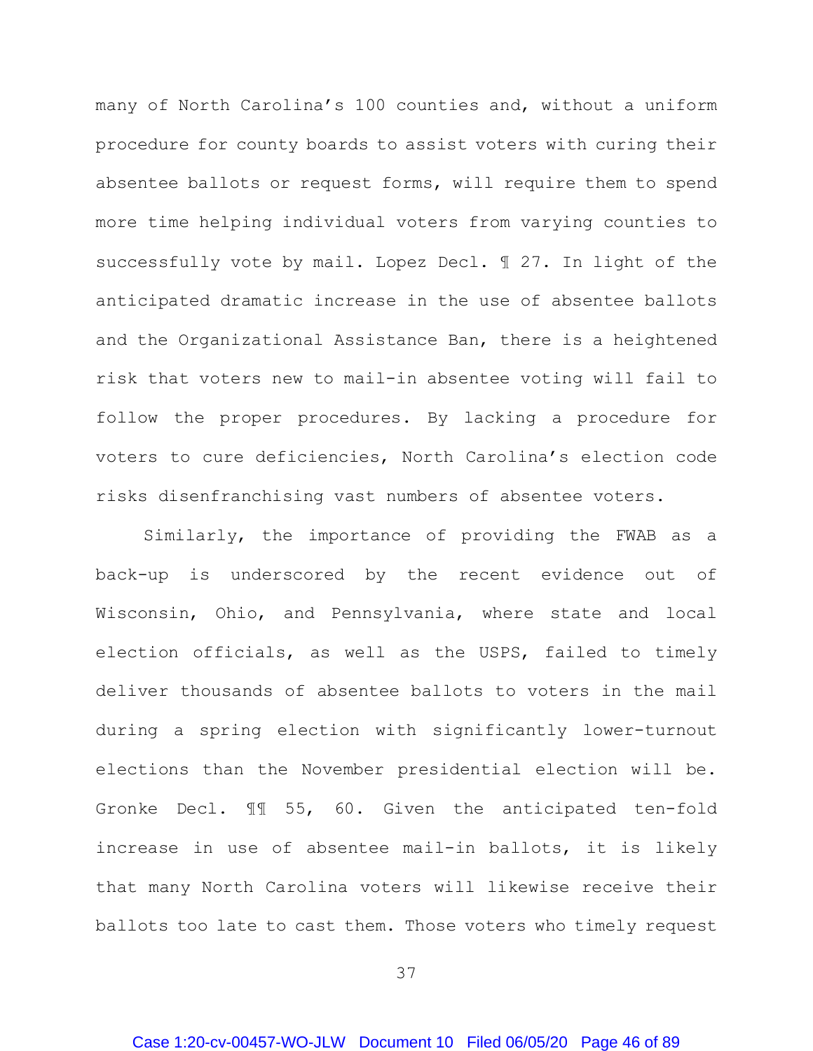many of North Carolina's 100 counties and, without a uniform procedure for county boards to assist voters with curing their absentee ballots or request forms, will require them to spend more time helping individual voters from varying counties to successfully vote by mail. Lopez Decl. ¶ 27. In light of the anticipated dramatic increase in the use of absentee ballots and the Organizational Assistance Ban, there is a heightened risk that voters new to mail-in absentee voting will fail to follow the proper procedures. By lacking a procedure for voters to cure deficiencies, North Carolina's election code risks disenfranchising vast numbers of absentee voters.

Similarly, the importance of providing the FWAB as a back-up is underscored by the recent evidence out of Wisconsin, Ohio, and Pennsylvania, where state and local election officials, as well as the USPS, failed to timely deliver thousands of absentee ballots to voters in the mail during a spring election with significantly lower-turnout elections than the November presidential election will be. Gronke Decl. ¶¶ 55, 60. Given the anticipated ten-fold increase in use of absentee mail-in ballots, it is likely that many North Carolina voters will likewise receive their ballots too late to cast them. Those voters who timely request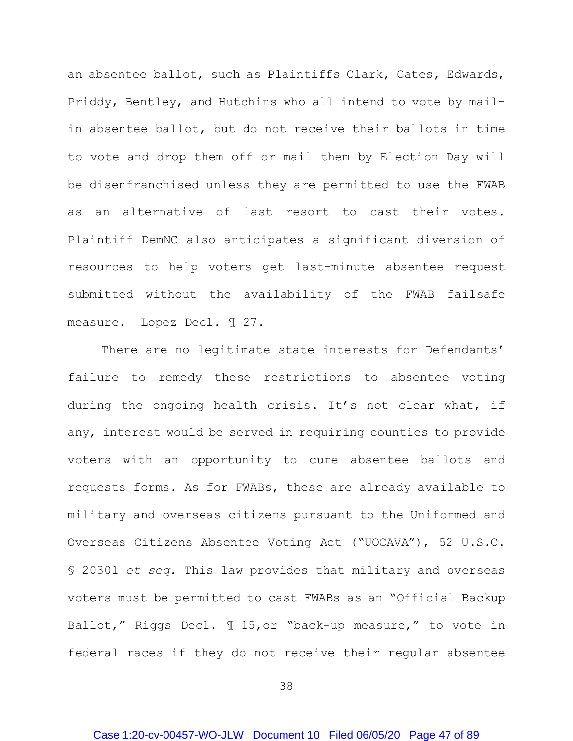an absentee ballot, such as Plaintiffs Clark, Cates, Edwards, Priddy, Bentley, and Hutchins who all intend to vote by mail-in absentee ballot, but do not receive their ballots in time to vote and drop them off or mail them by Election Day will be disenfranchised unless they are permitted to use the FWAB as an alternative of last resort to cast their votes. Plaintiff DemNC also anticipates a significant diversion of resources to help voters get last-minute absentee request submitted without the availability of the FWAB failsafe measure. Lopez Decl. ¶ 27.

There are no legitimate state interests for Defendants' failure to remedy these restrictions to absentee voting during the ongoing health crisis. It's not clear what, if any, interest would be served in requiring counties to provide voters with an opportunity to cure absentee ballots and requests forms. As for FWABs, these are already available to military and overseas citizens pursuant to the Uniformed and Overseas Citizens Absentee Voting Act ("UOCAVA"), 52 U.S.C. § 20301 *et seq.* This law provides that military and overseas voters must be permitted to cast FWABs as an "Official Backup Ballot," Riggs Decl. ¶ 15,or "back-up measure," to vote in federal races if they do not receive their regular absentee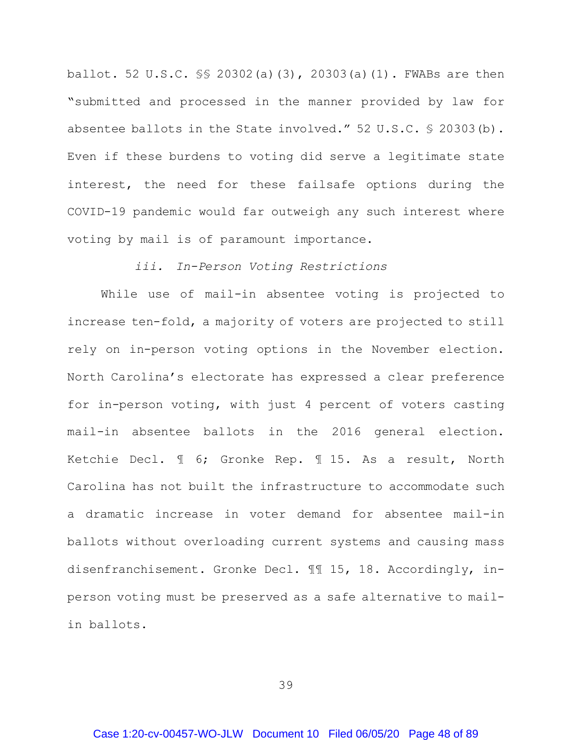ballot. 52 U.S.C. §§ 20302(a)(3), 20303(a)(1). FWABs are then "submitted and processed in the manner provided by law for absentee ballots in the State involved." 52 U.S.C. § 20303(b). Even if these burdens to voting did serve a legitimate state interest, the need for these failsafe options during the COVID-19 pandemic would far outweigh any such interest where voting by mail is of paramount importance.

*iii. In-Person Voting Restrictions*

While use of mail-in absentee voting is projected to increase ten-fold, a majority of voters are projected to still rely on in-person voting options in the November election. North Carolina's electorate has expressed a clear preference for in-person voting, with just 4 percent of voters casting mail-in absentee ballots in the 2016 general election. Ketchie Decl. ¶ 6; Gronke Rep. ¶ 15. As a result, North Carolina has not built the infrastructure to accommodate such a dramatic increase in voter demand for absentee mail-in ballots without overloading current systems and causing mass disenfranchisement. Gronke Decl. ¶¶ 15, 18. Accordingly, in-person voting must be preserved as a safe alternative to mail-in ballots.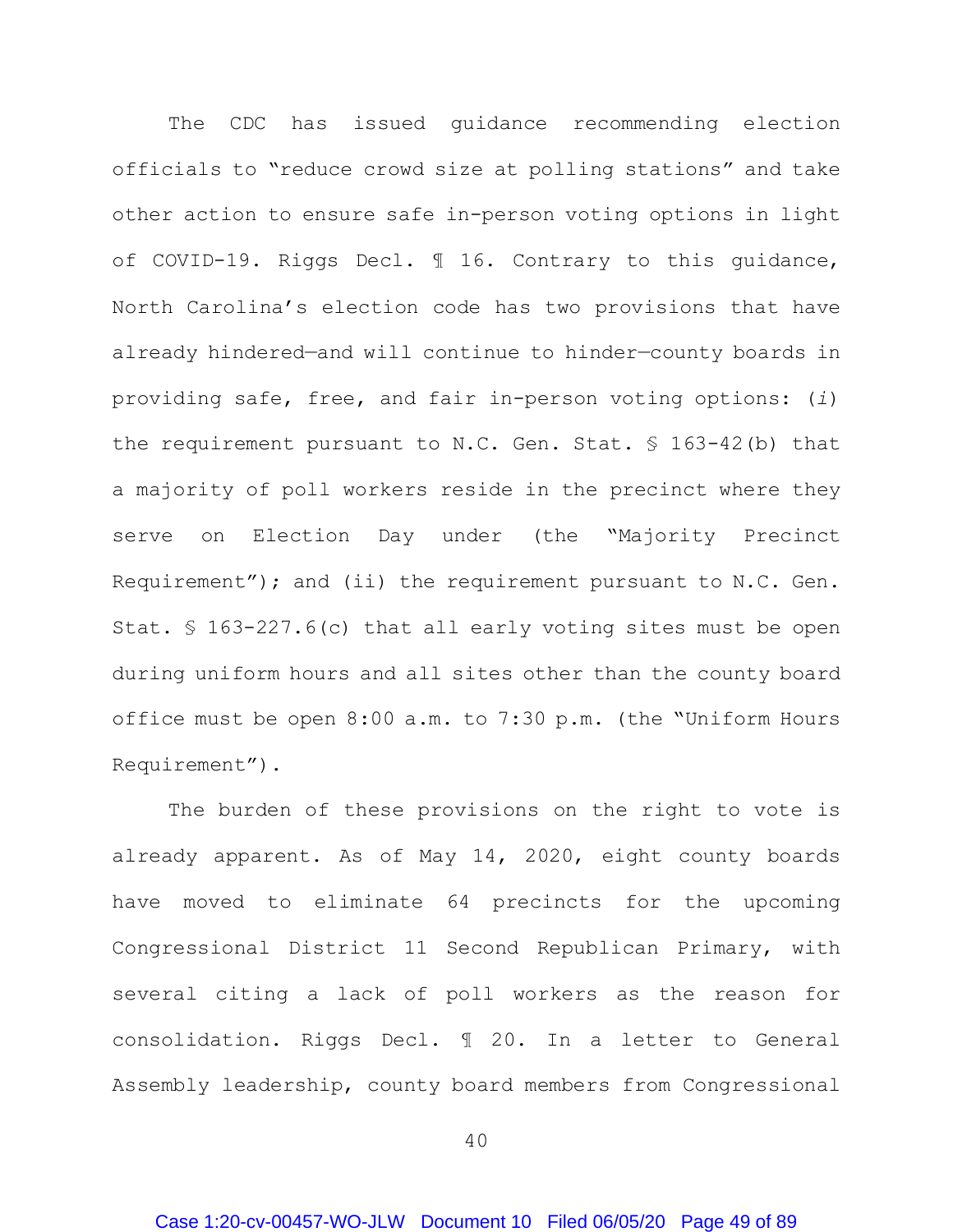The CDC has issued guidance recommending election officials to "reduce crowd size at polling stations" and take other action to ensure safe in-person voting options in light of COVID-19. Riggs Decl. ¶ 16. Contrary to this guidance, North Carolina's election code has two provisions that have already hindered—and will continue to hinder—county boards in providing safe, free, and fair in-person voting options: (*i*) the requirement pursuant to N.C. Gen. Stat. § 163-42(b) that a majority of poll workers reside in the precinct where they serve on Election Day under (the "Majority Precinct Requirement"); and (ii) the requirement pursuant to N.C. Gen. Stat. § 163-227.6(c) that all early voting sites must be open during uniform hours and all sites other than the county board office must be open 8:00 a.m. to 7:30 p.m. (the "Uniform Hours Requirement").

The burden of these provisions on the right to vote is already apparent. As of May 14, 2020, eight county boards have moved to eliminate 64 precincts for the upcoming Congressional District 11 Second Republican Primary, with several citing a lack of poll workers as the reason for consolidation. Riggs Decl. ¶ 20. In a letter to General Assembly leadership, county board members from Congressional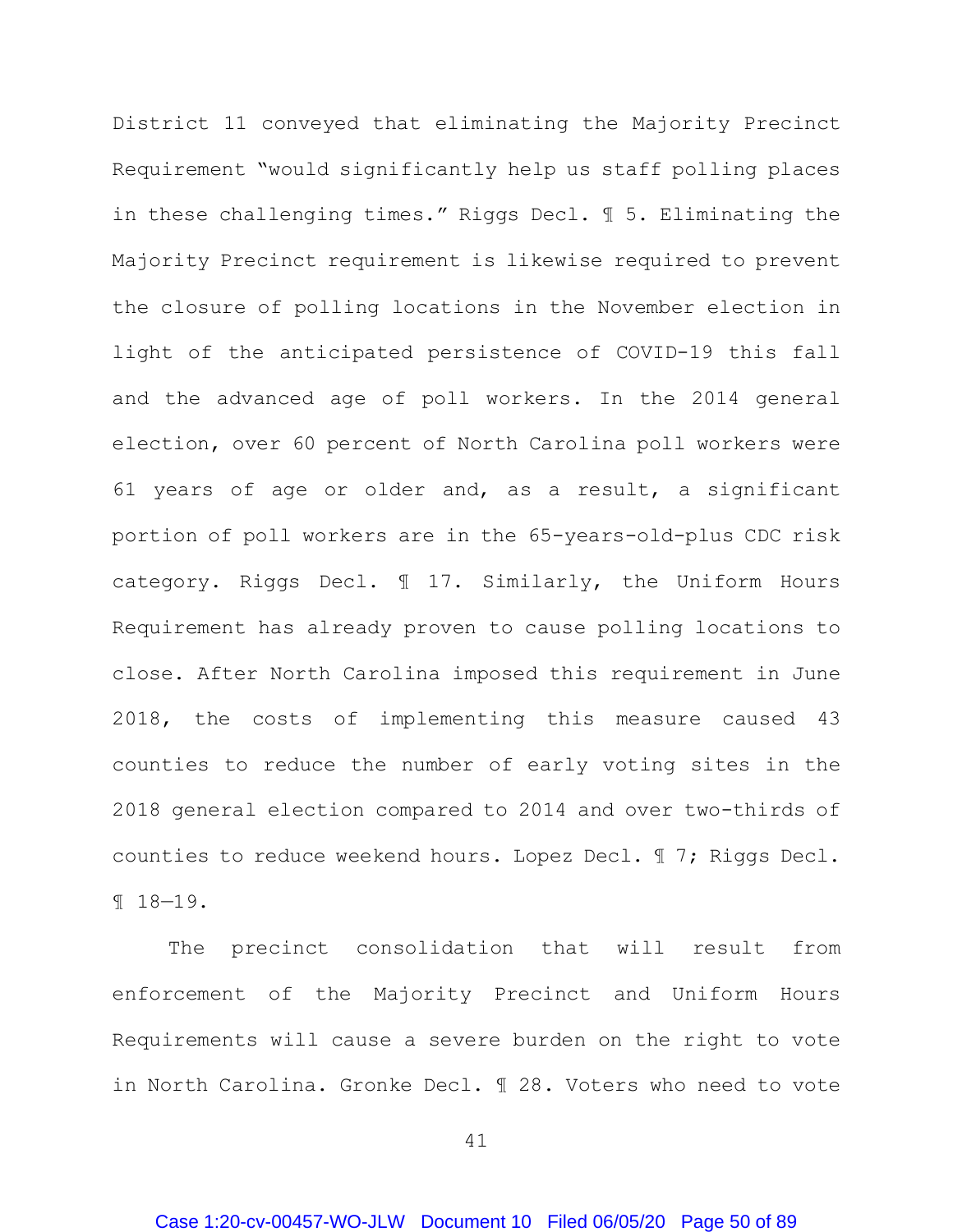District 11 conveyed that eliminating the Majority Precinct Requirement "would significantly help us staff polling places in these challenging times." Riggs Decl. ¶ 5. Eliminating the Majority Precinct requirement is likewise required to prevent the closure of polling locations in the November election in light of the anticipated persistence of COVID-19 this fall and the advanced age of poll workers. In the 2014 general election, over 60 percent of North Carolina poll workers were 61 years of age or older and, as a result, a significant portion of poll workers are in the 65-years-old-plus CDC risk category. Riggs Decl. ¶ 17. Similarly, the Uniform Hours Requirement has already proven to cause polling locations to close. After North Carolina imposed this requirement in June 2018, the costs of implementing this measure caused 43 counties to reduce the number of early voting sites in the 2018 general election compared to 2014 and over two-thirds of counties to reduce weekend hours. Lopez Decl. ¶ 7; Riggs Decl. ¶ 18–19.

The precinct consolidation that will result from enforcement of the Majority Precinct and Uniform Hours Requirements will cause a severe burden on the right to vote in North Carolina. Gronke Decl. ¶ 28. Voters who need to vote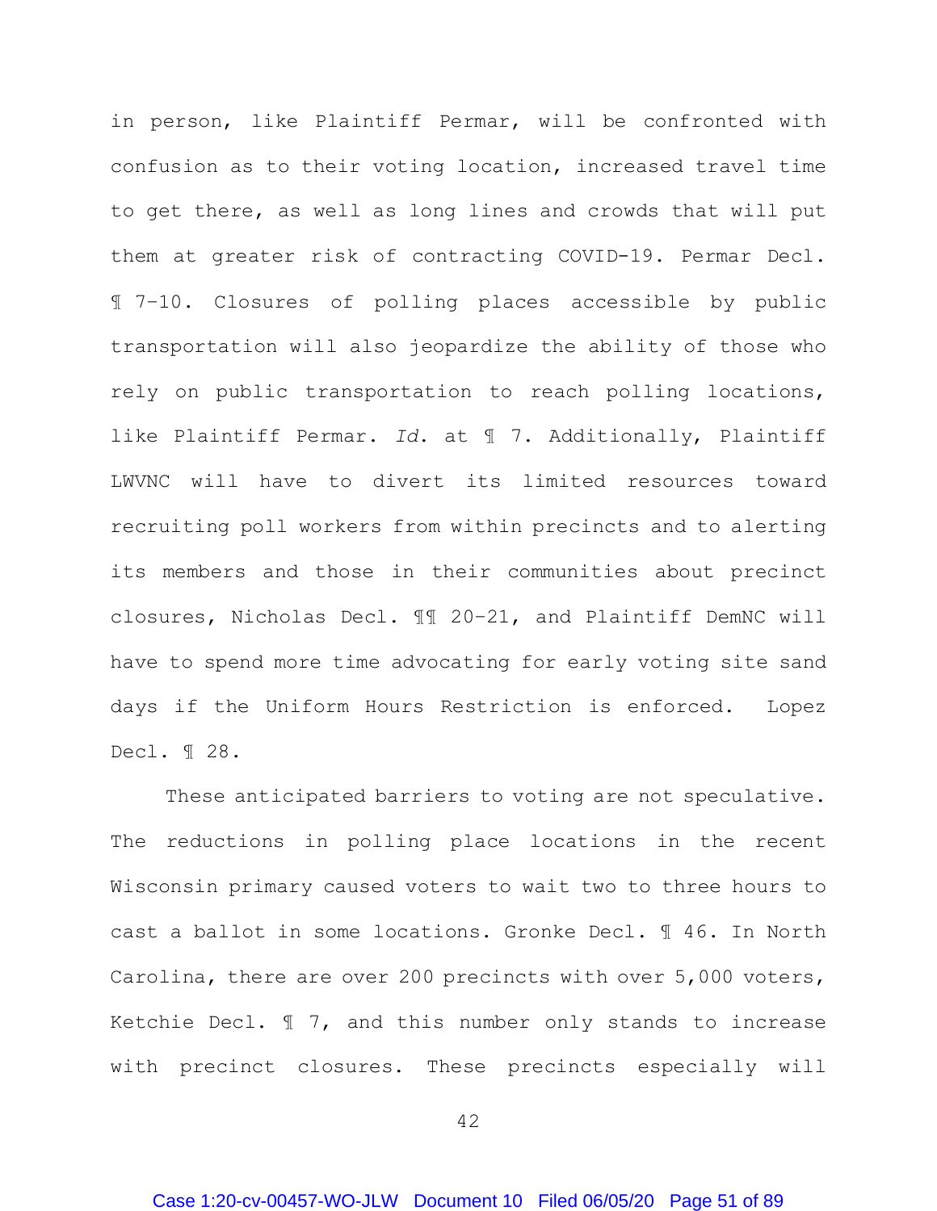in person, like Plaintiff Permar, will be confronted with confusion as to their voting location, increased travel time to get there, as well as long lines and crowds that will put them at greater risk of contracting COVID-19. Permar Decl. ¶ 7–10. Closures of polling places accessible by public transportation will also jeopardize the ability of those who rely on public transportation to reach polling locations, like Plaintiff Permar. *Id.* at ¶ 7. Additionally, Plaintiff LWVNC will have to divert its limited resources toward recruiting poll workers from within precincts and to alerting its members and those in their communities about precinct closures, Nicholas Decl. ¶¶ 20–21, and Plaintiff DemNC will have to spend more time advocating for early voting site sand days if the Uniform Hours Restriction is enforced. Lopez Decl. ¶ 28.

These anticipated barriers to voting are not speculative. The reductions in polling place locations in the recent Wisconsin primary caused voters to wait two to three hours to cast a ballot in some locations. Gronke Decl. ¶ 46. In North Carolina, there are over 200 precincts with over 5,000 voters, Ketchie Decl. ¶ 7, and this number only stands to increase with precinct closures. These precincts especially will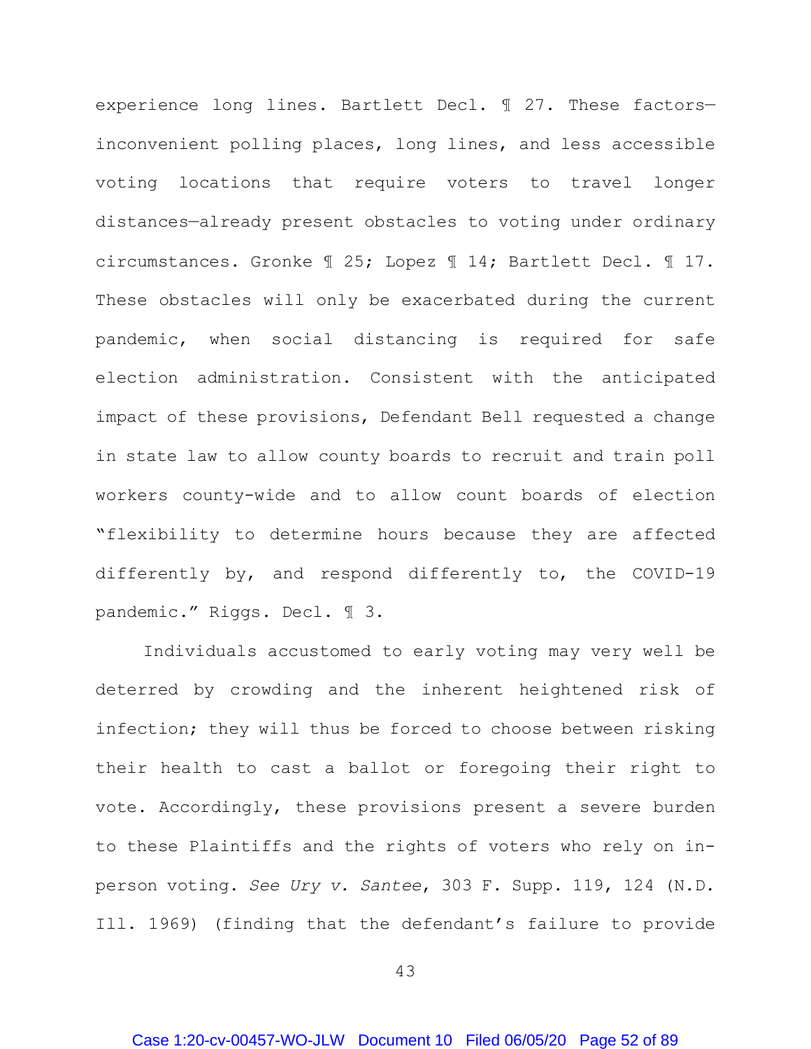experience long lines. Bartlett Decl. ¶ 27. These factors—inconvenient polling places, long lines, and less accessible voting locations that require voters to travel longer distances—already present obstacles to voting under ordinary circumstances. Gronke ¶ 25; Lopez ¶ 14; Bartlett Decl. ¶ 17. These obstacles will only be exacerbated during the current pandemic, when social distancing is required for safe election administration. Consistent with the anticipated impact of these provisions, Defendant Bell requested a change in state law to allow county boards to recruit and train poll workers county-wide and to allow count boards of election "flexibility to determine hours because they are affected differently by, and respond differently to, the COVID-19 pandemic." Riggs. Decl. ¶ 3.

Individuals accustomed to early voting may very well be deterred by crowding and the inherent heightened risk of infection; they will thus be forced to choose between risking their health to cast a ballot or foregoing their right to vote. Accordingly, these provisions present a severe burden to these Plaintiffs and the rights of voters who rely on in-person voting. *See Ury v. Santee*, 303 F. Supp. 119, 124 (N.D. Ill. 1969) (finding that the defendant's failure to provide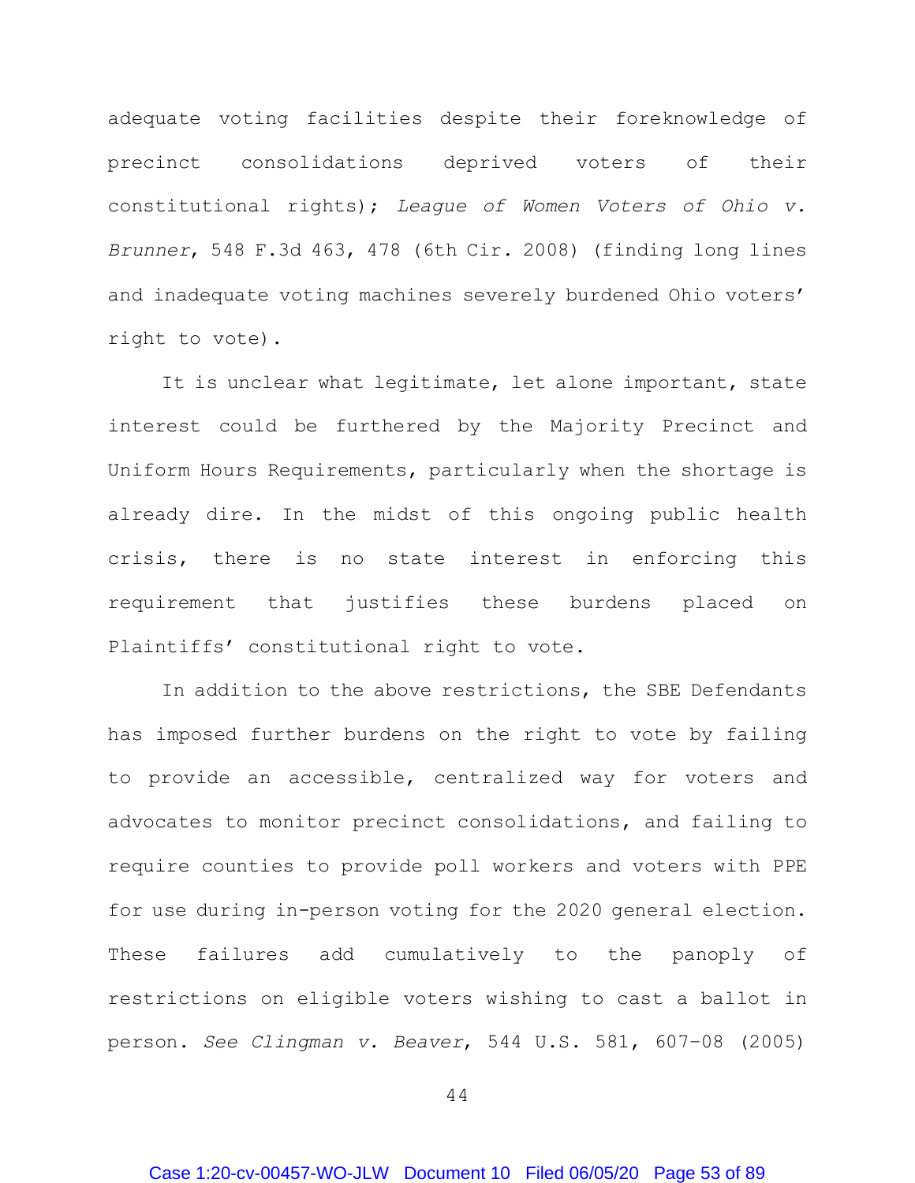adequate voting facilities despite their foreknowledge of precinct consolidations deprived voters of their constitutional rights); *League of Women Voters of Ohio v. Brunner*, 548 F.3d 463, 478 (6th Cir. 2008) (finding long lines and inadequate voting machines severely burdened Ohio voters' right to vote).

It is unclear what legitimate, let alone important, state interest could be furthered by the Majority Precinct and Uniform Hours Requirements, particularly when the shortage is already dire. In the midst of this ongoing public health crisis, there is no state interest in enforcing this requirement that justifies these burdens placed on Plaintiffs' constitutional right to vote.

In addition to the above restrictions, the SBE Defendants has imposed further burdens on the right to vote by failing to provide an accessible, centralized way for voters and advocates to monitor precinct consolidations, and failing to require counties to provide poll workers and voters with PPE for use during in-person voting for the 2020 general election. These failures add cumulatively to the panoply of restrictions on eligible voters wishing to cast a ballot in person. *See Clingman v. Beaver*, 544 U.S. 581, 607–08 (2005)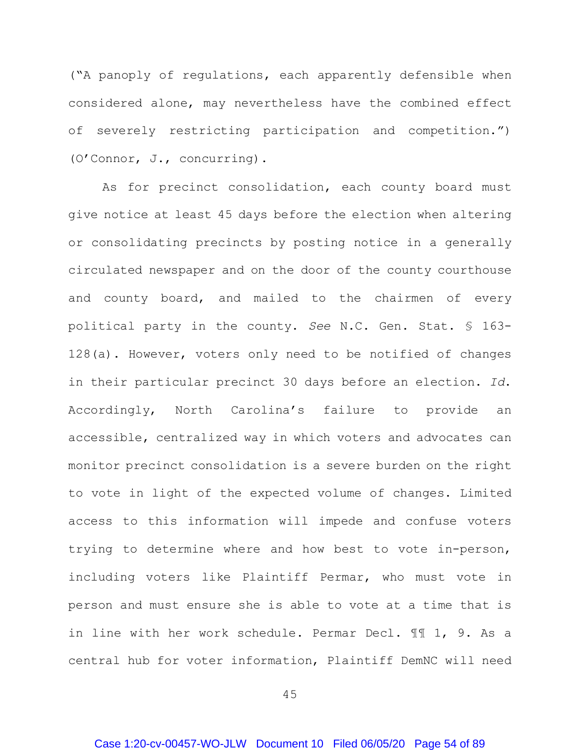("A panoply of regulations, each apparently defensible when considered alone, may nevertheless have the combined effect of severely restricting participation and competition.") (O'Connor, J., concurring).

As for precinct consolidation, each county board must give notice at least 45 days before the election when altering or consolidating precincts by posting notice in a generally circulated newspaper and on the door of the county courthouse and county board, and mailed to the chairmen of every political party in the county. *See* N.C. Gen. Stat. § 163-128(a). However, voters only need to be notified of changes in their particular precinct 30 days before an election. *Id.* Accordingly, North Carolina's failure to provide an accessible, centralized way in which voters and advocates can monitor precinct consolidation is a severe burden on the right to vote in light of the expected volume of changes. Limited access to this information will impede and confuse voters trying to determine where and how best to vote in-person, including voters like Plaintiff Permar, who must vote in person and must ensure she is able to vote at a time that is in line with her work schedule. Permar Decl. ¶¶ 1, 9. As a central hub for voter information, Plaintiff DemNC will need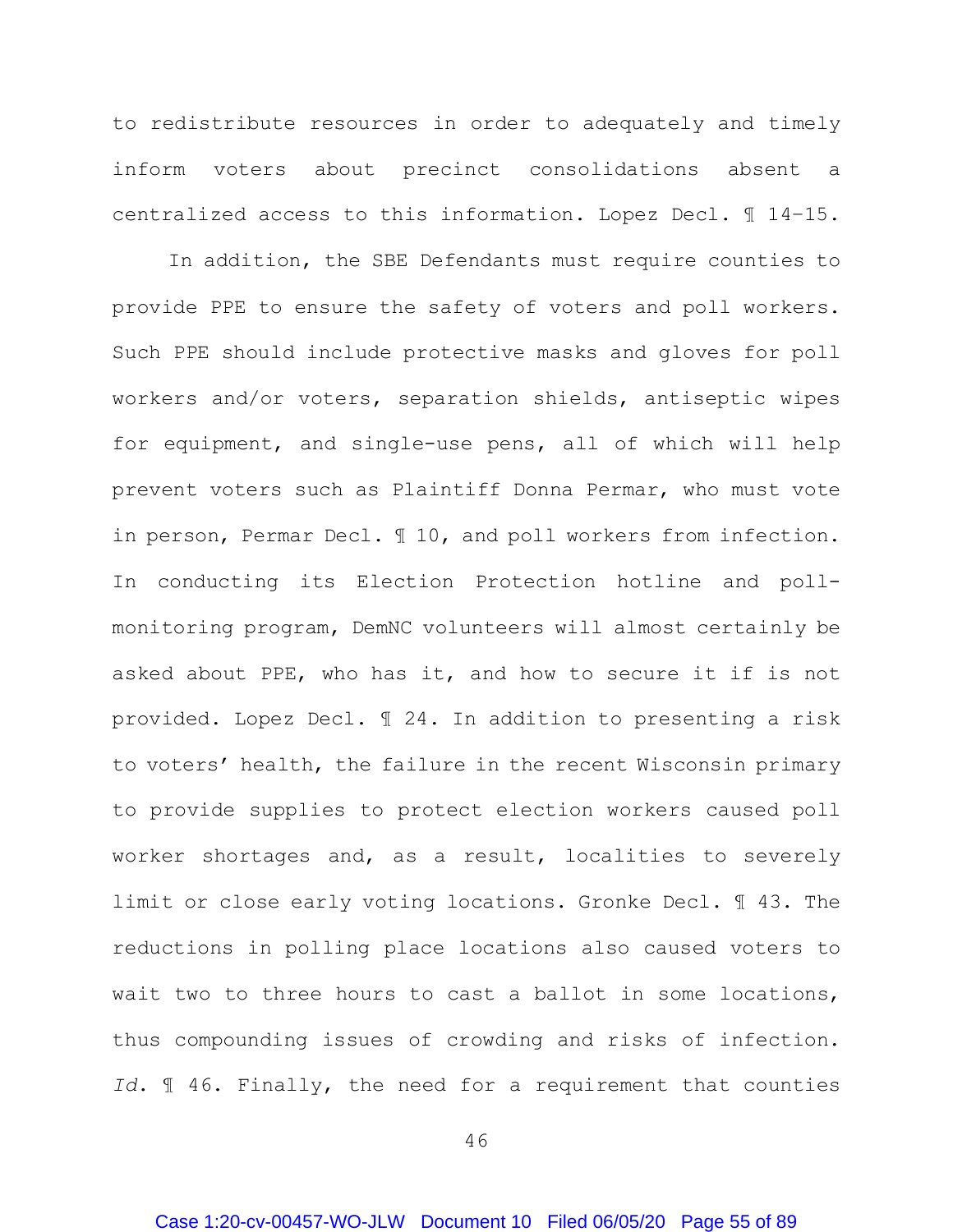to redistribute resources in order to adequately and timely inform voters about precinct consolidations absent a centralized access to this information. Lopez Decl. ¶ 14–15.

In addition, the SBE Defendants must require counties to provide PPE to ensure the safety of voters and poll workers. Such PPE should include protective masks and gloves for poll workers and/or voters, separation shields, antiseptic wipes for equipment, and single-use pens, all of which will help prevent voters such as Plaintiff Donna Permar, who must vote in person, Permar Decl. ¶ 10, and poll workers from infection. In conducting its Election Protection hotline and poll-monitoring program, DemNC volunteers will almost certainly be asked about PPE, who has it, and how to secure it if is not provided. Lopez Decl. ¶ 24. In addition to presenting a risk to voters' health, the failure in the recent Wisconsin primary to provide supplies to protect election workers caused poll worker shortages and, as a result, localities to severely limit or close early voting locations. Gronke Decl. ¶ 43. The reductions in polling place locations also caused voters to wait two to three hours to cast a ballot in some locations, thus compounding issues of crowding and risks of infection. *Id.* ¶ 46. Finally, the need for a requirement that counties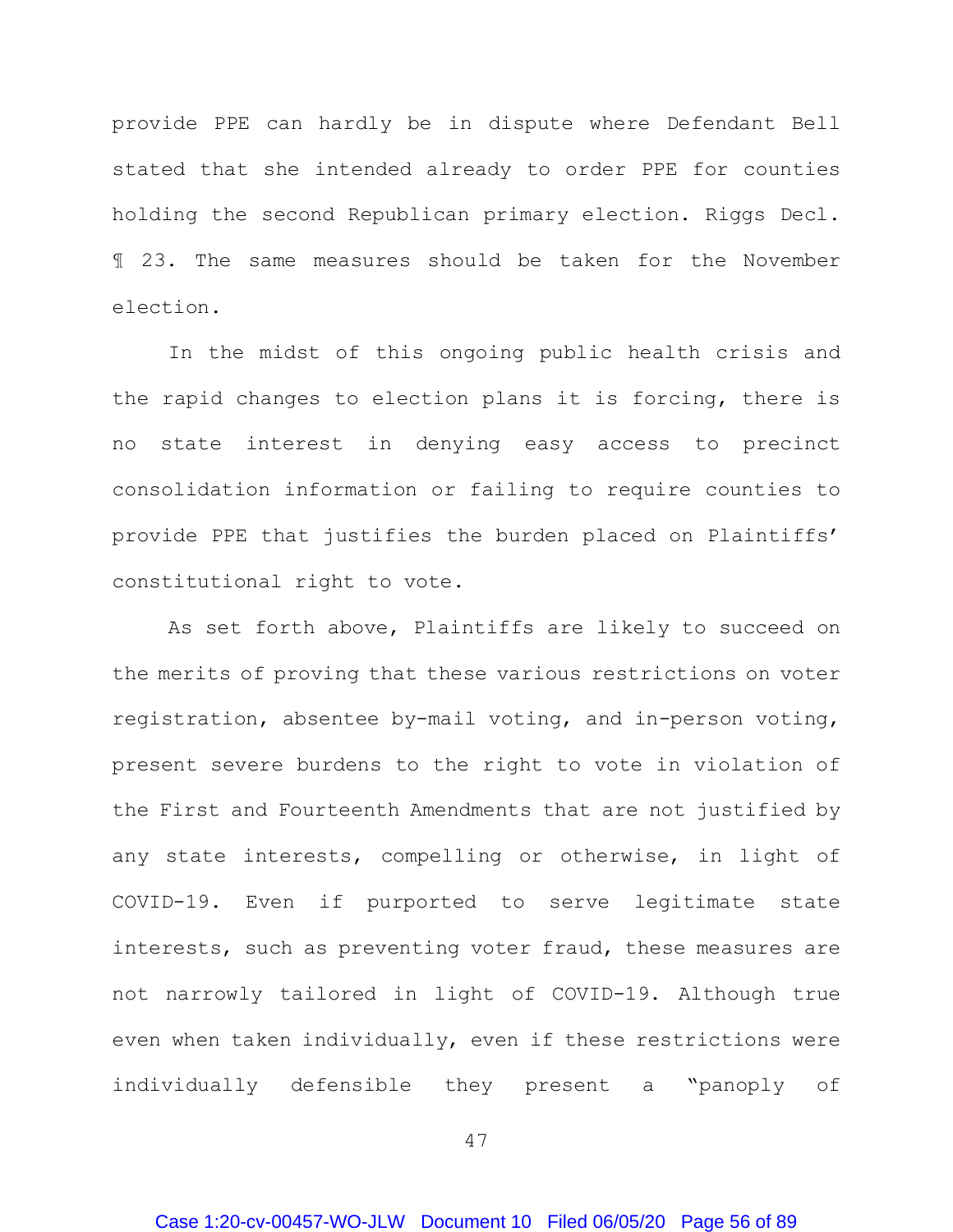provide PPE can hardly be in dispute where Defendant Bell stated that she intended already to order PPE for counties holding the second Republican primary election. Riggs Decl. ¶ 23. The same measures should be taken for the November election.

In the midst of this ongoing public health crisis and the rapid changes to election plans it is forcing, there is no state interest in denying easy access to precinct consolidation information or failing to require counties to provide PPE that justifies the burden placed on Plaintiffs' constitutional right to vote.

As set forth above, Plaintiffs are likely to succeed on the merits of proving that these various restrictions on voter registration, absentee by-mail voting, and in-person voting, present severe burdens to the right to vote in violation of the First and Fourteenth Amendments that are not justified by any state interests, compelling or otherwise, in light of COVID-19. Even if purported to serve legitimate state interests, such as preventing voter fraud, these measures are not narrowly tailored in light of COVID-19. Although true even when taken individually, even if these restrictions were individually defensible they present a "panoply of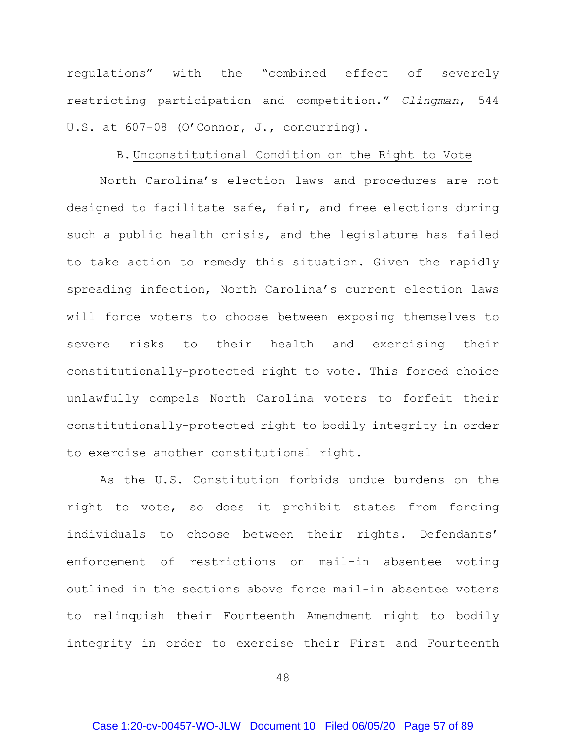regulations" with the "combined effect of severely restricting participation and competition." *Clingman*, 544 U.S. at 607–08 (O'Connor, J., concurring).

### B. Unconstitutional Condition on the Right to Vote

North Carolina's election laws and procedures are not designed to facilitate safe, fair, and free elections during such a public health crisis, and the legislature has failed to take action to remedy this situation. Given the rapidly spreading infection, North Carolina's current election laws will force voters to choose between exposing themselves to severe risks to their health and exercising their constitutionally-protected right to vote. This forced choice unlawfully compels North Carolina voters to forfeit their constitutionally-protected right to bodily integrity in order to exercise another constitutional right.

As the U.S. Constitution forbids undue burdens on the right to vote, so does it prohibit states from forcing individuals to choose between their rights. Defendants' enforcement of restrictions on mail-in absentee voting outlined in the sections above force mail-in absentee voters to relinquish their Fourteenth Amendment right to bodily integrity in order to exercise their First and Fourteenth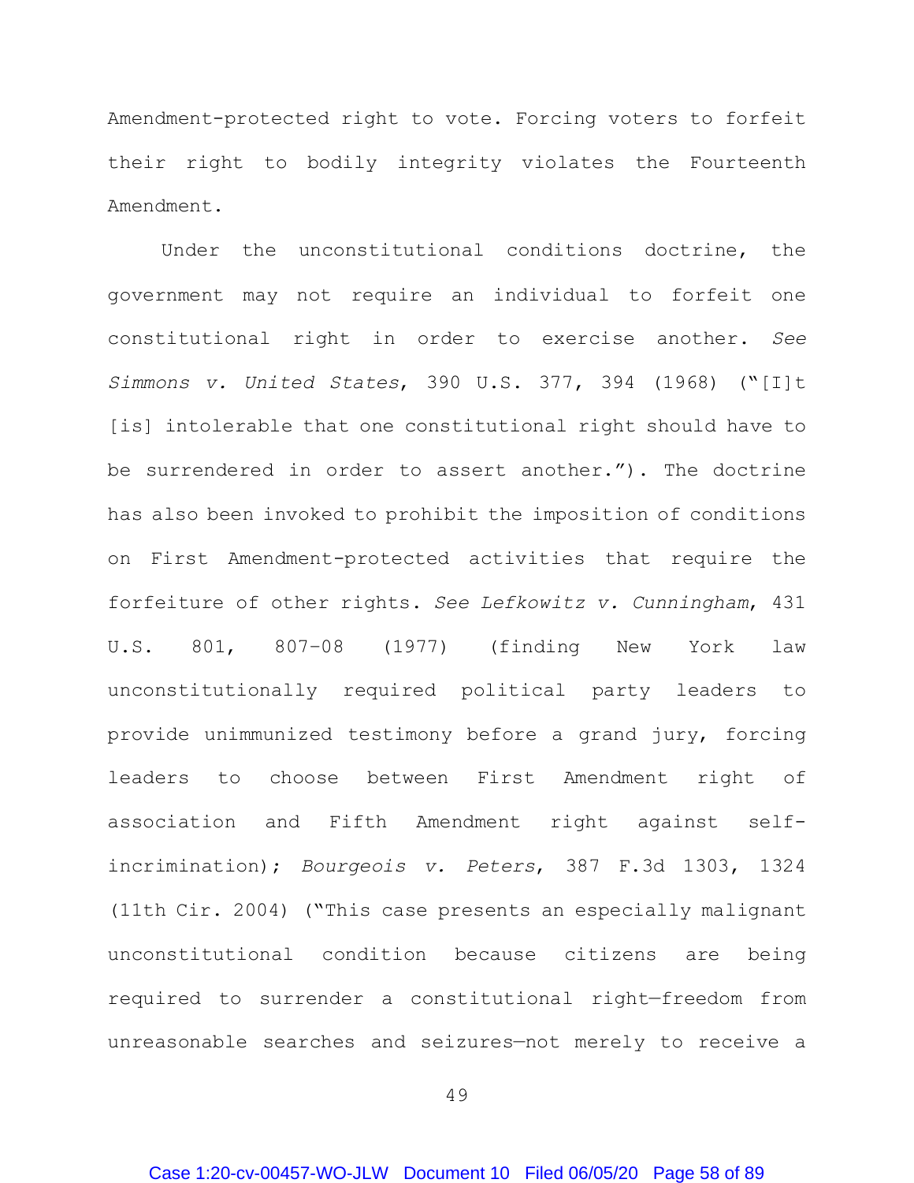Amendment-protected right to vote. Forcing voters to forfeit their right to bodily integrity violates the Fourteenth Amendment.

Under the unconstitutional conditions doctrine, the government may not require an individual to forfeit one constitutional right in order to exercise another. *See Simmons v. United States*, 390 U.S. 377, 394 (1968) ("[I]t [is] intolerable that one constitutional right should have to be surrendered in order to assert another."). The doctrine has also been invoked to prohibit the imposition of conditions on First Amendment-protected activities that require the forfeiture of other rights. *See Lefkowitz v. Cunningham*, 431 U.S. 801, 807–08 (1977) (finding New York law unconstitutionally required political party leaders to provide unimmunized testimony before a grand jury, forcing leaders to choose between First Amendment right of association and Fifth Amendment right against self-incrimination); *Bourgeois v. Peters*, 387 F.3d 1303, 1324 (11th Cir. 2004) ("This case presents an especially malignant unconstitutional condition because citizens are being required to surrender a constitutional right—freedom from unreasonable searches and seizures—not merely to receive a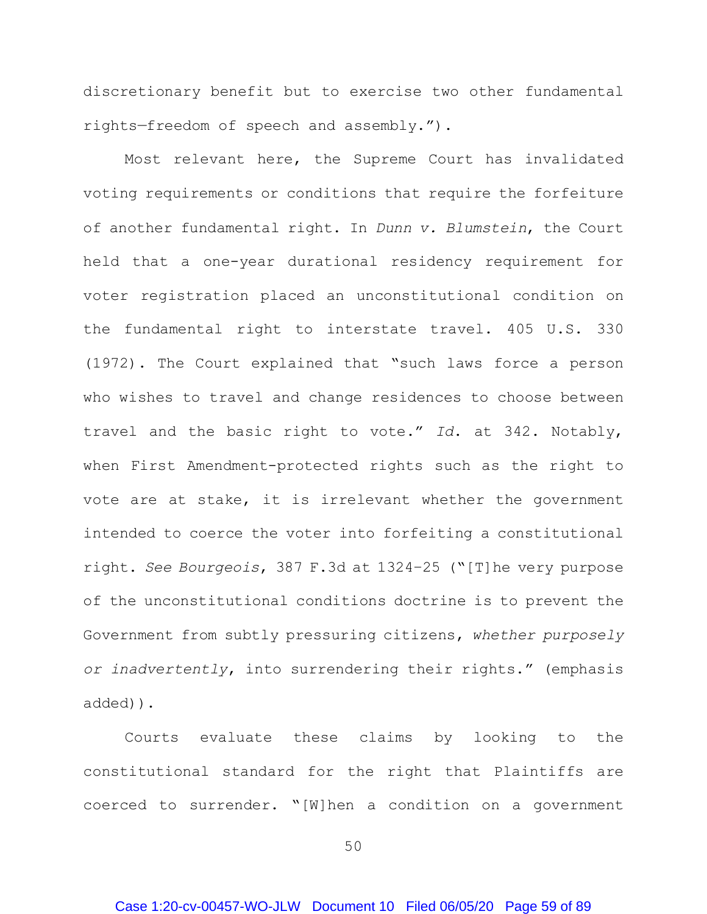discretionary benefit but to exercise two other fundamental rights—freedom of speech and assembly.").

Most relevant here, the Supreme Court has invalidated voting requirements or conditions that require the forfeiture of another fundamental right. In *Dunn v. Blumstein*, the Court held that a one-year durational residency requirement for voter registration placed an unconstitutional condition on the fundamental right to interstate travel. 405 U.S. 330 (1972). The Court explained that "such laws force a person who wishes to travel and change residences to choose between travel and the basic right to vote." *Id.* at 342. Notably, when First Amendment-protected rights such as the right to vote are at stake, it is irrelevant whether the government intended to coerce the voter into forfeiting a constitutional right. *See Bourgeois*, 387 F.3d at 1324–25 ("[T]he very purpose of the unconstitutional conditions doctrine is to prevent the Government from subtly pressuring citizens, *whether purposely or inadvertently*, into surrendering their rights." (emphasis added)).

Courts evaluate these claims by looking to the constitutional standard for the right that Plaintiffs are coerced to surrender. "[W]hen a condition on a government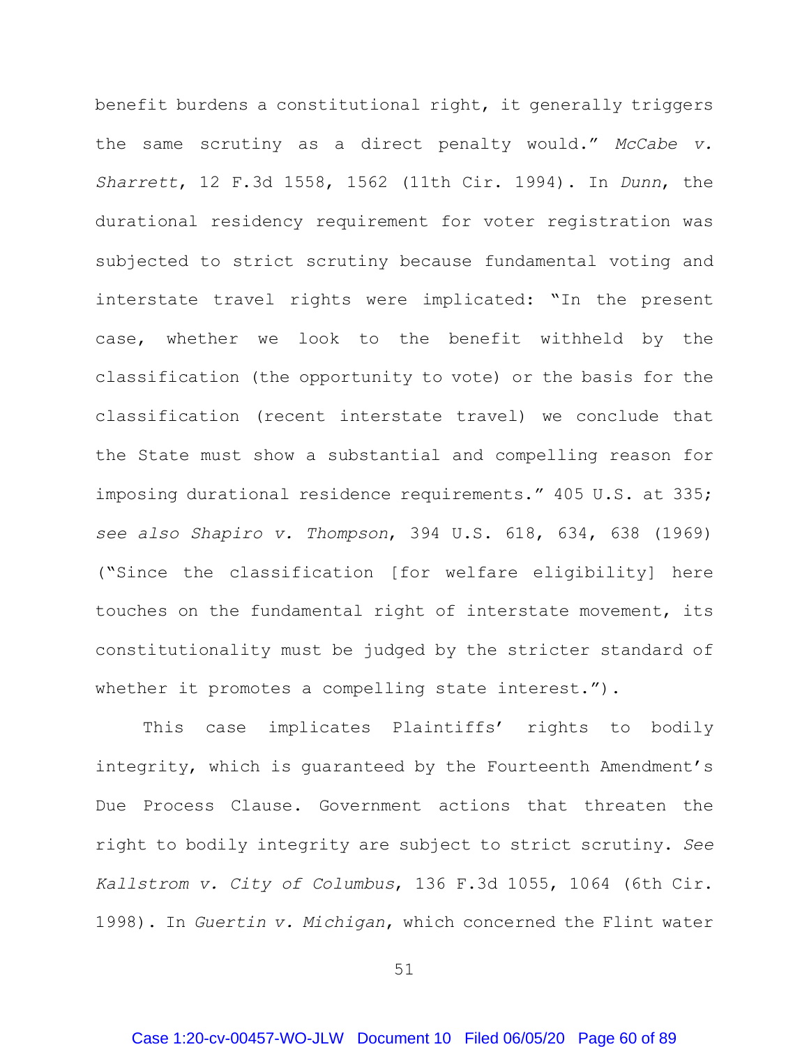benefit burdens a constitutional right, it generally triggers the same scrutiny as a direct penalty would." *McCabe v. Sharrett*, 12 F.3d 1558, 1562 (11th Cir. 1994). In *Dunn*, the durational residency requirement for voter registration was subjected to strict scrutiny because fundamental voting and interstate travel rights were implicated: "In the present case, whether we look to the benefit withheld by the classification (the opportunity to vote) or the basis for the classification (recent interstate travel) we conclude that the State must show a substantial and compelling reason for imposing durational residence requirements." 405 U.S. at 335; *see also Shapiro v. Thompson*, 394 U.S. 618, 634, 638 (1969) ("Since the classification [for welfare eligibility] here touches on the fundamental right of interstate movement, its constitutionality must be judged by the stricter standard of whether it promotes a compelling state interest.").

This case implicates Plaintiffs' rights to bodily integrity, which is guaranteed by the Fourteenth Amendment's Due Process Clause. Government actions that threaten the right to bodily integrity are subject to strict scrutiny. *See Kallstrom v. City of Columbus*, 136 F.3d 1055, 1064 (6th Cir. 1998). In *Guertin v. Michigan*, which concerned the Flint water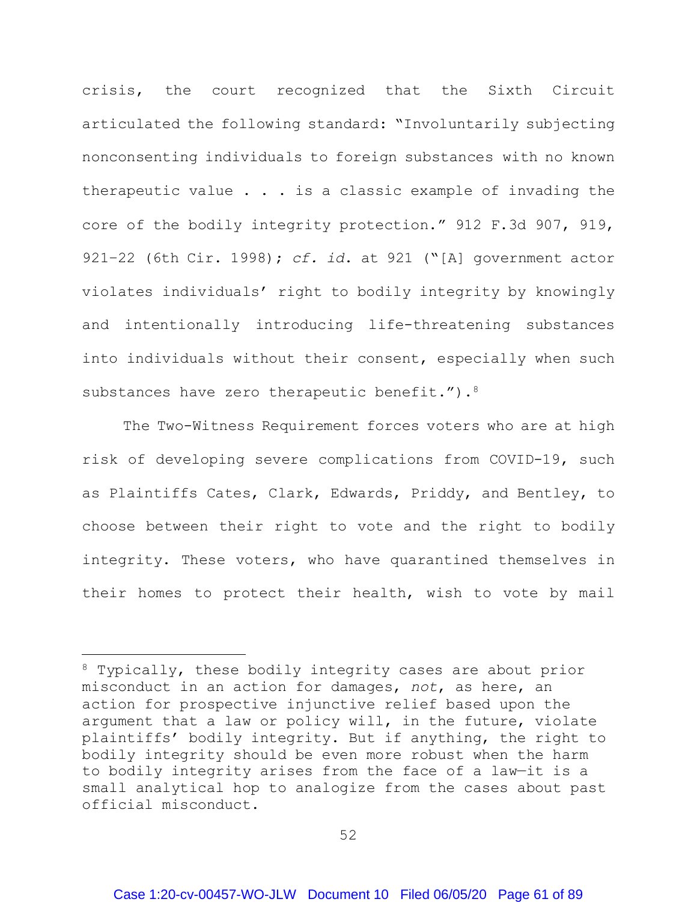crisis, the court recognized that the Sixth Circuit articulated the following standard: "Involuntarily subjecting nonconsenting individuals to foreign substances with no known therapeutic value . . . is a classic example of invading the core of the bodily integrity protection." 912 F.3d 907, 919, 921–22 (6th Cir. 1998); *cf. id.* at 921 ("[A] government actor violates individuals' right to bodily integrity by knowingly and intentionally introducing life-threatening substances into individuals without their consent, especially when such substances have zero therapeutic benefit.").[8]

The Two-Witness Requirement forces voters who are at high risk of developing severe complications from COVID-19, such as Plaintiffs Cates, Clark, Edwards, Priddy, and Bentley, to choose between their right to vote and the right to bodily integrity. These voters, who have quarantined themselves in their homes to protect their health, wish to vote by mail

---

[8] Typically, these bodily integrity cases are about prior misconduct in an action for damages, *not*, as here, an action for prospective injunctive relief based upon the argument that a law or policy will, in the future, violate plaintiffs' bodily integrity. But if anything, the right to bodily integrity should be even more robust when the harm to bodily integrity arises from the face of a law—it is a small analytical hop to analogize from the cases about past official misconduct.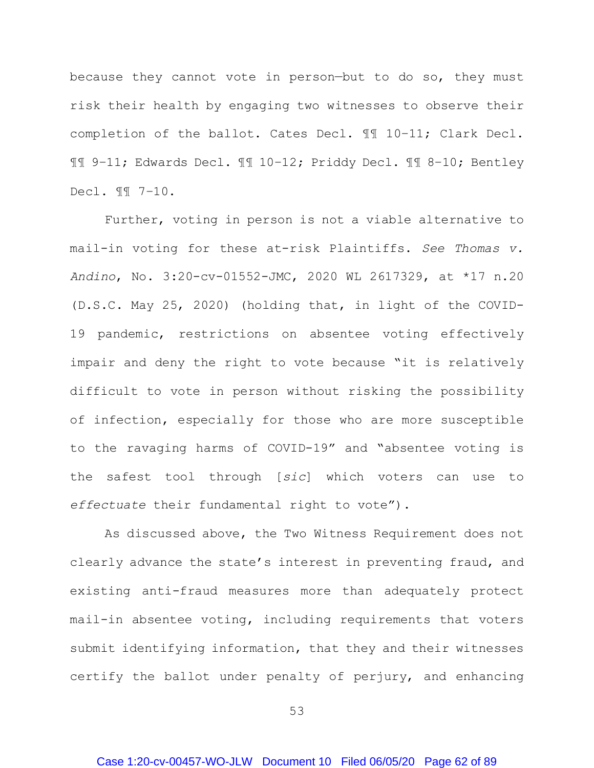because they cannot vote in person—but to do so, they must risk their health by engaging two witnesses to observe their completion of the ballot. Cates Decl. ¶¶ 10–11; Clark Decl. ¶¶ 9–11; Edwards Decl. ¶¶ 10–12; Priddy Decl. ¶¶ 8–10; Bentley Decl. ¶¶ 7–10.

Further, voting in person is not a viable alternative to mail-in voting for these at-risk Plaintiffs. *See Thomas v. Andino*, No. 3:20-cv-01552-JMC, 2020 WL 2617329, at *17 n.20 (D.S.C. May 25, 2020) (holding that, in light of the COVID-19 pandemic, restrictions on absentee voting effectively impair and deny the right to vote because "it is relatively difficult to vote in person without risking the possibility of infection, especially for those who are more susceptible to the ravaging harms of COVID-19" and "absentee voting is the safest tool through [*sic*] which voters can use to *effectuate* their fundamental right to vote").

As discussed above, the Two Witness Requirement does not clearly advance the state's interest in preventing fraud, and existing anti-fraud measures more than adequately protect mail-in absentee voting, including requirements that voters submit identifying information, that they and their witnesses certify the ballot under penalty of perjury, and enhancing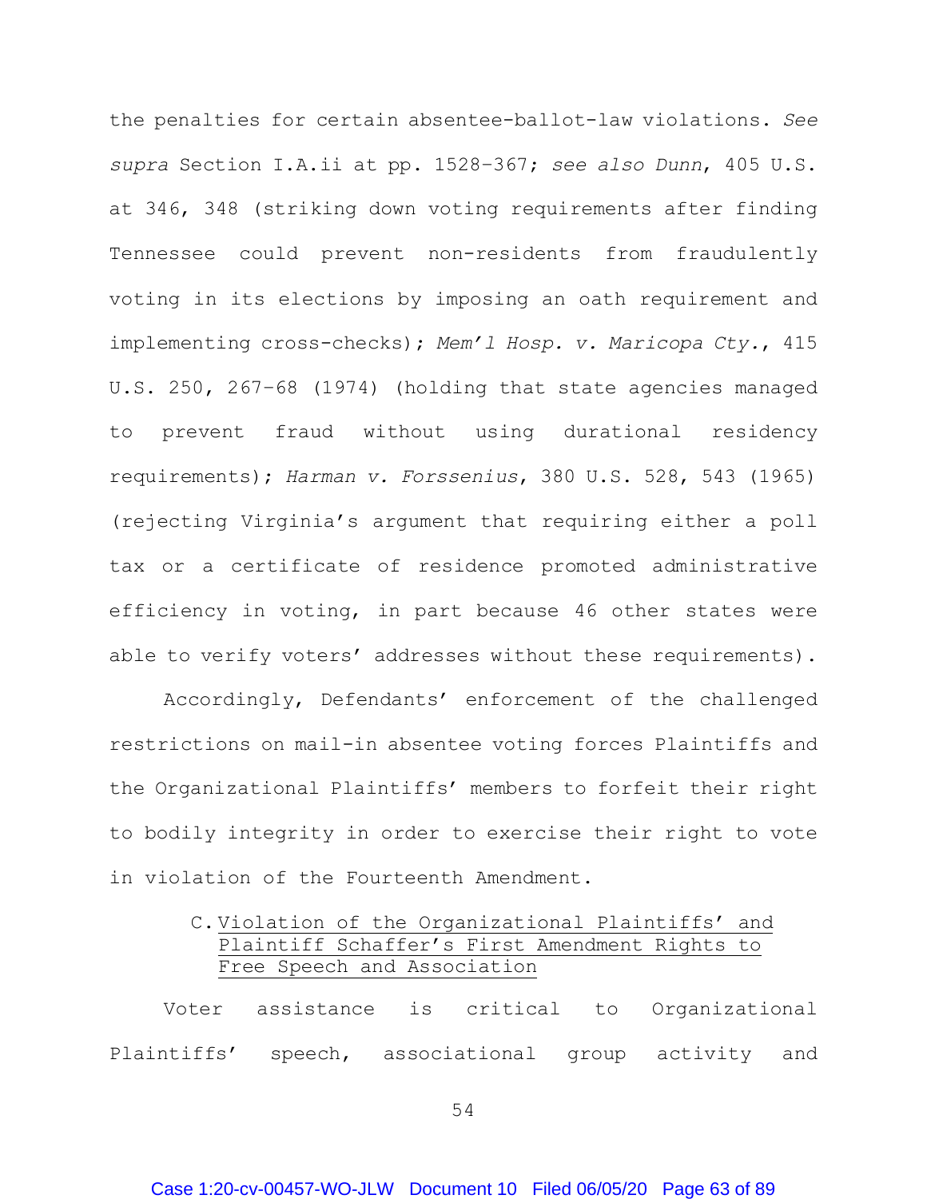the penalties for certain absentee-ballot-law violations. *See supra* Section I.A.ii at pp. 1528–367; *see also Dunn*, 405 U.S. at 346, 348 (striking down voting requirements after finding Tennessee could prevent non-residents from fraudulently voting in its elections by imposing an oath requirement and implementing cross-checks); *Mem'l Hosp. v. Maricopa Cty.*, 415 U.S. 250, 267–68 (1974) (holding that state agencies managed to prevent fraud without using durational residency requirements); *Harman v. Forssenius*, 380 U.S. 528, 543 (1965) (rejecting Virginia's argument that requiring either a poll tax or a certificate of residence promoted administrative efficiency in voting, in part because 46 other states were able to verify voters' addresses without these requirements).

Accordingly, Defendants' enforcement of the challenged restrictions on mail-in absentee voting forces Plaintiffs and the Organizational Plaintiffs' members to forfeit their right to bodily integrity in order to exercise their right to vote in violation of the Fourteenth Amendment.

### C. Violation of the Organizational Plaintiffs' and Plaintiff Schaffer's First Amendment Rights to Free Speech and Association

Voter assistance is critical to Organizational Plaintiffs' speech, associational group activity and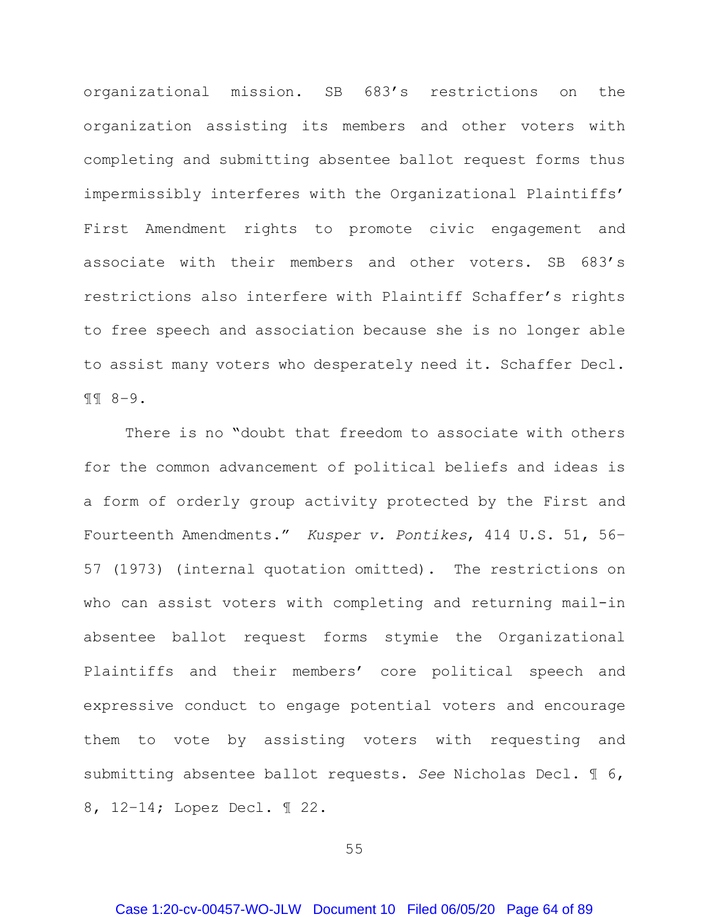organizational mission. SB 683's restrictions on the organization assisting its members and other voters with completing and submitting absentee ballot request forms thus impermissibly interferes with the Organizational Plaintiffs' First Amendment rights to promote civic engagement and associate with their members and other voters. SB 683's restrictions also interfere with Plaintiff Schaffer's rights to free speech and association because she is no longer able to assist many voters who desperately need it. Schaffer Decl. ¶¶ 8-9.

There is no "doubt that freedom to associate with others for the common advancement of political beliefs and ideas is a form of orderly group activity protected by the First and Fourteenth Amendments." *Kusper v. Pontikes*, 414 U.S. 51, 56-57 (1973) (internal quotation omitted). The restrictions on who can assist voters with completing and returning mail-in absentee ballot request forms stymie the Organizational Plaintiffs and their members' core political speech and expressive conduct to engage potential voters and encourage them to vote by assisting voters with requesting and submitting absentee ballot requests. *See* Nicholas Decl. ¶ 6, 8, 12-14; Lopez Decl. ¶ 22.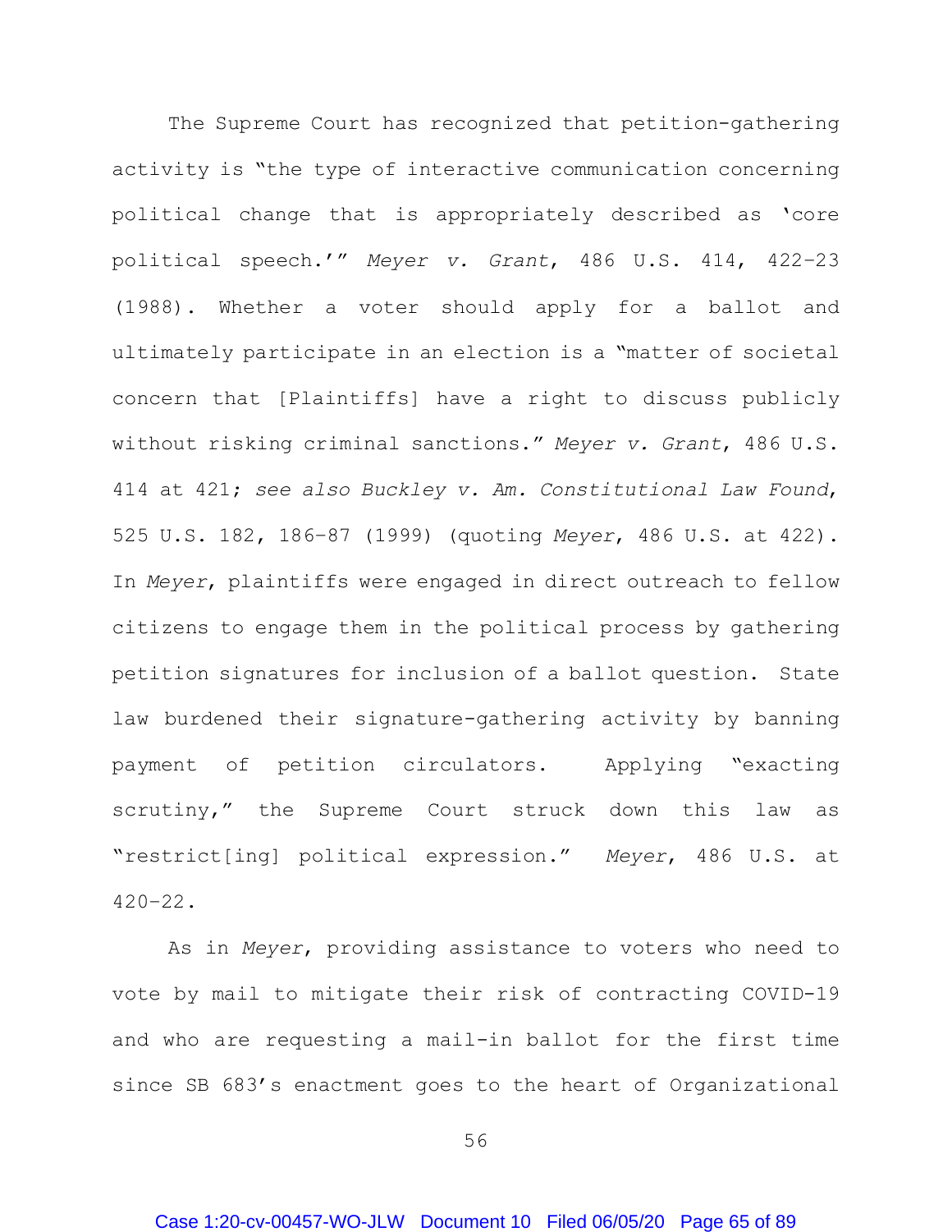The Supreme Court has recognized that petition-gathering activity is "the type of interactive communication concerning political change that is appropriately described as 'core political speech.'" *Meyer v. Grant*, 486 U.S. 414, 422–23 (1988). Whether a voter should apply for a ballot and ultimately participate in an election is a "matter of societal concern that [Plaintiffs] have a right to discuss publicly without risking criminal sanctions." *Meyer v. Grant*, 486 U.S. 414 at 421; *see also Buckley v. Am. Constitutional Law Found*, 525 U.S. 182, 186–87 (1999) (quoting *Meyer*, 486 U.S. at 422). In *Meyer*, plaintiffs were engaged in direct outreach to fellow citizens to engage them in the political process by gathering petition signatures for inclusion of a ballot question. State law burdened their signature-gathering activity by banning payment of petition circulators. Applying "exacting scrutiny," the Supreme Court struck down this law as "restrict[ing] political expression." *Meyer*, 486 U.S. at 420–22.

As in *Meyer*, providing assistance to voters who need to vote by mail to mitigate their risk of contracting COVID-19 and who are requesting a mail-in ballot for the first time since SB 683's enactment goes to the heart of Organizational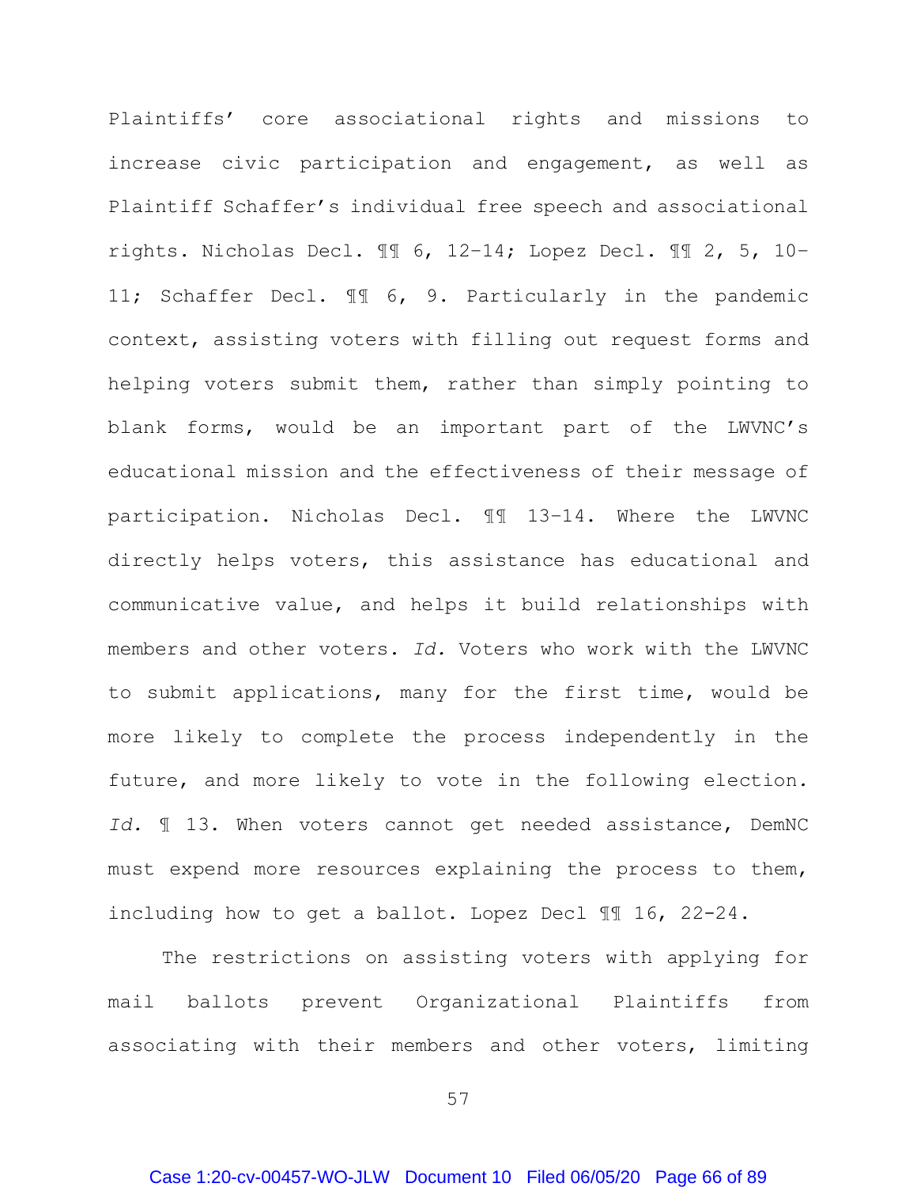Plaintiffs' core associational rights and missions to increase civic participation and engagement, as well as Plaintiff Schaffer's individual free speech and associational rights. Nicholas Decl. ¶¶ 6, 12–14; Lopez Decl. ¶¶ 2, 5, 10–11; Schaffer Decl. ¶¶ 6, 9. Particularly in the pandemic context, assisting voters with filling out request forms and helping voters submit them, rather than simply pointing to blank forms, would be an important part of the LWVNC's educational mission and the effectiveness of their message of participation. Nicholas Decl. ¶¶ 13–14. Where the LWVNC directly helps voters, this assistance has educational and communicative value, and helps it build relationships with members and other voters. *Id.* Voters who work with the LWVNC to submit applications, many for the first time, would be more likely to complete the process independently in the future, and more likely to vote in the following election. *Id.* ¶ 13. When voters cannot get needed assistance, DemNC must expend more resources explaining the process to them, including how to get a ballot. Lopez Decl ¶¶ 16, 22-24.

The restrictions on assisting voters with applying for mail ballots prevent Organizational Plaintiffs from associating with their members and other voters, limiting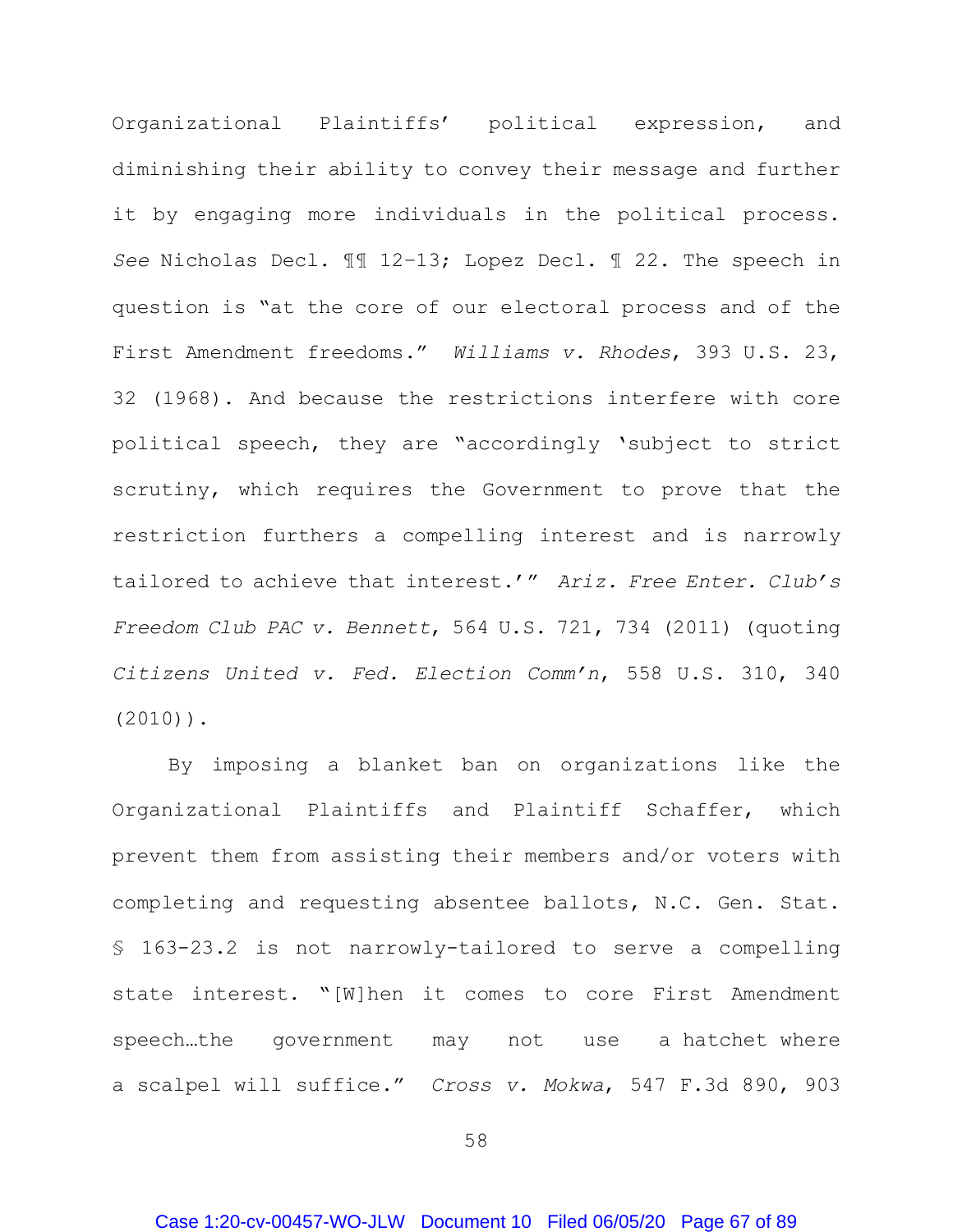Organizational Plaintiffs' political expression, and diminishing their ability to convey their message and further it by engaging more individuals in the political process. *See* Nicholas Decl. ¶¶ 12–13; Lopez Decl. ¶ 22. The speech in question is "at the core of our electoral process and of the First Amendment freedoms." *Williams v. Rhodes*, 393 U.S. 23, 32 (1968). And because the restrictions interfere with core political speech, they are "accordingly 'subject to strict scrutiny, which requires the Government to prove that the restriction furthers a compelling interest and is narrowly tailored to achieve that interest.'" *Ariz. Free Enter. Club's Freedom Club PAC v. Bennett*, 564 U.S. 721, 734 (2011) (quoting *Citizens United v. Fed. Election Comm'n*, 558 U.S. 310, 340 (2010)).

By imposing a blanket ban on organizations like the Organizational Plaintiffs and Plaintiff Schaffer, which prevent them from assisting their members and/or voters with completing and requesting absentee ballots, N.C. Gen. Stat. § 163-23.2 is not narrowly-tailored to serve a compelling state interest. "[W]hen it comes to core First Amendment speech…the government may not use a hatchet where a scalpel will suffice." *Cross v. Mokwa*, 547 F.3d 890, 903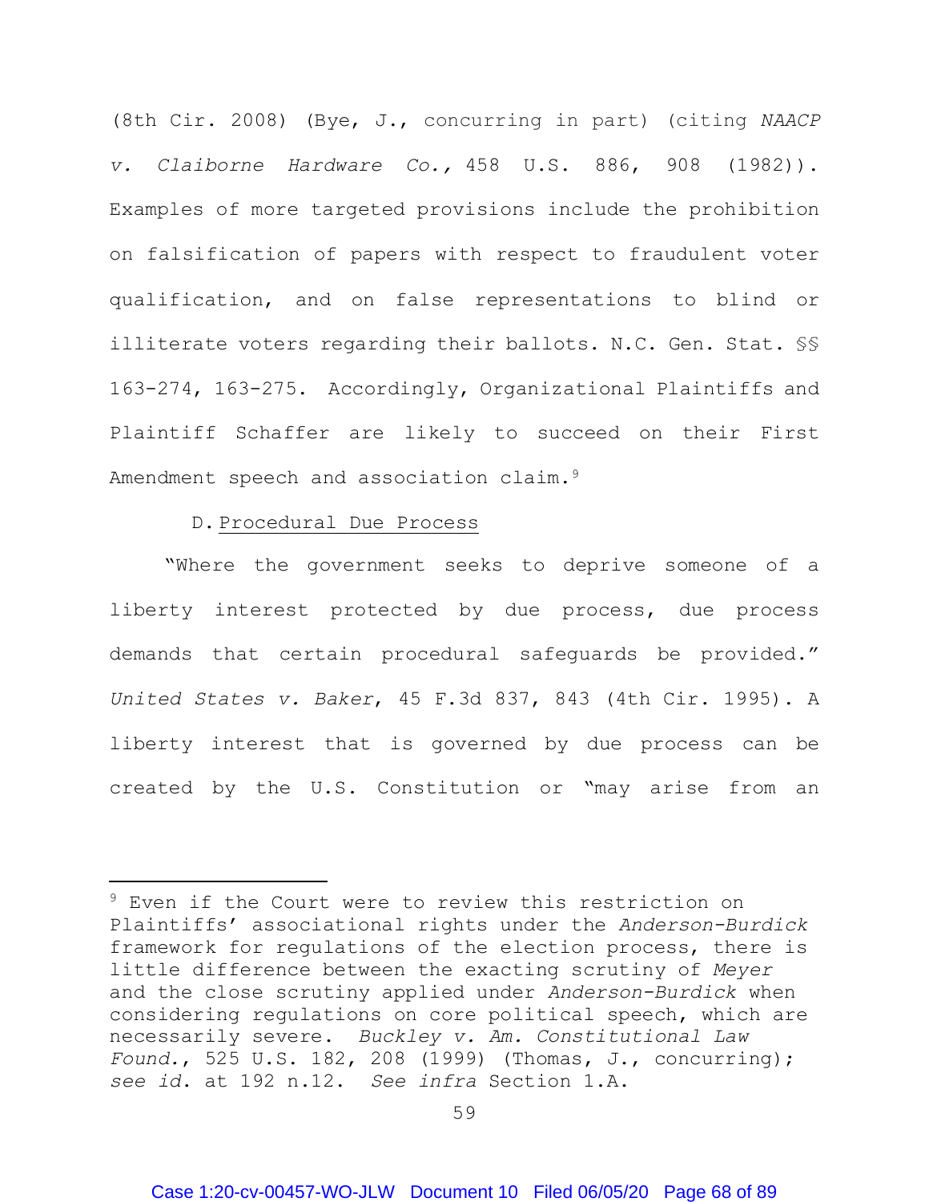(8th Cir. 2008) (Bye, J., concurring in part) (citing *NAACP v. Claiborne Hardware Co.*, 458 U.S. 886, 908 (1982)). Examples of more targeted provisions include the prohibition on falsification of papers with respect to fraudulent voter qualification, and on false representations to blind or illiterate voters regarding their ballots. N.C. Gen. Stat. §§ 163-274, 163-275. Accordingly, Organizational Plaintiffs and Plaintiff Schaffer are likely to succeed on their First Amendment speech and association claim.[9]

D. Procedural Due Process

"Where the government seeks to deprive someone of a liberty interest protected by due process, due process demands that certain procedural safeguards be provided." *United States v. Baker*, 45 F.3d 837, 843 (4th Cir. 1995). A liberty interest that is governed by due process can be created by the U.S. Constitution or "may arise from an

---

[9] Even if the Court were to review this restriction on Plaintiffs' associational rights under the *Anderson-Burdick* framework for regulations of the election process, there is little difference between the exacting scrutiny of *Meyer* and the close scrutiny applied under *Anderson-Burdick* when considering regulations on core political speech, which are necessarily severe. *Buckley v. Am. Constitutional Law Found.*, 525 U.S. 182, 208 (1999) (Thomas, J., concurring); *see id.* at 192 n.12. *See infra* Section 1.A.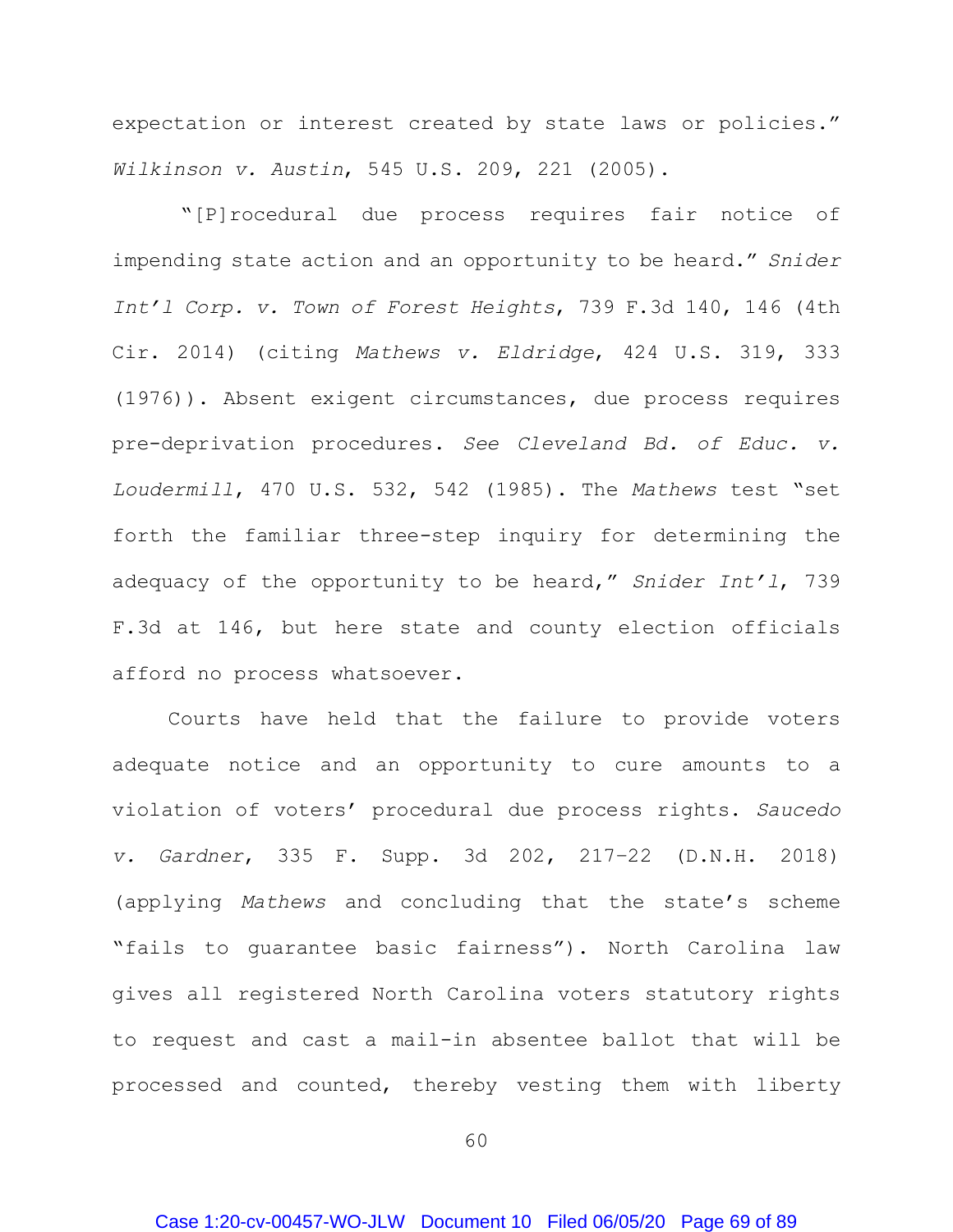expectation or interest created by state laws or policies." *Wilkinson v. Austin*, 545 U.S. 209, 221 (2005).

"[P]rocedural due process requires fair notice of impending state action and an opportunity to be heard." *Snider Int'l Corp. v. Town of Forest Heights*, 739 F.3d 140, 146 (4th Cir. 2014) (citing *Mathews v. Eldridge*, 424 U.S. 319, 333 (1976)). Absent exigent circumstances, due process requires pre-deprivation procedures. *See Cleveland Bd. of Educ. v. Loudermill*, 470 U.S. 532, 542 (1985). The *Mathews* test "set forth the familiar three-step inquiry for determining the adequacy of the opportunity to be heard," *Snider Int'l*, 739 F.3d at 146, but here state and county election officials afford no process whatsoever.

Courts have held that the failure to provide voters adequate notice and an opportunity to cure amounts to a violation of voters' procedural due process rights. *Saucedo v. Gardner*, 335 F. Supp. 3d 202, 217–22 (D.N.H. 2018) (applying *Mathews* and concluding that the state's scheme "fails to guarantee basic fairness"). North Carolina law gives all registered North Carolina voters statutory rights to request and cast a mail-in absentee ballot that will be processed and counted, thereby vesting them with liberty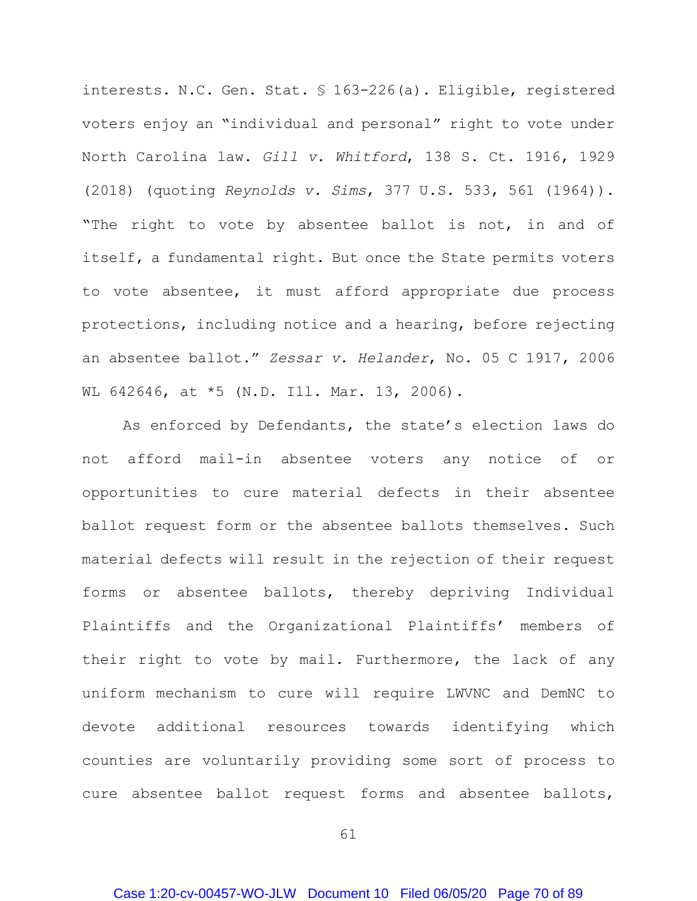interests. N.C. Gen. Stat. § 163-226(a). Eligible, registered voters enjoy an "individual and personal" right to vote under North Carolina law. *Gill v. Whitford*, 138 S. Ct. 1916, 1929 (2018) (quoting *Reynolds v. Sims*, 377 U.S. 533, 561 (1964)). "The right to vote by absentee ballot is not, in and of itself, a fundamental right. But once the State permits voters to vote absentee, it must afford appropriate due process protections, including notice and a hearing, before rejecting an absentee ballot." *Zessar v. Helander*, No. 05 C 1917, 2006 WL 642646, at *5 (N.D. Ill. Mar. 13, 2006).

As enforced by Defendants, the state's election laws do not afford mail-in absentee voters any notice of or opportunities to cure material defects in their absentee ballot request form or the absentee ballots themselves. Such material defects will result in the rejection of their request forms or absentee ballots, thereby depriving Individual Plaintiffs and the Organizational Plaintiffs' members of their right to vote by mail. Furthermore, the lack of any uniform mechanism to cure will require LWVNC and DemNC to devote additional resources towards identifying which counties are voluntarily providing some sort of process to cure absentee ballot request forms and absentee ballots,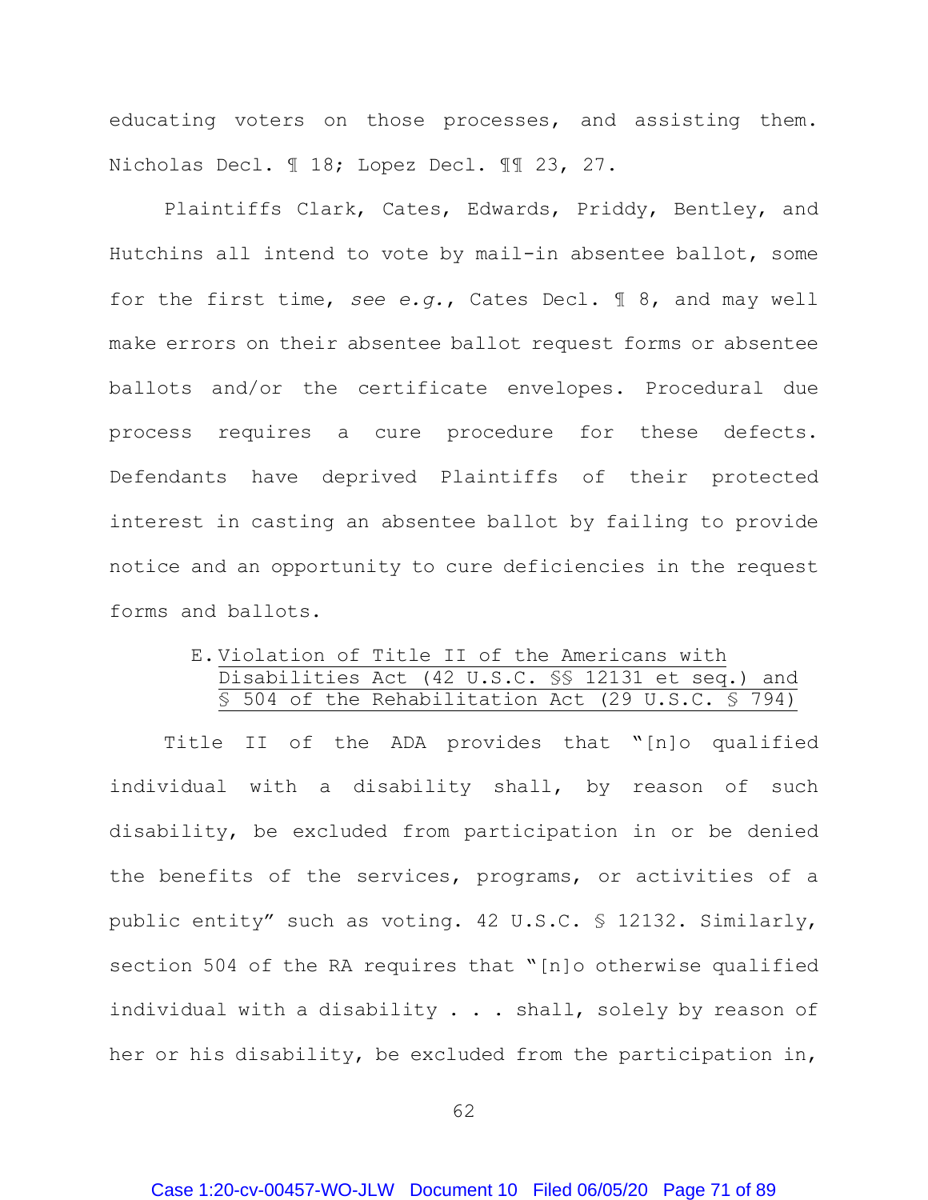educating voters on those processes, and assisting them. Nicholas Decl. ¶ 18; Lopez Decl. ¶¶ 23, 27.

Plaintiffs Clark, Cates, Edwards, Priddy, Bentley, and Hutchins all intend to vote by mail-in absentee ballot, some for the first time, *see e.g.*, Cates Decl. ¶ 8, and may well make errors on their absentee ballot request forms or absentee ballots and/or the certificate envelopes. Procedural due process requires a cure procedure for these defects. Defendants have deprived Plaintiffs of their protected interest in casting an absentee ballot by failing to provide notice and an opportunity to cure deficiencies in the request forms and ballots.

### E. Violation of Title II of the Americans with Disabilities Act (42 U.S.C. §§ 12131 et seq.) and § 504 of the Rehabilitation Act (29 U.S.C. § 794)

Title II of the ADA provides that "[n]o qualified individual with a disability shall, by reason of such disability, be excluded from participation in or be denied the benefits of the services, programs, or activities of a public entity" such as voting. 42 U.S.C. § 12132. Similarly, section 504 of the RA requires that "[n]o otherwise qualified individual with a disability . . . shall, solely by reason of her or his disability, be excluded from the participation in,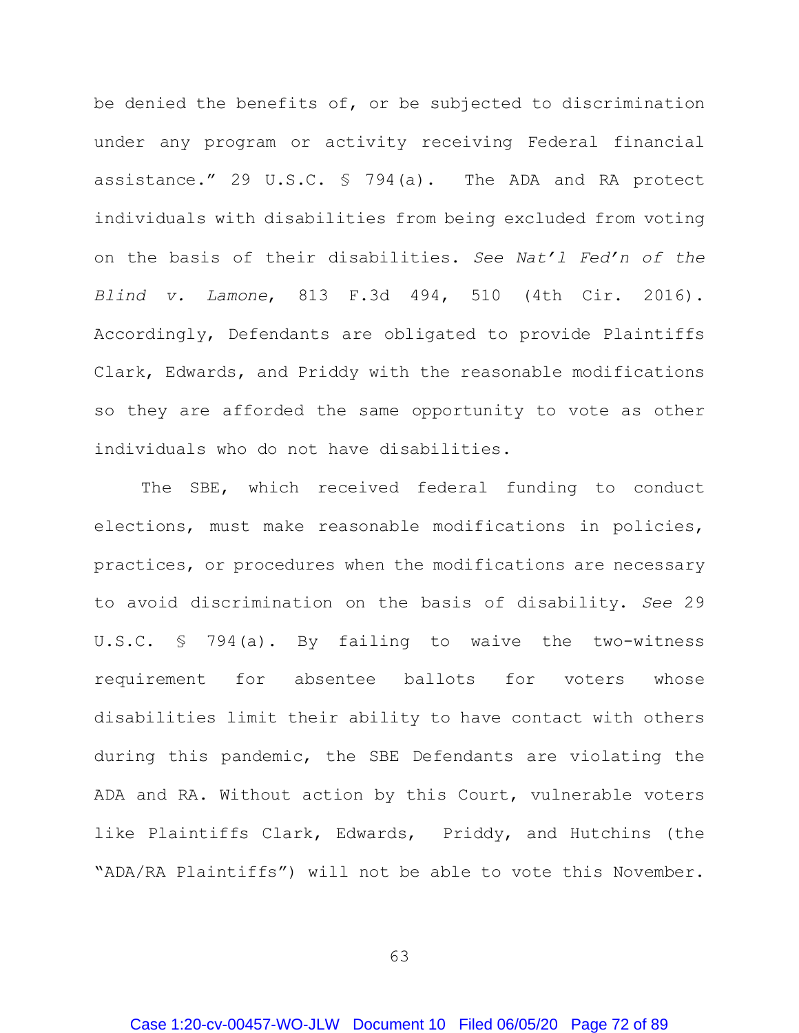be denied the benefits of, or be subjected to discrimination under any program or activity receiving Federal financial assistance." 29 U.S.C. § 794(a). The ADA and RA protect individuals with disabilities from being excluded from voting on the basis of their disabilities. *See Nat'l Fed'n of the Blind v. Lamone*, 813 F.3d 494, 510 (4th Cir. 2016). Accordingly, Defendants are obligated to provide Plaintiffs Clark, Edwards, and Priddy with the reasonable modifications so they are afforded the same opportunity to vote as other individuals who do not have disabilities.

The SBE, which received federal funding to conduct elections, must make reasonable modifications in policies, practices, or procedures when the modifications are necessary to avoid discrimination on the basis of disability. *See* 29 U.S.C. § 794(a). By failing to waive the two-witness requirement for absentee ballots for voters whose disabilities limit their ability to have contact with others during this pandemic, the SBE Defendants are violating the ADA and RA. Without action by this Court, vulnerable voters like Plaintiffs Clark, Edwards, Priddy, and Hutchins (the "ADA/RA Plaintiffs") will not be able to vote this November.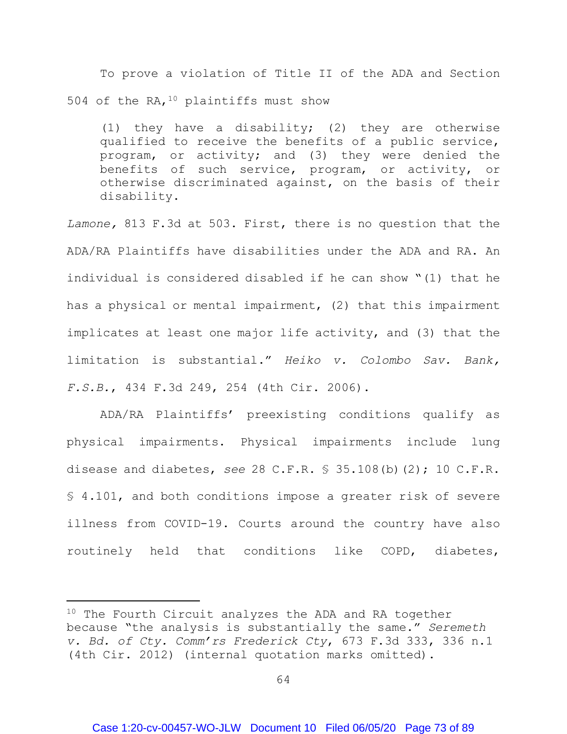To prove a violation of Title II of the ADA and Section 504 of the RA,[10] plaintiffs must show

> (1) they have a disability; (2) they are otherwise qualified to receive the benefits of a public service, program, or activity; and (3) they were denied the benefits of such service, program, or activity, or otherwise discriminated against, on the basis of their disability.

*Lamone*, 813 F.3d at 503. First, there is no question that the ADA/RA Plaintiffs have disabilities under the ADA and RA. An individual is considered disabled if he can show "(1) that he has a physical or mental impairment, (2) that this impairment implicates at least one major life activity, and (3) that the limitation is substantial." *Heiko v. Colombo Sav. Bank, F.S.B.*, 434 F.3d 249, 254 (4th Cir. 2006).

ADA/RA Plaintiffs' preexisting conditions qualify as physical impairments. Physical impairments include lung disease and diabetes, *see* 28 C.F.R. § 35.108(b)(2); 10 C.F.R. § 4.101, and both conditions impose a greater risk of severe illness from COVID-19. Courts around the country have also routinely held that conditions like COPD, diabetes,

---

[10] The Fourth Circuit analyzes the ADA and RA together because "the analysis is substantially the same." *Seremeth v. Bd. of Cty. Comm'rs Frederick Cty*, 673 F.3d 333, 336 n.1 (4th Cir. 2012) (internal quotation marks omitted).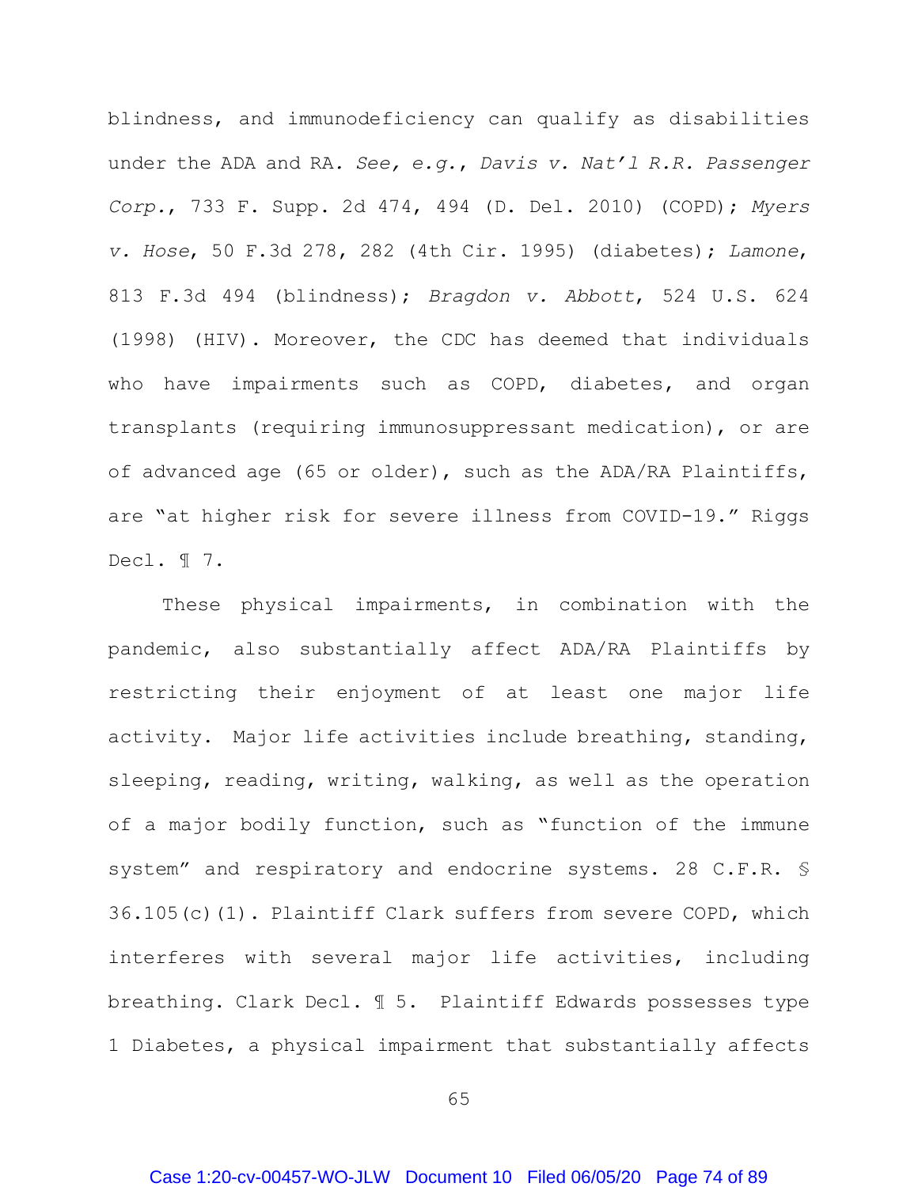blindness, and immunodeficiency can qualify as disabilities under the ADA and RA. *See, e.g.*, *Davis v. Nat'l R.R. Passenger Corp.*, 733 F. Supp. 2d 474, 494 (D. Del. 2010) (COPD); *Myers v. Hose*, 50 F.3d 278, 282 (4th Cir. 1995) (diabetes); *Lamone*, 813 F.3d 494 (blindness); *Bragdon v. Abbott*, 524 U.S. 624 (1998) (HIV). Moreover, the CDC has deemed that individuals who have impairments such as COPD, diabetes, and organ transplants (requiring immunosuppressant medication), or are of advanced age (65 or older), such as the ADA/RA Plaintiffs, are "at higher risk for severe illness from COVID-19." Riggs Decl. ¶ 7.

These physical impairments, in combination with the pandemic, also substantially affect ADA/RA Plaintiffs by restricting their enjoyment of at least one major life activity. Major life activities include breathing, standing, sleeping, reading, writing, walking, as well as the operation of a major bodily function, such as "function of the immune system" and respiratory and endocrine systems. 28 C.F.R. § 36.105(c)(1). Plaintiff Clark suffers from severe COPD, which interferes with several major life activities, including breathing. Clark Decl. ¶ 5. Plaintiff Edwards possesses type 1 Diabetes, a physical impairment that substantially affects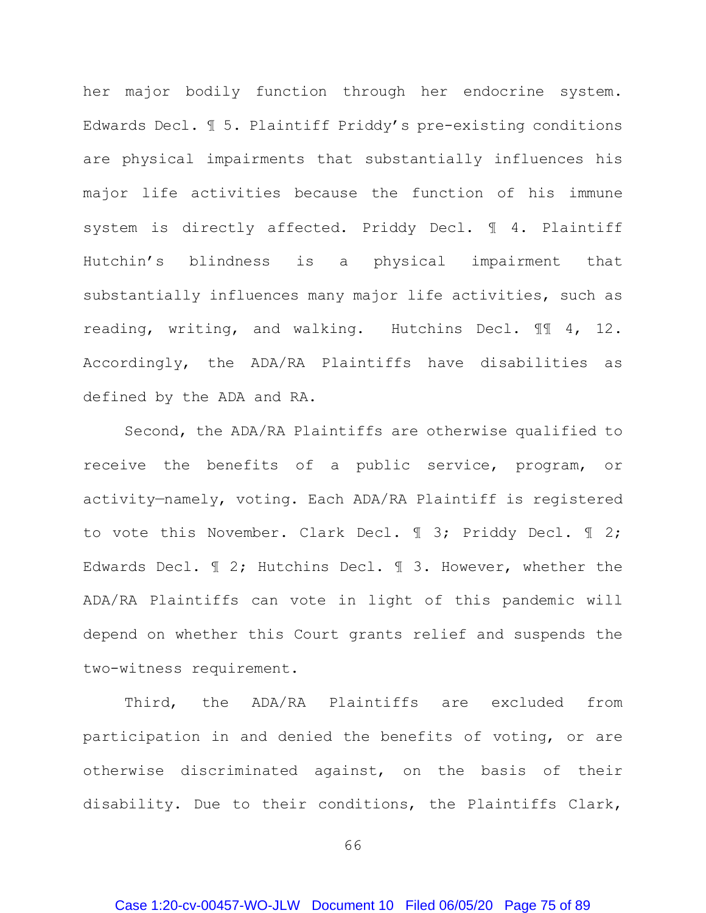her major bodily function through her endocrine system. Edwards Decl. ¶ 5. Plaintiff Priddy's pre-existing conditions are physical impairments that substantially influences his major life activities because the function of his immune system is directly affected. Priddy Decl. ¶ 4. Plaintiff Hutchin's blindness is a physical impairment that substantially influences many major life activities, such as reading, writing, and walking. Hutchins Decl. ¶¶ 4, 12. Accordingly, the ADA/RA Plaintiffs have disabilities as defined by the ADA and RA.

Second, the ADA/RA Plaintiffs are otherwise qualified to receive the benefits of a public service, program, or activity—namely, voting. Each ADA/RA Plaintiff is registered to vote this November. Clark Decl. ¶ 3; Priddy Decl. ¶ 2; Edwards Decl. ¶ 2; Hutchins Decl. ¶ 3. However, whether the ADA/RA Plaintiffs can vote in light of this pandemic will depend on whether this Court grants relief and suspends the two-witness requirement.

Third, the ADA/RA Plaintiffs are excluded from participation in and denied the benefits of voting, or are otherwise discriminated against, on the basis of their disability. Due to their conditions, the Plaintiffs Clark,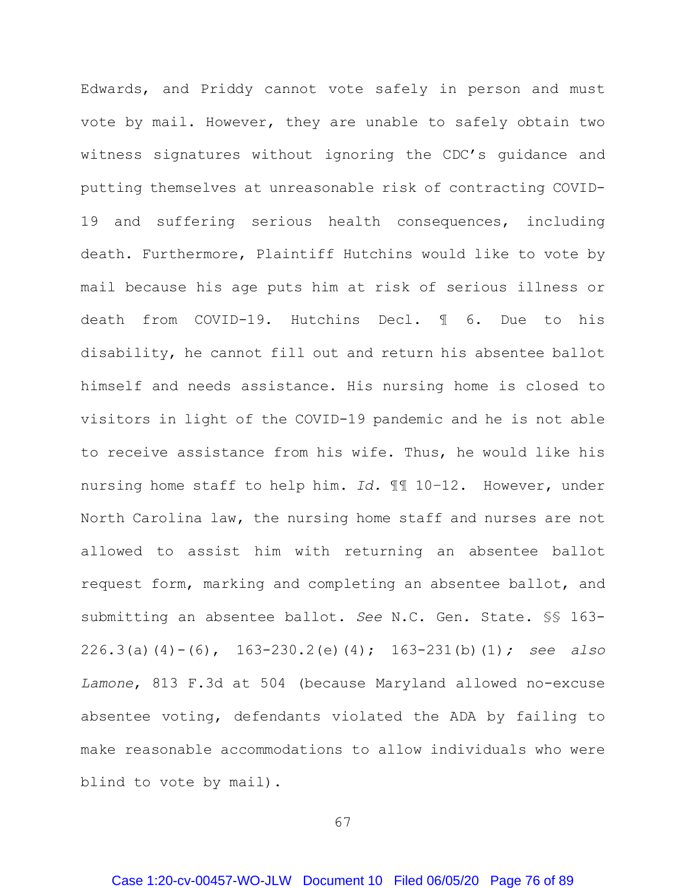Edwards, and Priddy cannot vote safely in person and must vote by mail. However, they are unable to safely obtain two witness signatures without ignoring the CDC's guidance and putting themselves at unreasonable risk of contracting COVID-19 and suffering serious health consequences, including death. Furthermore, Plaintiff Hutchins would like to vote by mail because his age puts him at risk of serious illness or death from COVID-19. Hutchins Decl. ¶ 6. Due to his disability, he cannot fill out and return his absentee ballot himself and needs assistance. His nursing home is closed to visitors in light of the COVID-19 pandemic and he is not able to receive assistance from his wife. Thus, he would like his nursing home staff to help him. *Id.* ¶¶ 10–12. However, under North Carolina law, the nursing home staff and nurses are not allowed to assist him with returning an absentee ballot request form, marking and completing an absentee ballot, and submitting an absentee ballot. *See* N.C. Gen. State. §§ 163-226.3(a)(4)-(6), 163-230.2(e)(4); 163-231(b)(1)*; see also Lamone*, 813 F.3d at 504 (because Maryland allowed no-excuse absentee voting, defendants violated the ADA by failing to make reasonable accommodations to allow individuals who were blind to vote by mail).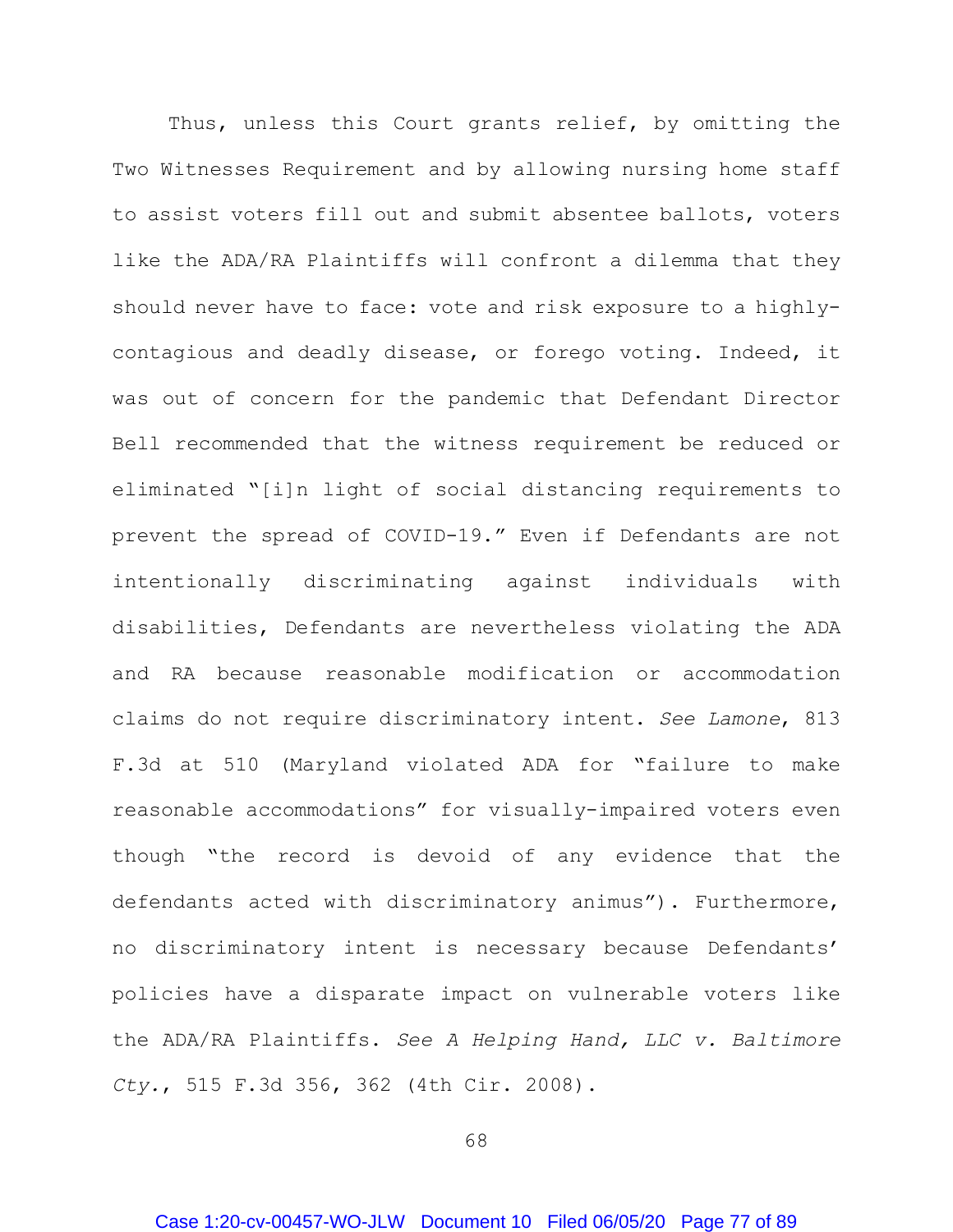Thus, unless this Court grants relief, by omitting the Two Witnesses Requirement and by allowing nursing home staff to assist voters fill out and submit absentee ballots, voters like the ADA/RA Plaintiffs will confront a dilemma that they should never have to face: vote and risk exposure to a highly-contagious and deadly disease, or forego voting. Indeed, it was out of concern for the pandemic that Defendant Director Bell recommended that the witness requirement be reduced or eliminated "[i]n light of social distancing requirements to prevent the spread of COVID-19." Even if Defendants are not intentionally discriminating against individuals with disabilities, Defendants are nevertheless violating the ADA and RA because reasonable modification or accommodation claims do not require discriminatory intent. *See Lamone*, 813 F.3d at 510 (Maryland violated ADA for "failure to make reasonable accommodations" for visually-impaired voters even though "the record is devoid of any evidence that the defendants acted with discriminatory animus"). Furthermore, no discriminatory intent is necessary because Defendants' policies have a disparate impact on vulnerable voters like the ADA/RA Plaintiffs. *See A Helping Hand, LLC v. Baltimore Cty.*, 515 F.3d 356, 362 (4th Cir. 2008).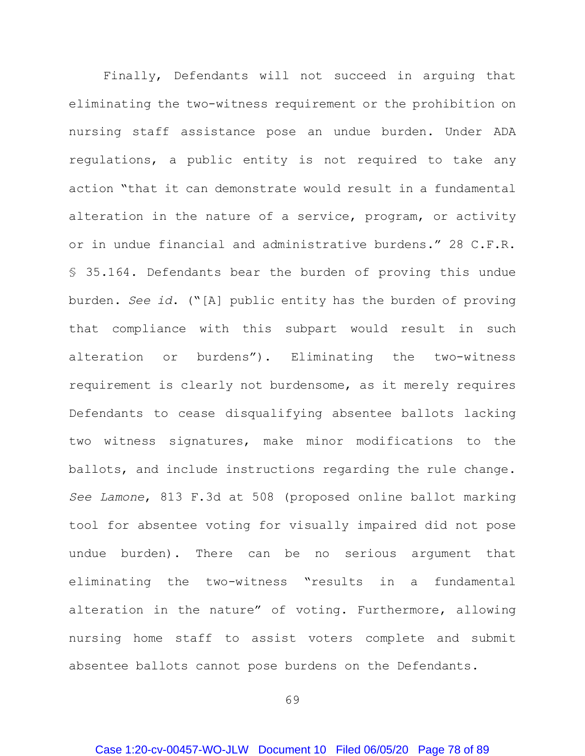Finally, Defendants will not succeed in arguing that eliminating the two-witness requirement or the prohibition on nursing staff assistance pose an undue burden. Under ADA regulations, a public entity is not required to take any action "that it can demonstrate would result in a fundamental alteration in the nature of a service, program, or activity or in undue financial and administrative burdens." 28 C.F.R. § 35.164. Defendants bear the burden of proving this undue burden. *See id.* ("[A] public entity has the burden of proving that compliance with this subpart would result in such alteration or burdens"). Eliminating the two-witness requirement is clearly not burdensome, as it merely requires Defendants to cease disqualifying absentee ballots lacking two witness signatures, make minor modifications to the ballots, and include instructions regarding the rule change. *See Lamone*, 813 F.3d at 508 (proposed online ballot marking tool for absentee voting for visually impaired did not pose undue burden). There can be no serious argument that eliminating the two-witness "results in a fundamental alteration in the nature" of voting. Furthermore, allowing nursing home staff to assist voters complete and submit absentee ballots cannot pose burdens on the Defendants.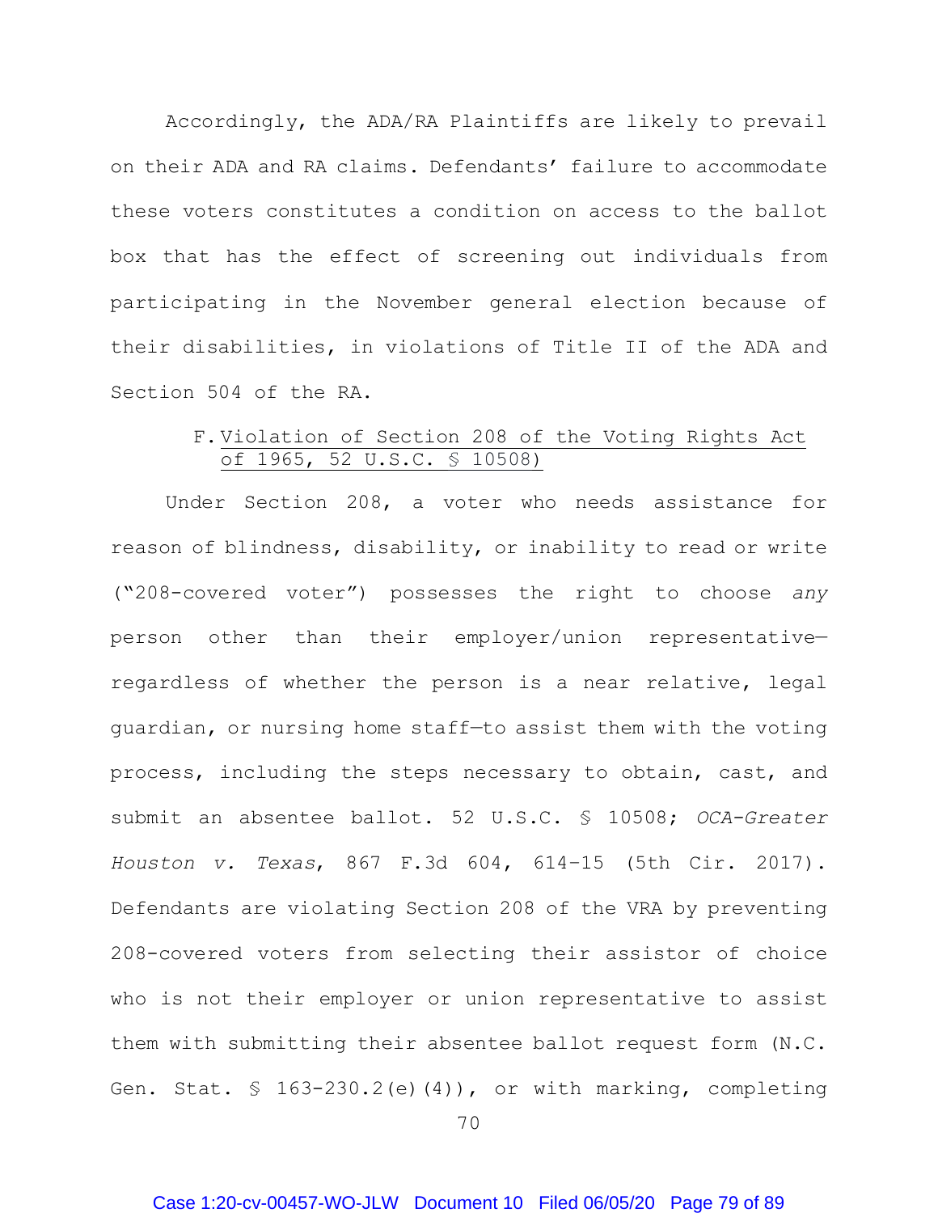Accordingly, the ADA/RA Plaintiffs are likely to prevail on their ADA and RA claims. Defendants' failure to accommodate these voters constitutes a condition on access to the ballot box that has the effect of screening out individuals from participating in the November general election because of their disabilities, in violations of Title II of the ADA and Section 504 of the RA.

### F. Violation of Section 208 of the Voting Rights Act of 1965, 52 U.S.C. § 10508)

Under Section 208, a voter who needs assistance for reason of blindness, disability, or inability to read or write ("208-covered voter") possesses the right to choose *any* person other than their employer/union representative—regardless of whether the person is a near relative, legal guardian, or nursing home staff—to assist them with the voting process, including the steps necessary to obtain, cast, and submit an absentee ballot. 52 U.S.C. § 10508; *OCA-Greater Houston v. Texas*, 867 F.3d 604, 614–15 (5th Cir. 2017). Defendants are violating Section 208 of the VRA by preventing 208-covered voters from selecting their assistor of choice who is not their employer or union representative to assist them with submitting their absentee ballot request form (N.C. Gen. Stat. § 163-230.2(e)(4)), or with marking, completing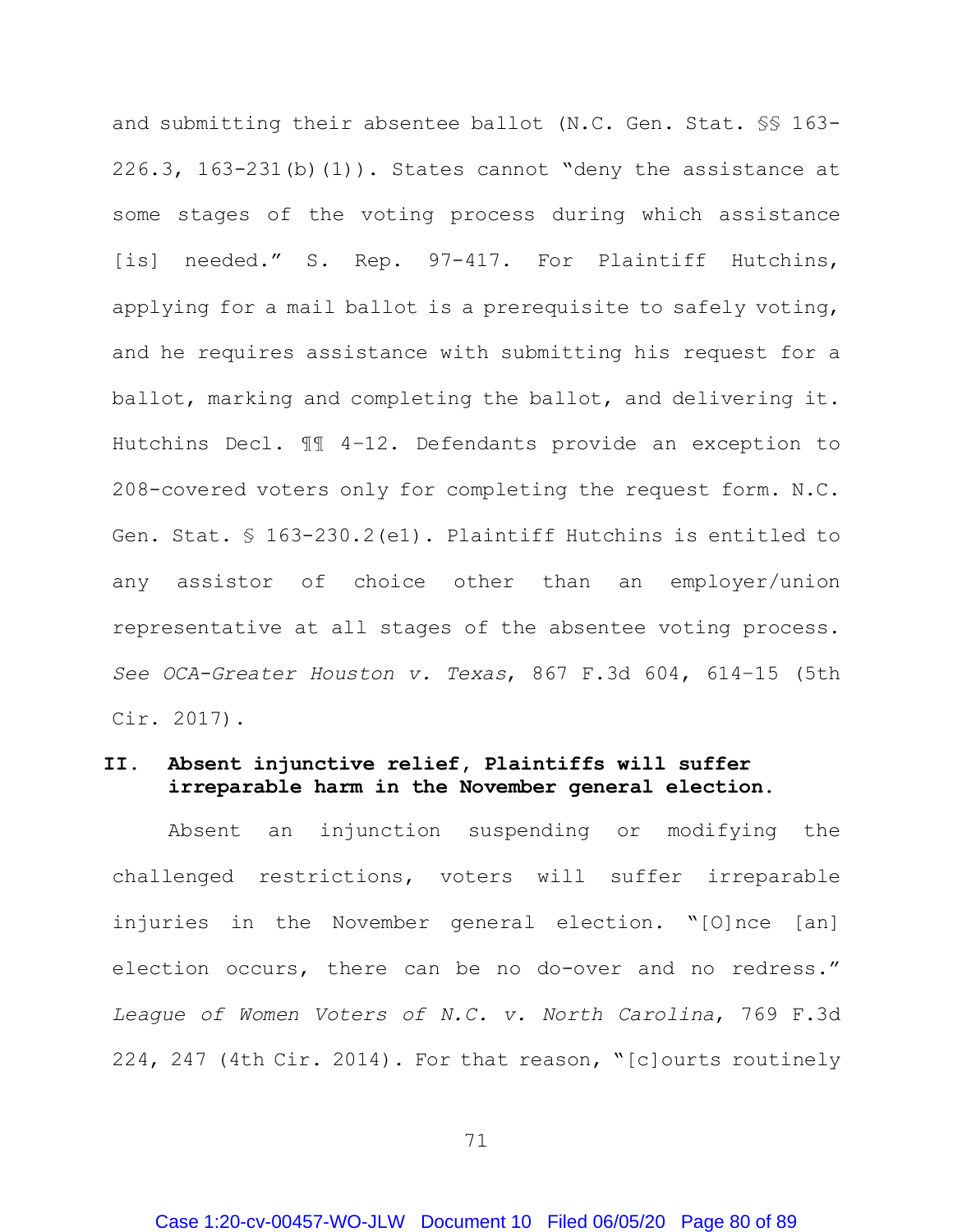and submitting their absentee ballot (N.C. Gen. Stat. §§ 163-226.3, 163-231(b)(1)). States cannot "deny the assistance at some stages of the voting process during which assistance [is] needed." S. Rep. 97-417. For Plaintiff Hutchins, applying for a mail ballot is a prerequisite to safely voting, and he requires assistance with submitting his request for a ballot, marking and completing the ballot, and delivering it. Hutchins Decl. ¶¶ 4–12. Defendants provide an exception to 208-covered voters only for completing the request form. N.C. Gen. Stat. § 163-230.2(e1). Plaintiff Hutchins is entitled to any assistor of choice other than an employer/union representative at all stages of the absentee voting process. *See OCA-Greater Houston v. Texas*, 867 F.3d 604, 614–15 (5th Cir. 2017).

## II. Absent injunctive relief, Plaintiffs will suffer irreparable harm in the November general election.

Absent an injunction suspending or modifying the challenged restrictions, voters will suffer irreparable injuries in the November general election. "[O]nce [an] election occurs, there can be no do-over and no redress." *League of Women Voters of N.C. v. North Carolina*, 769 F.3d 224, 247 (4th Cir. 2014). For that reason, "[c]ourts routinely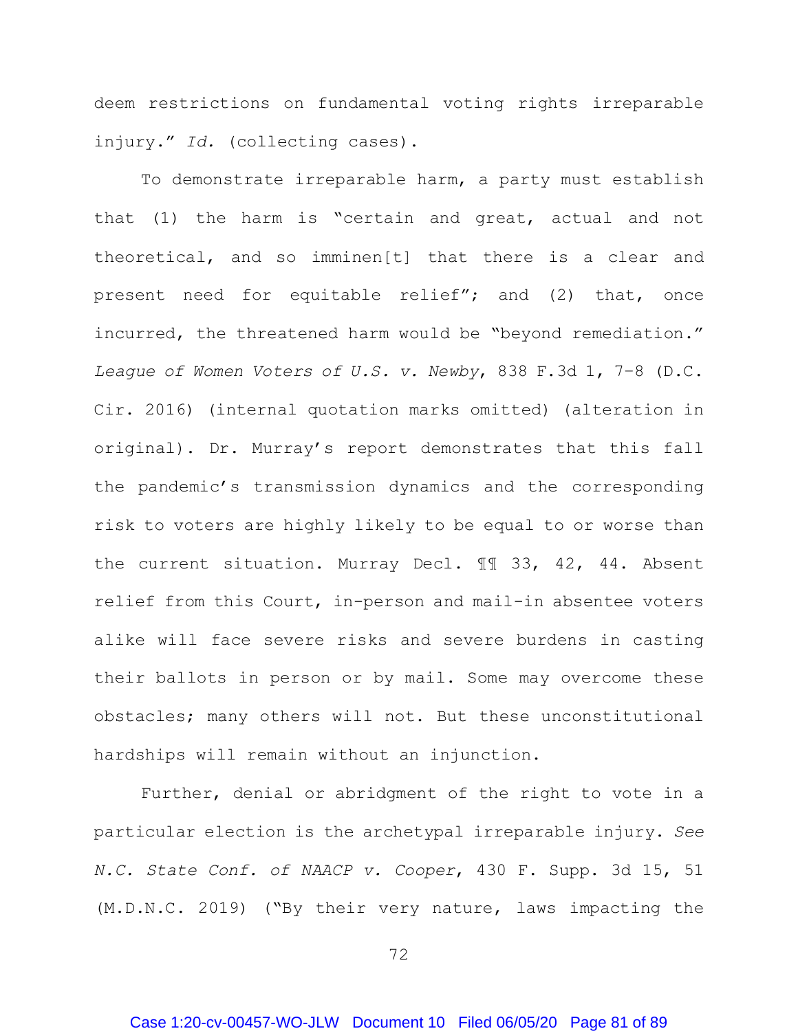deem restrictions on fundamental voting rights irreparable injury." *Id.* (collecting cases).

To demonstrate irreparable harm, a party must establish that (1) the harm is "certain and great, actual and not theoretical, and so imminen[t] that there is a clear and present need for equitable relief"; and (2) that, once incurred, the threatened harm would be "beyond remediation." *League of Women Voters of U.S. v. Newby*, 838 F.3d 1, 7–8 (D.C. Cir. 2016) (internal quotation marks omitted) (alteration in original). Dr. Murray's report demonstrates that this fall the pandemic's transmission dynamics and the corresponding risk to voters are highly likely to be equal to or worse than the current situation. Murray Decl. ¶¶ 33, 42, 44. Absent relief from this Court, in-person and mail-in absentee voters alike will face severe risks and severe burdens in casting their ballots in person or by mail. Some may overcome these obstacles; many others will not. But these unconstitutional hardships will remain without an injunction.

Further, denial or abridgment of the right to vote in a particular election is the archetypal irreparable injury. *See N.C. State Conf. of NAACP v. Cooper*, 430 F. Supp. 3d 15, 51 (M.D.N.C. 2019) ("By their very nature, laws impacting the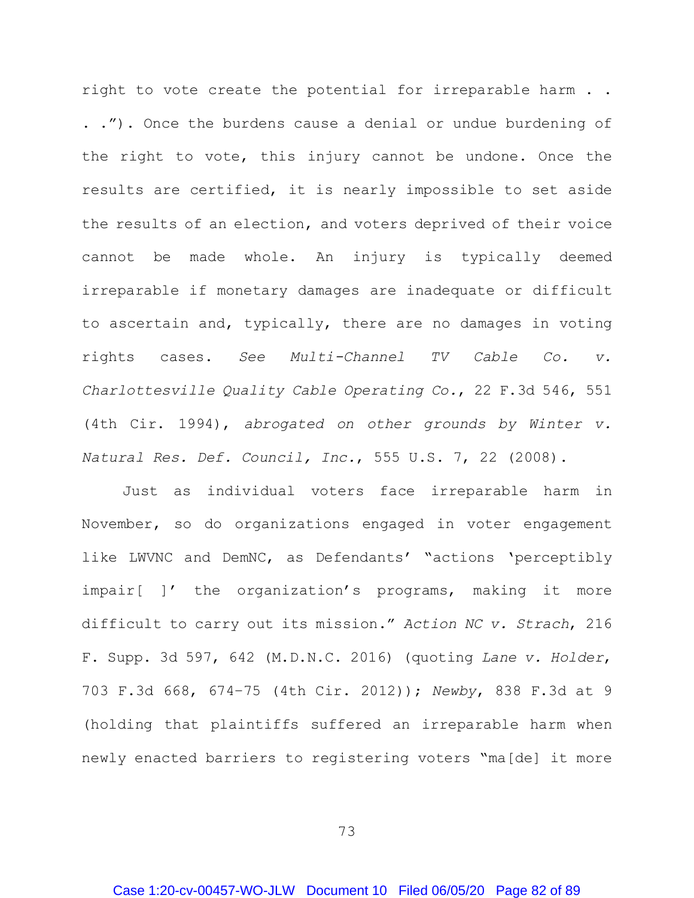right to vote create the potential for irreparable harm . . . ."). Once the burdens cause a denial or undue burdening of the right to vote, this injury cannot be undone. Once the results are certified, it is nearly impossible to set aside the results of an election, and voters deprived of their voice cannot be made whole. An injury is typically deemed irreparable if monetary damages are inadequate or difficult to ascertain and, typically, there are no damages in voting rights cases. *See Multi-Channel TV Cable Co. v. Charlottesville Quality Cable Operating Co.*, 22 F.3d 546, 551 (4th Cir. 1994), *abrogated on other grounds by Winter v. Natural Res. Def. Council, Inc.*, 555 U.S. 7, 22 (2008).

Just as individual voters face irreparable harm in November, so do organizations engaged in voter engagement like LWVNC and DemNC, as Defendants' "actions 'perceptibly impair[ ]' the organization's programs, making it more difficult to carry out its mission." *Action NC v. Strach*, 216 F. Supp. 3d 597, 642 (M.D.N.C. 2016) (quoting *Lane v. Holder*, 703 F.3d 668, 674–75 (4th Cir. 2012)); *Newby*, 838 F.3d at 9 (holding that plaintiffs suffered an irreparable harm when newly enacted barriers to registering voters "ma[de] it more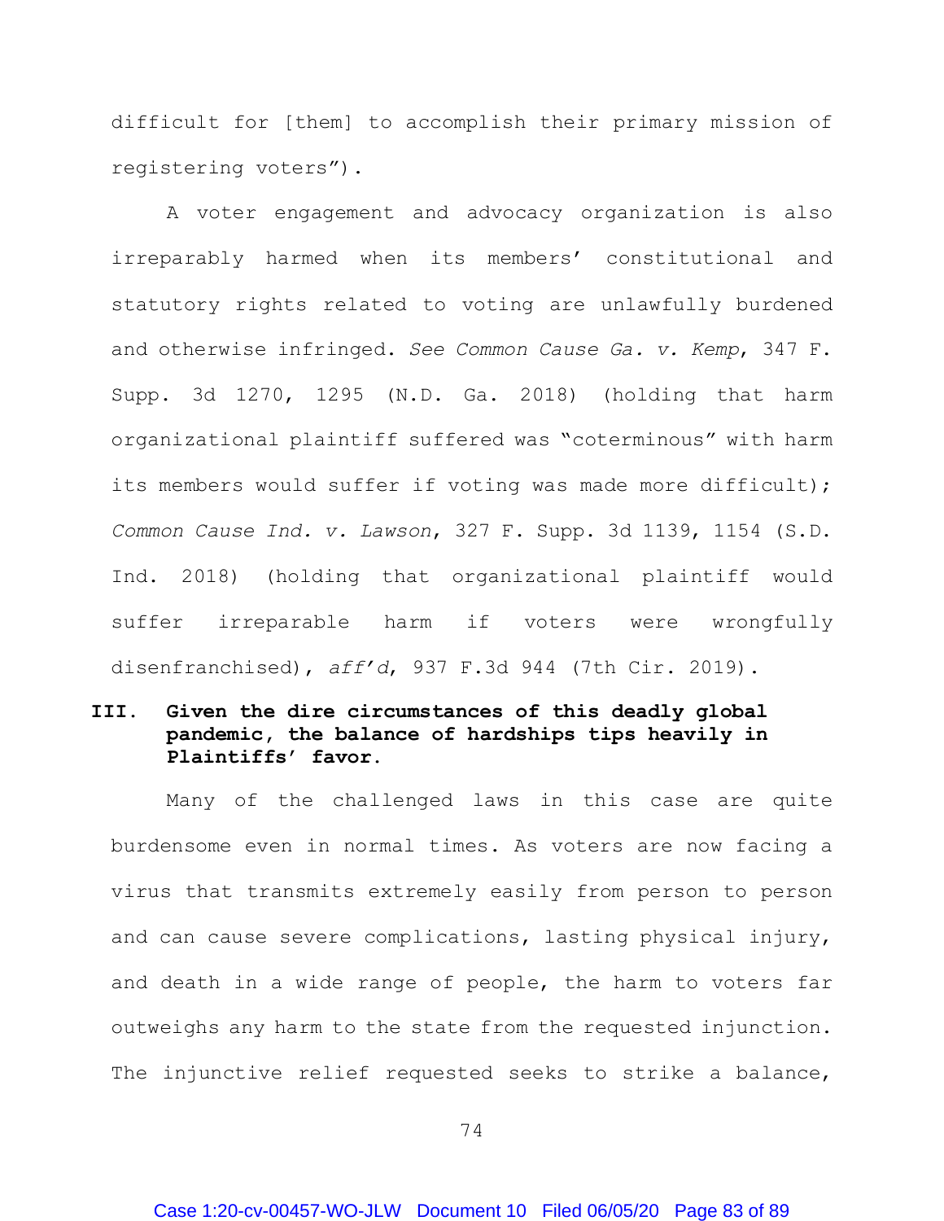difficult for [them] to accomplish their primary mission of registering voters").

A voter engagement and advocacy organization is also irreparably harmed when its members' constitutional and statutory rights related to voting are unlawfully burdened and otherwise infringed. *See Common Cause Ga. v. Kemp*, 347 F. Supp. 3d 1270, 1295 (N.D. Ga. 2018) (holding that harm organizational plaintiff suffered was "coterminous" with harm its members would suffer if voting was made more difficult); *Common Cause Ind. v. Lawson*, 327 F. Supp. 3d 1139, 1154 (S.D. Ind. 2018) (holding that organizational plaintiff would suffer irreparable harm if voters were wrongfully disenfranchised), *aff'd*, 937 F.3d 944 (7th Cir. 2019).

## III. Given the dire circumstances of this deadly global pandemic, the balance of hardships tips heavily in Plaintiffs' favor.

Many of the challenged laws in this case are quite burdensome even in normal times. As voters are now facing a virus that transmits extremely easily from person to person and can cause severe complications, lasting physical injury, and death in a wide range of people, the harm to voters far outweighs any harm to the state from the requested injunction. The injunctive relief requested seeks to strike a balance,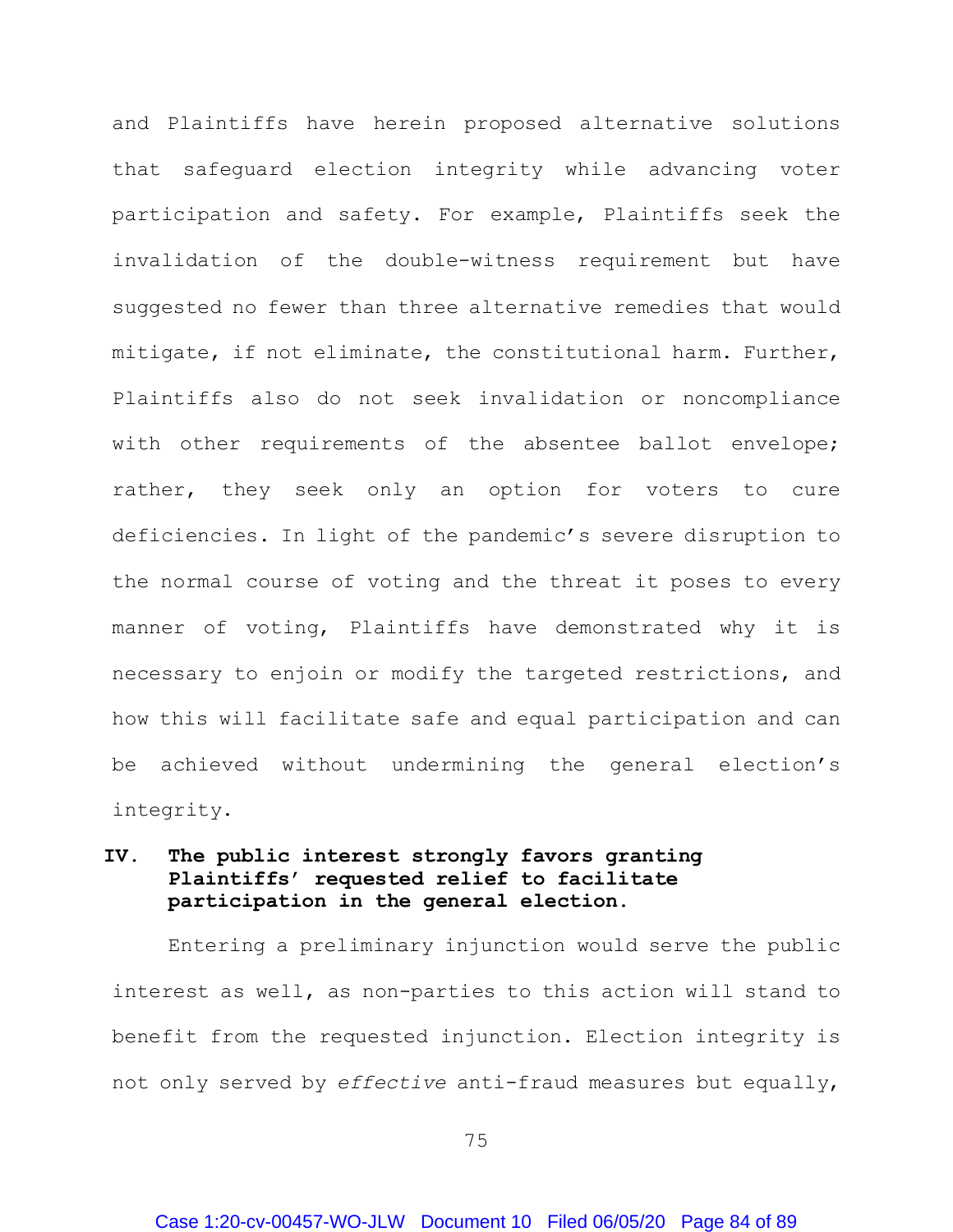and Plaintiffs have herein proposed alternative solutions that safeguard election integrity while advancing voter participation and safety. For example, Plaintiffs seek the invalidation of the double-witness requirement but have suggested no fewer than three alternative remedies that would mitigate, if not eliminate, the constitutional harm. Further, Plaintiffs also do not seek invalidation or noncompliance with other requirements of the absentee ballot envelope; rather, they seek only an option for voters to cure deficiencies. In light of the pandemic's severe disruption to the normal course of voting and the threat it poses to every manner of voting, Plaintiffs have demonstrated why it is necessary to enjoin or modify the targeted restrictions, and how this will facilitate safe and equal participation and can be achieved without undermining the general election's integrity.

## IV. The public interest strongly favors granting Plaintiffs' requested relief to facilitate participation in the general election.

Entering a preliminary injunction would serve the public interest as well, as non-parties to this action will stand to benefit from the requested injunction. Election integrity is not only served by *effective* anti-fraud measures but equally,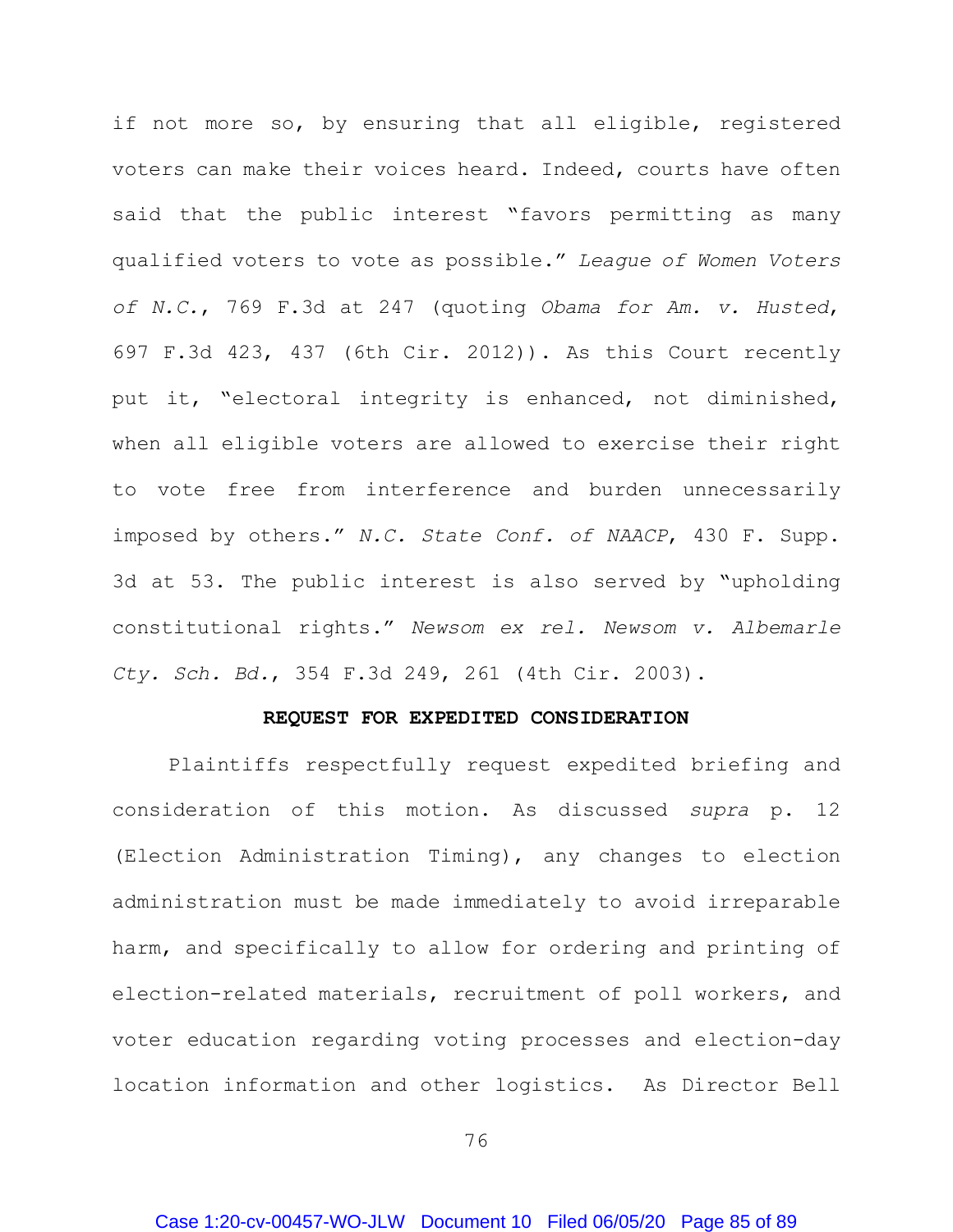if not more so, by ensuring that all eligible, registered voters can make their voices heard. Indeed, courts have often said that the public interest "favors permitting as many qualified voters to vote as possible." *League of Women Voters of N.C.*, 769 F.3d at 247 (quoting *Obama for Am. v. Husted*, 697 F.3d 423, 437 (6th Cir. 2012)). As this Court recently put it, "electoral integrity is enhanced, not diminished, when all eligible voters are allowed to exercise their right to vote free from interference and burden unnecessarily imposed by others." *N.C. State Conf. of NAACP*, 430 F. Supp. 3d at 53. The public interest is also served by "upholding constitutional rights." *Newsom ex rel. Newsom v. Albemarle Cty. Sch. Bd.*, 354 F.3d 249, 261 (4th Cir. 2003).

**REQUEST FOR EXPEDITED CONSIDERATION**

Plaintiffs respectfully request expedited briefing and consideration of this motion. As discussed *supra* p. 12 (Election Administration Timing), any changes to election administration must be made immediately to avoid irreparable harm, and specifically to allow for ordering and printing of election-related materials, recruitment of poll workers, and voter education regarding voting processes and election-day location information and other logistics. As Director Bell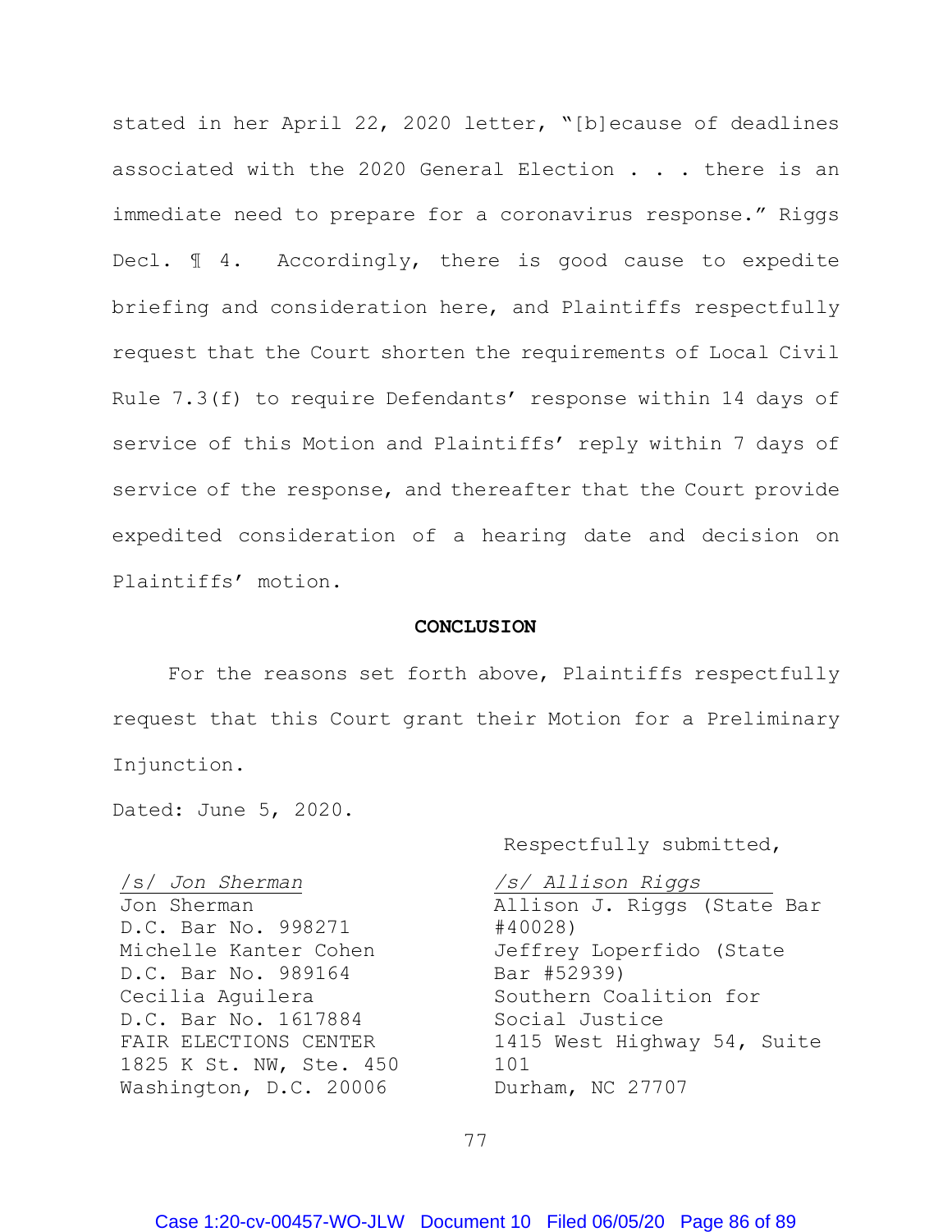stated in her April 22, 2020 letter, "[b]ecause of deadlines associated with the 2020 General Election . . . there is an immediate need to prepare for a coronavirus response." Riggs Decl. ¶ 4. Accordingly, there is good cause to expedite briefing and consideration here, and Plaintiffs respectfully request that the Court shorten the requirements of Local Civil Rule 7.3(f) to require Defendants' response within 14 days of service of this Motion and Plaintiffs' reply within 7 days of service of the response, and thereafter that the Court provide expedited consideration of a hearing date and decision on Plaintiffs' motion.

**CONCLUSION**

For the reasons set forth above, Plaintiffs respectfully request that this Court grant their Motion for a Preliminary Injunction.

Dated: June 5, 2020.

Respectfully submitted,

*/s/ Jon Sherman*
Jon Sherman
D.C. Bar No. 998271
Michelle Kanter Cohen
D.C. Bar No. 989164
Cecilia Aguilera
D.C. Bar No. 1617884
FAIR ELECTIONS CENTER
1825 K St. NW, Ste. 450
Washington, D.C. 20006

*/s/ Allison Riggs*
Allison J. Riggs (State Bar #40028)
Jeffrey Loperfido (State Bar #52939)
Southern Coalition for Social Justice
1415 West Highway 54, Suite 101
Durham, NC 27707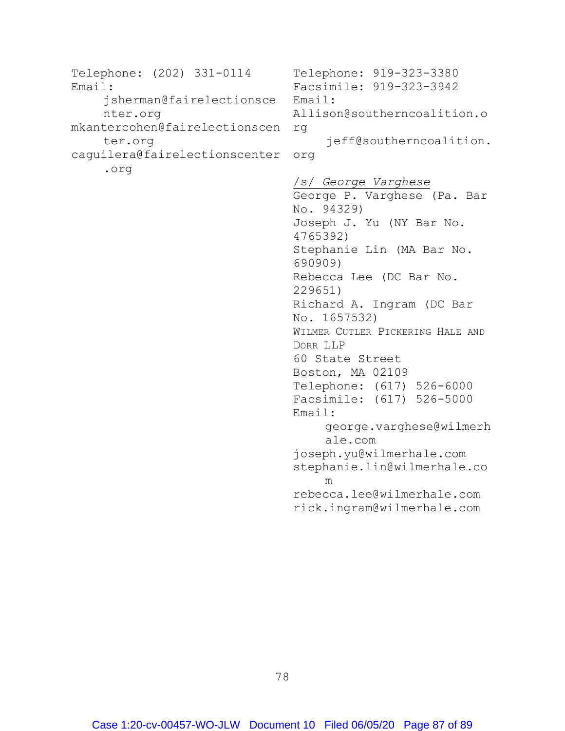Telephone: (202) 331-0114
Email:
jsherman@fairelectionscenter.org
mkantercohen@fairelectionscenter.org
caguilera@fairelectionscenter.org

Telephone: 919-323-3380
Facsimile: 919-323-3942
Email:
Allison@southerncoalition.org
jeff@southerncoalition.org

*/s/ George Varghese*
George P. Varghese (Pa. Bar No. 94329)
Joseph J. Yu (NY Bar No. 4765392)
Stephanie Lin (MA Bar No. 690909)
Rebecca Lee (DC Bar No. 229651)
Richard A. Ingram (DC Bar No. 1657532)
WILMER CUTLER PICKERING HALE AND DORR LLP
60 State Street
Boston, MA 02109
Telephone: (617) 526-6000
Facsimile: (617) 526-5000
Email:
george.varghese@wilmerhale.com
joseph.yu@wilmerhale.com
stephanie.lin@wilmerhale.com
rebecca.lee@wilmerhale.com
rick.ingram@wilmerhale.com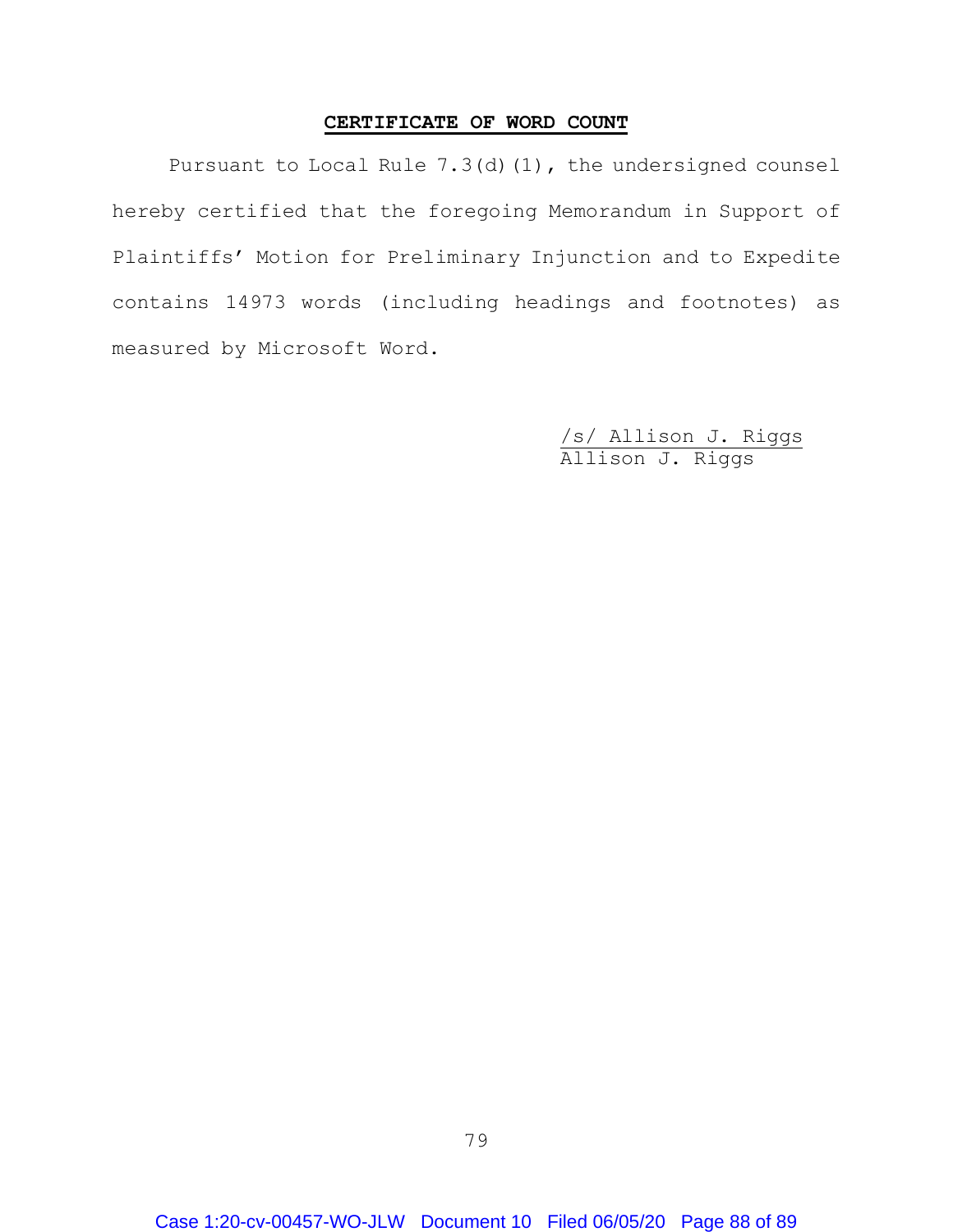## **CERTIFICATE OF WORD COUNT**

Pursuant to Local Rule 7.3(d)(1), the undersigned counsel hereby certified that the foregoing Memorandum in Support of Plaintiffs' Motion for Preliminary Injunction and to Expedite contains 14973 words (including headings and footnotes) as measured by Microsoft Word.

/s/ Allison J. Riggs
Allison J. Riggs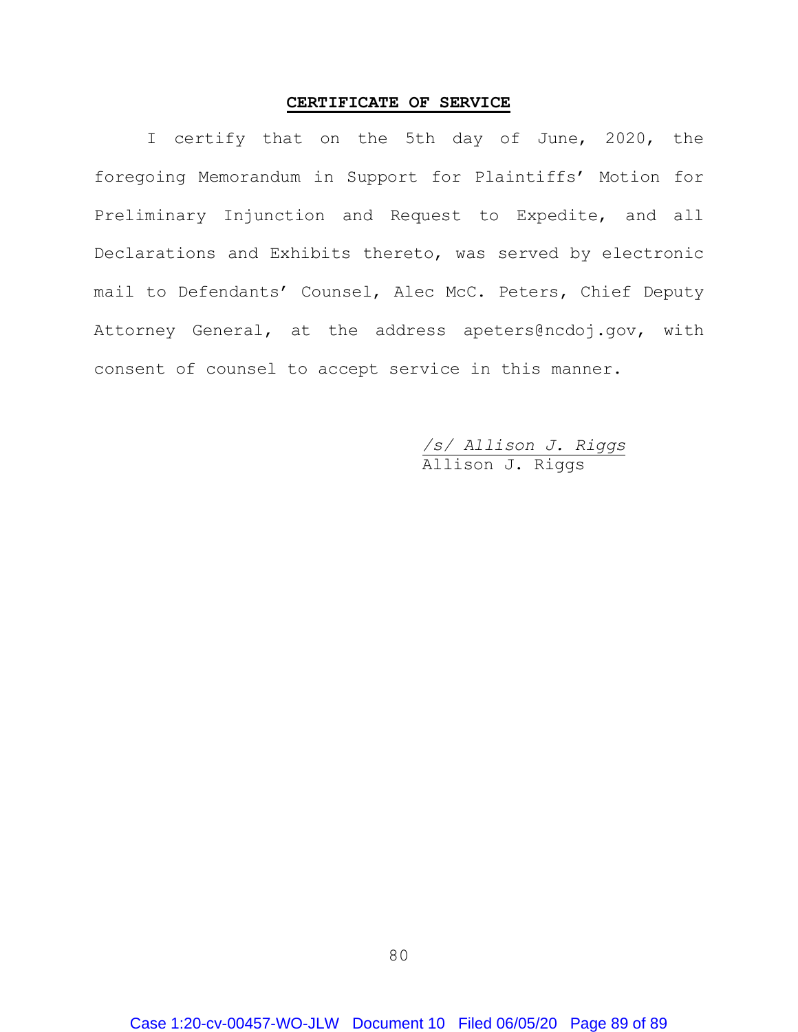**CERTIFICATE OF SERVICE**

I certify that on the 5th day of June, 2020, the foregoing Memorandum in Support for Plaintiffs' Motion for Preliminary Injunction and Request to Expedite, and all Declarations and Exhibits thereto, was served by electronic mail to Defendants' Counsel, Alec McC. Peters, Chief Deputy Attorney General, at the address apeters@ncdoj.gov, with consent of counsel to accept service in this manner.

*/s/ Allison J. Riggs*
Allison J. Riggs